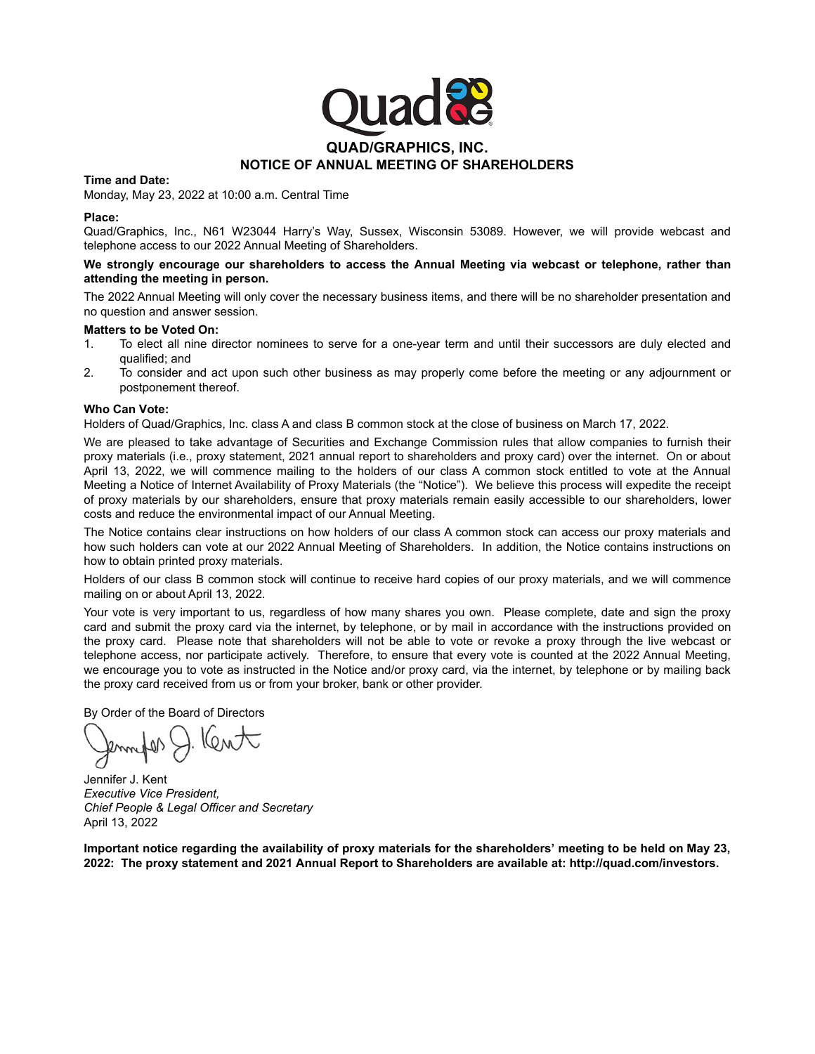# QUAD/GRAPHICS, INC.

## NOTICE OF ANNUAL MEETING OF SHAREHOLDERS

**Time and Date:**

Monday, May 23, 2022 at 10:00 a.m. Central Time

**Place:**

Quad/Graphics, Inc., N61 W23044 Harry's Way, Sussex, Wisconsin 53089. However, we will provide webcast and telephone access to our 2022 Annual Meeting of Shareholders.

**We strongly encourage our shareholders to access the Annual Meeting via webcast or telephone, rather than attending the meeting in person.**

The 2022 Annual Meeting will only cover the necessary business items, and there will be no shareholder presentation and no question and answer session.

**Matters to be Voted On:**

1. To elect all nine director nominees to serve for a one-year term and until their successors are duly elected and qualified; and
2. To consider and act upon such other business as may properly come before the meeting or any adjournment or postponement thereof.

**Who Can Vote:**

Holders of Quad/Graphics, Inc. class A and class B common stock at the close of business on March 17, 2022.

We are pleased to take advantage of Securities and Exchange Commission rules that allow companies to furnish their proxy materials (i.e., proxy statement, 2021 annual report to shareholders and proxy card) over the internet. On or about April 13, 2022, we will commence mailing to the holders of our class A common stock entitled to vote at the Annual Meeting a Notice of Internet Availability of Proxy Materials (the "Notice"). We believe this process will expedite the receipt of proxy materials by our shareholders, ensure that proxy materials remain easily accessible to our shareholders, lower costs and reduce the environmental impact of our Annual Meeting.

The Notice contains clear instructions on how holders of our class A common stock can access our proxy materials and how such holders can vote at our 2022 Annual Meeting of Shareholders. In addition, the Notice contains instructions on how to obtain printed proxy materials.

Holders of our class B common stock will continue to receive hard copies of our proxy materials, and we will commence mailing on or about April 13, 2022.

Your vote is very important to us, regardless of how many shares you own. Please complete, date and sign the proxy card and submit the proxy card via the internet, by telephone, or by mail in accordance with the instructions provided on the proxy card. Please note that shareholders will not be able to vote or revoke a proxy through the live webcast or telephone access, nor participate actively. Therefore, to ensure that every vote is counted at the 2022 Annual Meeting, we encourage you to vote as instructed in the Notice and/or proxy card, via the internet, by telephone or by mailing back the proxy card received from us or from your broker, bank or other provider.

By Order of the Board of Directors

Jennifer J. Kent
*Executive Vice President,*
*Chief People & Legal Officer and Secretary*
April 13, 2022

**Important notice regarding the availability of proxy materials for the shareholders' meeting to be held on May 23, 2022: The proxy statement and 2021 Annual Report to Shareholders are available at: http://quad.com/investors.**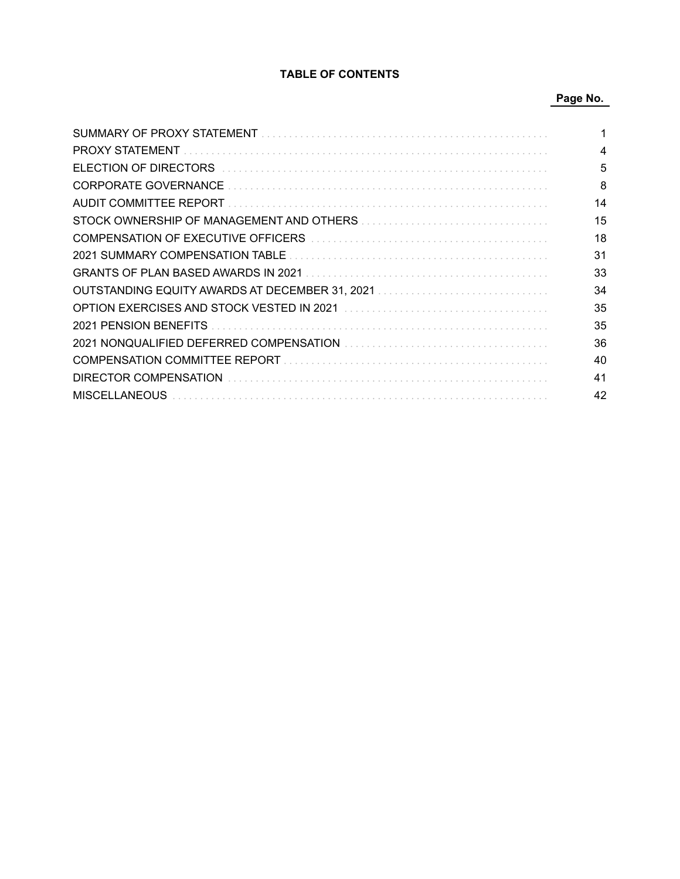# TABLE OF CONTENTS

| | Page No. |
|---|---|
| SUMMARY OF PROXY STATEMENT | 1 |
| PROXY STATEMENT | 4 |
| ELECTION OF DIRECTORS | 5 |
| CORPORATE GOVERNANCE | 8 |
| AUDIT COMMITTEE REPORT | 14 |
| STOCK OWNERSHIP OF MANAGEMENT AND OTHERS | 15 |
| COMPENSATION OF EXECUTIVE OFFICERS | 18 |
| 2021 SUMMARY COMPENSATION TABLE | 31 |
| GRANTS OF PLAN BASED AWARDS IN 2021 | 33 |
| OUTSTANDING EQUITY AWARDS AT DECEMBER 31, 2021 | 34 |
| OPTION EXERCISES AND STOCK VESTED IN 2021 | 35 |
| 2021 PENSION BENEFITS | 35 |
| 2021 NONQUALIFIED DEFERRED COMPENSATION | 36 |
| COMPENSATION COMMITTEE REPORT | 40 |
| DIRECTOR COMPENSATION | 41 |
| MISCELLANEOUS | 42 |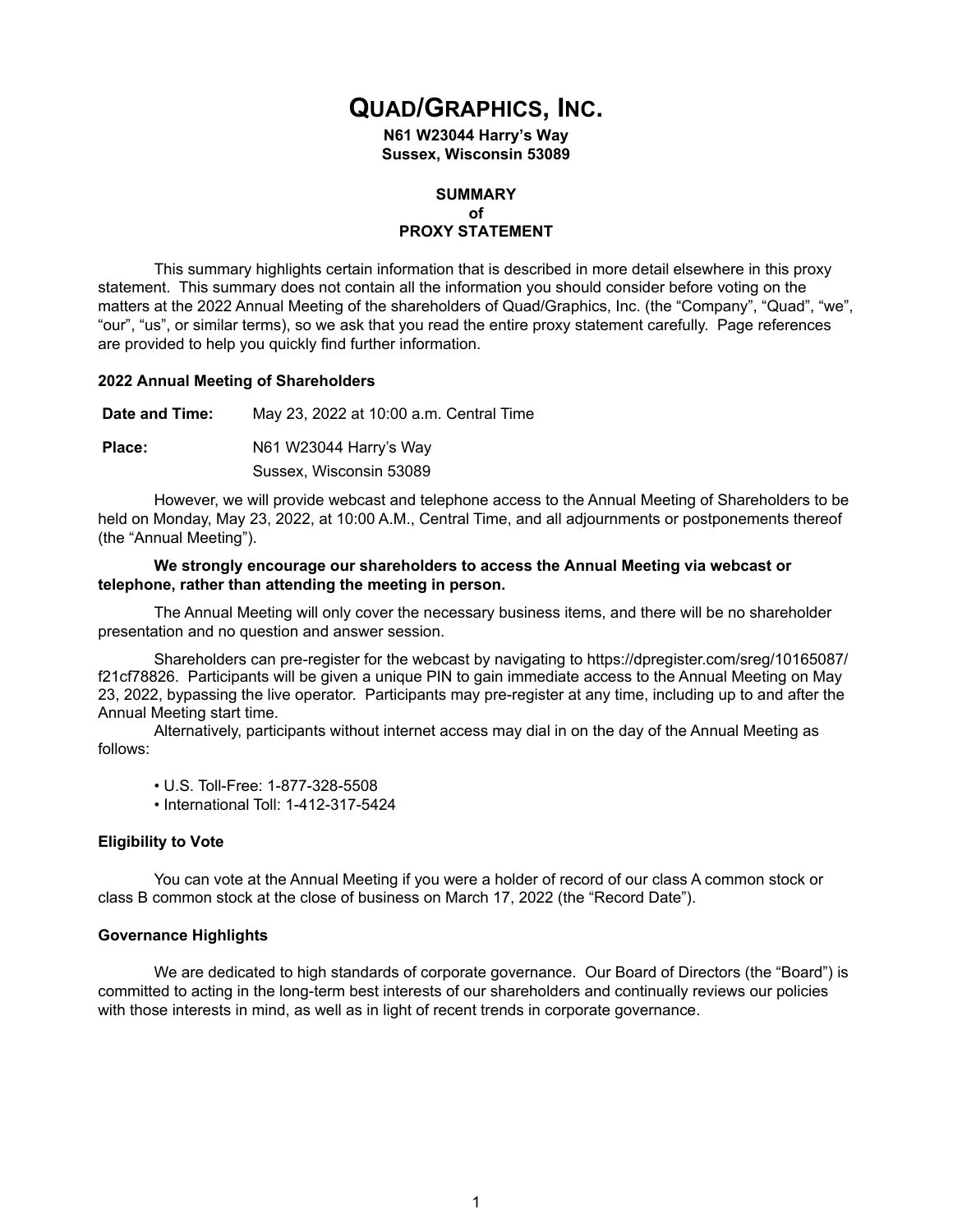# QUAD/GRAPHICS, INC.

**N61 W23044 Harry's Way**
**Sussex, Wisconsin 53089**

**SUMMARY**
**of**
**PROXY STATEMENT**

This summary highlights certain information that is described in more detail elsewhere in this proxy statement. This summary does not contain all the information you should consider before voting on the matters at the 2022 Annual Meeting of the shareholders of Quad/Graphics, Inc. (the "Company", "Quad", "we", "our", "us", or similar terms), so we ask that you read the entire proxy statement carefully. Page references are provided to help you quickly find further information.

### 2022 Annual Meeting of Shareholders

| | |
|---|---|
| **Date and Time:** | May 23, 2022 at 10:00 a.m. Central Time |
| **Place:** | N61 W23044 Harry's Way<br>Sussex, Wisconsin 53089 |

However, we will provide webcast and telephone access to the Annual Meeting of Shareholders to be held on Monday, May 23, 2022, at 10:00 A.M., Central Time, and all adjournments or postponements thereof (the "Annual Meeting").

**We strongly encourage our shareholders to access the Annual Meeting via webcast or telephone, rather than attending the meeting in person.**

The Annual Meeting will only cover the necessary business items, and there will be no shareholder presentation and no question and answer session.

Shareholders can pre-register for the webcast by navigating to https://dpregister.com/sreg/10165087/f21cf78826. Participants will be given a unique PIN to gain immediate access to the Annual Meeting on May 23, 2022, bypassing the live operator. Participants may pre-register at any time, including up to and after the Annual Meeting start time.

Alternatively, participants without internet access may dial in on the day of the Annual Meeting as follows:

- U.S. Toll-Free: 1-877-328-5508
- International Toll: 1-412-317-5424

### Eligibility to Vote

You can vote at the Annual Meeting if you were a holder of record of our class A common stock or class B common stock at the close of business on March 17, 2022 (the "Record Date").

### Governance Highlights

We are dedicated to high standards of corporate governance. Our Board of Directors (the "Board") is committed to acting in the long-term best interests of our shareholders and continually reviews our policies with those interests in mind, as well as in light of recent trends in corporate governance.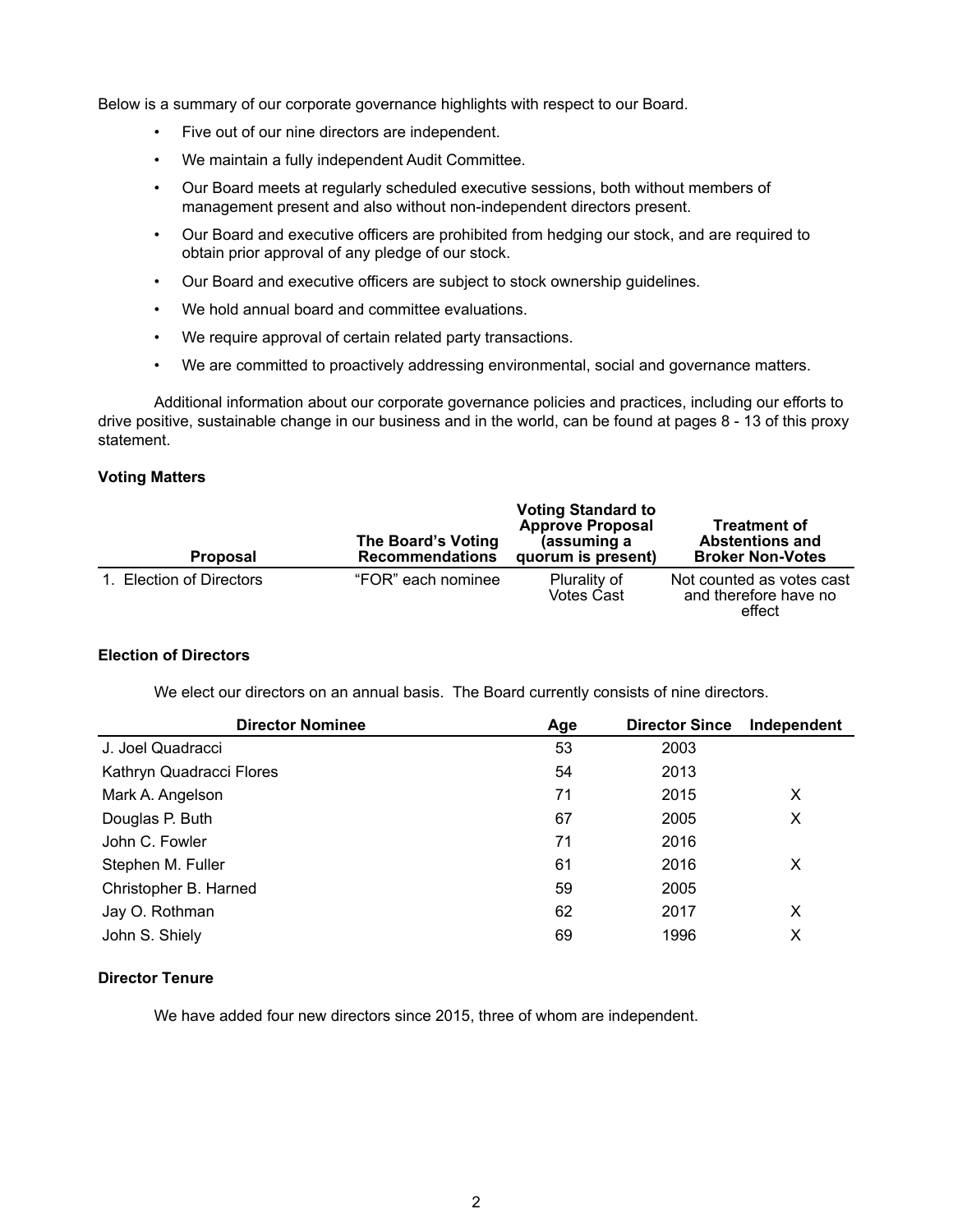Below is a summary of our corporate governance highlights with respect to our Board.

- Five out of our nine directors are independent.
- We maintain a fully independent Audit Committee.
- Our Board meets at regularly scheduled executive sessions, both without members of management present and also without non-independent directors present.
- Our Board and executive officers are prohibited from hedging our stock, and are required to obtain prior approval of any pledge of our stock.
- Our Board and executive officers are subject to stock ownership guidelines.
- We hold annual board and committee evaluations.
- We require approval of certain related party transactions.
- We are committed to proactively addressing environmental, social and governance matters.

Additional information about our corporate governance policies and practices, including our efforts to drive positive, sustainable change in our business and in the world, can be found at pages 8 - 13 of this proxy statement.

**Voting Matters**

| Proposal | The Board's Voting Recommendations | Voting Standard to Approve Proposal (assuming a quorum is present) | Treatment of Abstentions and Broker Non-Votes |
|---|---|---|---|
| 1. Election of Directors | "FOR" each nominee | Plurality of Votes Cast | Not counted as votes cast and therefore have no effect |

**Election of Directors**

We elect our directors on an annual basis. The Board currently consists of nine directors.

| Director Nominee | Age | Director Since | Independent |
|---|---|---|---|
| J. Joel Quadracci | 53 | 2003 | |
| Kathryn Quadracci Flores | 54 | 2013 | |
| Mark A. Angelson | 71 | 2015 | X |
| Douglas P. Buth | 67 | 2005 | X |
| John C. Fowler | 71 | 2016 | |
| Stephen M. Fuller | 61 | 2016 | X |
| Christopher B. Harned | 59 | 2005 | |
| Jay O. Rothman | 62 | 2017 | X |
| John S. Shiely | 69 | 1996 | X |

**Director Tenure**

We have added four new directors since 2015, three of whom are independent.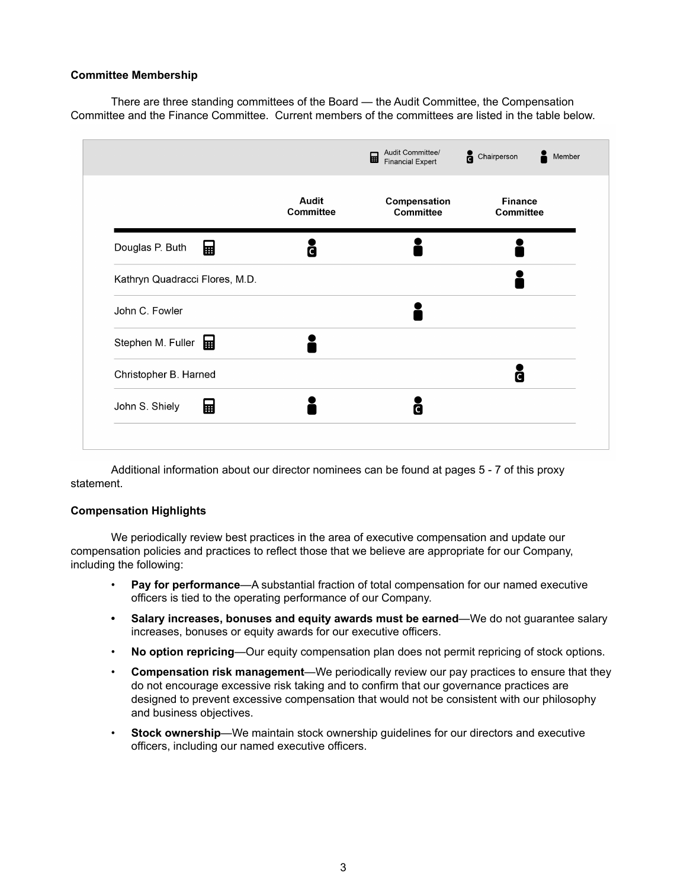**Committee Membership**

There are three standing committees of the Board — the Audit Committee, the Compensation Committee and the Finance Committee. Current members of the committees are listed in the table below.

Legend: Audit Committee/Financial Expert (calculator icon); Chairperson (C); Member

| | Audit Committee | Compensation Committee | Finance Committee |
|---|---|---|---|
| Douglas P. Buth (Audit Committee/Financial Expert) | Chairperson | Member | Member |
| Kathryn Quadracci Flores, M.D. | | | Member |
| John C. Fowler | | Member | |
| Stephen M. Fuller (Audit Committee/Financial Expert) | Member | | |
| Christopher B. Harned | | | Chairperson |
| John S. Shiely (Audit Committee/Financial Expert) | Member | Chairperson | |

Additional information about our director nominees can be found at pages 5 - 7 of this proxy statement.

**Compensation Highlights**

We periodically review best practices in the area of executive compensation and update our compensation policies and practices to reflect those that we believe are appropriate for our Company, including the following:

- **Pay for performance**—A substantial fraction of total compensation for our named executive officers is tied to the operating performance of our Company.
- **Salary increases, bonuses and equity awards must be earned**—We do not guarantee salary increases, bonuses or equity awards for our executive officers.
- **No option repricing**—Our equity compensation plan does not permit repricing of stock options.
- **Compensation risk management**—We periodically review our pay practices to ensure that they do not encourage excessive risk taking and to confirm that our governance practices are designed to prevent excessive compensation that would not be consistent with our philosophy and business objectives.
- **Stock ownership**—We maintain stock ownership guidelines for our directors and executive officers, including our named executive officers.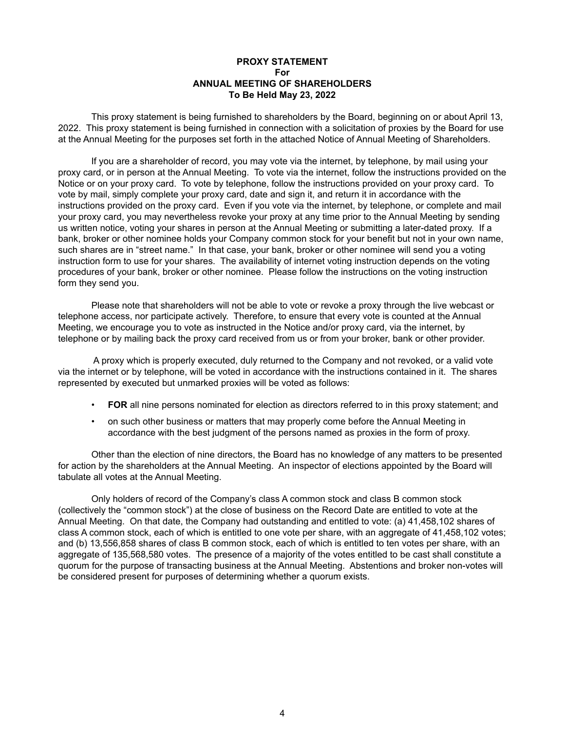# PROXY STATEMENT
## For
## ANNUAL MEETING OF SHAREHOLDERS
### To Be Held May 23, 2022

This proxy statement is being furnished to shareholders by the Board, beginning on or about April 13, 2022. This proxy statement is being furnished in connection with a solicitation of proxies by the Board for use at the Annual Meeting for the purposes set forth in the attached Notice of Annual Meeting of Shareholders.

If you are a shareholder of record, you may vote via the internet, by telephone, by mail using your proxy card, or in person at the Annual Meeting. To vote via the internet, follow the instructions provided on the Notice or on your proxy card. To vote by telephone, follow the instructions provided on your proxy card. To vote by mail, simply complete your proxy card, date and sign it, and return it in accordance with the instructions provided on the proxy card. Even if you vote via the internet, by telephone, or complete and mail your proxy card, you may nevertheless revoke your proxy at any time prior to the Annual Meeting by sending us written notice, voting your shares in person at the Annual Meeting or submitting a later-dated proxy. If a bank, broker or other nominee holds your Company common stock for your benefit but not in your own name, such shares are in "street name." In that case, your bank, broker or other nominee will send you a voting instruction form to use for your shares. The availability of internet voting instruction depends on the voting procedures of your bank, broker or other nominee. Please follow the instructions on the voting instruction form they send you.

Please note that shareholders will not be able to vote or revoke a proxy through the live webcast or telephone access, nor participate actively. Therefore, to ensure that every vote is counted at the Annual Meeting, we encourage you to vote as instructed in the Notice and/or proxy card, via the internet, by telephone or by mailing back the proxy card received from us or from your broker, bank or other provider.

A proxy which is properly executed, duly returned to the Company and not revoked, or a valid vote via the internet or by telephone, will be voted in accordance with the instructions contained in it. The shares represented by executed but unmarked proxies will be voted as follows:

- **FOR** all nine persons nominated for election as directors referred to in this proxy statement; and
- on such other business or matters that may properly come before the Annual Meeting in accordance with the best judgment of the persons named as proxies in the form of proxy.

Other than the election of nine directors, the Board has no knowledge of any matters to be presented for action by the shareholders at the Annual Meeting. An inspector of elections appointed by the Board will tabulate all votes at the Annual Meeting.

Only holders of record of the Company's class A common stock and class B common stock (collectively the "common stock") at the close of business on the Record Date are entitled to vote at the Annual Meeting. On that date, the Company had outstanding and entitled to vote: (a) 41,458,102 shares of class A common stock, each of which is entitled to one vote per share, with an aggregate of 41,458,102 votes; and (b) 13,556,858 shares of class B common stock, each of which is entitled to ten votes per share, with an aggregate of 135,568,580 votes. The presence of a majority of the votes entitled to be cast shall constitute a quorum for the purpose of transacting business at the Annual Meeting. Abstentions and broker non-votes will be considered present for purposes of determining whether a quorum exists.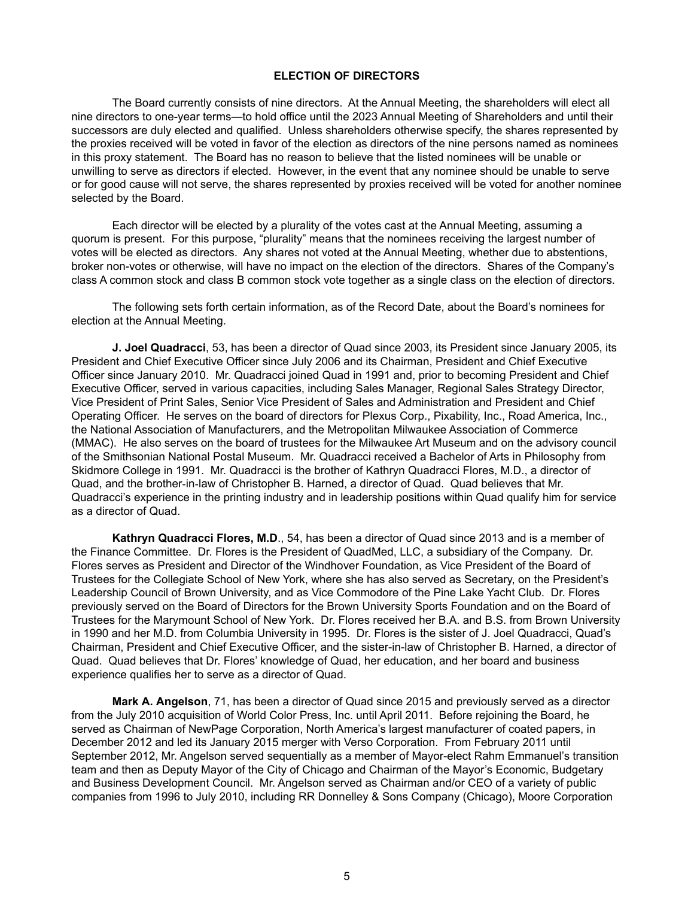## ELECTION OF DIRECTORS

The Board currently consists of nine directors. At the Annual Meeting, the shareholders will elect all nine directors to one-year terms—to hold office until the 2023 Annual Meeting of Shareholders and until their successors are duly elected and qualified. Unless shareholders otherwise specify, the shares represented by the proxies received will be voted in favor of the election as directors of the nine persons named as nominees in this proxy statement. The Board has no reason to believe that the listed nominees will be unable or unwilling to serve as directors if elected. However, in the event that any nominee should be unable to serve or for good cause will not serve, the shares represented by proxies received will be voted for another nominee selected by the Board.

Each director will be elected by a plurality of the votes cast at the Annual Meeting, assuming a quorum is present. For this purpose, "plurality" means that the nominees receiving the largest number of votes will be elected as directors. Any shares not voted at the Annual Meeting, whether due to abstentions, broker non-votes or otherwise, will have no impact on the election of the directors. Shares of the Company's class A common stock and class B common stock vote together as a single class on the election of directors.

The following sets forth certain information, as of the Record Date, about the Board's nominees for election at the Annual Meeting.

**J. Joel Quadracci**, 53, has been a director of Quad since 2003, its President since January 2005, its President and Chief Executive Officer since July 2006 and its Chairman, President and Chief Executive Officer since January 2010. Mr. Quadracci joined Quad in 1991 and, prior to becoming President and Chief Executive Officer, served in various capacities, including Sales Manager, Regional Sales Strategy Director, Vice President of Print Sales, Senior Vice President of Sales and Administration and President and Chief Operating Officer. He serves on the board of directors for Plexus Corp., Pixability, Inc., Road America, Inc., the National Association of Manufacturers, and the Metropolitan Milwaukee Association of Commerce (MMAC). He also serves on the board of trustees for the Milwaukee Art Museum and on the advisory council of the Smithsonian National Postal Museum. Mr. Quadracci received a Bachelor of Arts in Philosophy from Skidmore College in 1991. Mr. Quadracci is the brother of Kathryn Quadracci Flores, M.D., a director of Quad, and the brother-in-law of Christopher B. Harned, a director of Quad. Quad believes that Mr. Quadracci's experience in the printing industry and in leadership positions within Quad qualify him for service as a director of Quad.

**Kathryn Quadracci Flores, M.D**., 54, has been a director of Quad since 2013 and is a member of the Finance Committee. Dr. Flores is the President of QuadMed, LLC, a subsidiary of the Company. Dr. Flores serves as President and Director of the Windhover Foundation, as Vice President of the Board of Trustees for the Collegiate School of New York, where she has also served as Secretary, on the President's Leadership Council of Brown University, and as Vice Commodore of the Pine Lake Yacht Club. Dr. Flores previously served on the Board of Directors for the Brown University Sports Foundation and on the Board of Trustees for the Marymount School of New York. Dr. Flores received her B.A. and B.S. from Brown University in 1990 and her M.D. from Columbia University in 1995. Dr. Flores is the sister of J. Joel Quadracci, Quad's Chairman, President and Chief Executive Officer, and the sister-in-law of Christopher B. Harned, a director of Quad. Quad believes that Dr. Flores' knowledge of Quad, her education, and her board and business experience qualifies her to serve as a director of Quad.

**Mark A. Angelson**, 71, has been a director of Quad since 2015 and previously served as a director from the July 2010 acquisition of World Color Press, Inc. until April 2011. Before rejoining the Board, he served as Chairman of NewPage Corporation, North America's largest manufacturer of coated papers, in December 2012 and led its January 2015 merger with Verso Corporation. From February 2011 until September 2012, Mr. Angelson served sequentially as a member of Mayor-elect Rahm Emmanuel's transition team and then as Deputy Mayor of the City of Chicago and Chairman of the Mayor's Economic, Budgetary and Business Development Council. Mr. Angelson served as Chairman and/or CEO of a variety of public companies from 1996 to July 2010, including RR Donnelley & Sons Company (Chicago), Moore Corporation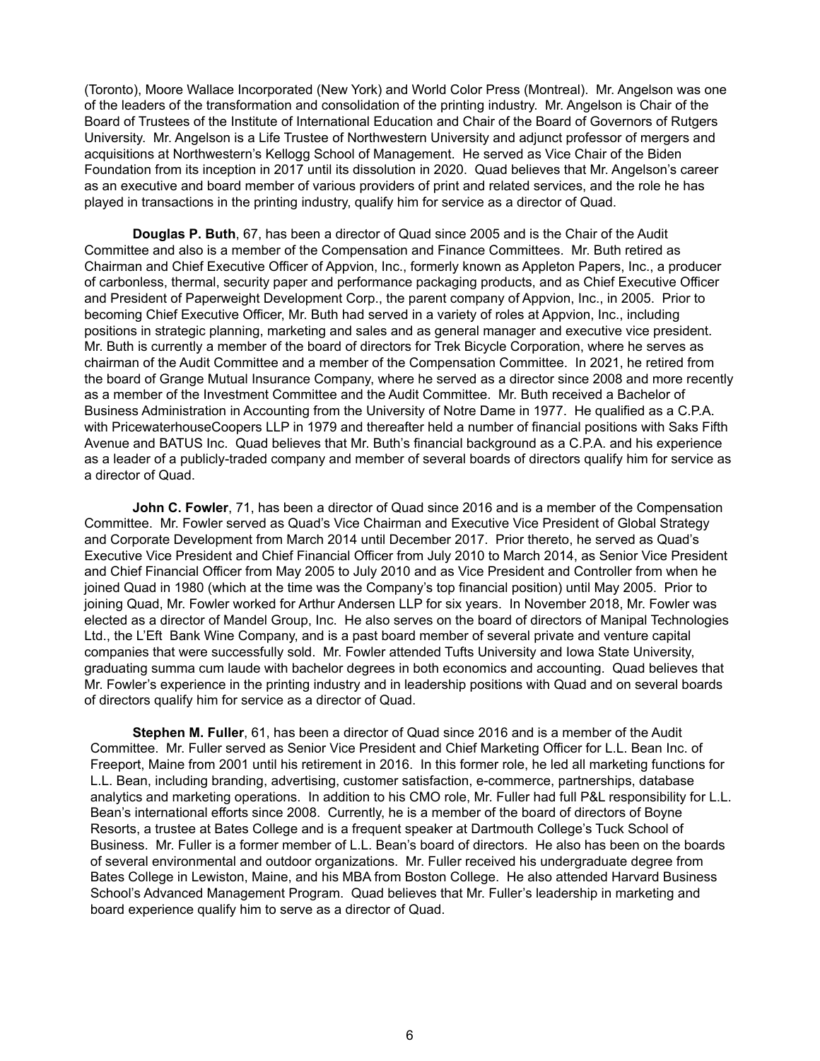(Toronto), Moore Wallace Incorporated (New York) and World Color Press (Montreal). Mr. Angelson was one of the leaders of the transformation and consolidation of the printing industry. Mr. Angelson is Chair of the Board of Trustees of the Institute of International Education and Chair of the Board of Governors of Rutgers University. Mr. Angelson is a Life Trustee of Northwestern University and adjunct professor of mergers and acquisitions at Northwestern's Kellogg School of Management. He served as Vice Chair of the Biden Foundation from its inception in 2017 until its dissolution in 2020. Quad believes that Mr. Angelson's career as an executive and board member of various providers of print and related services, and the role he has played in transactions in the printing industry, qualify him for service as a director of Quad.

**Douglas P. Buth**, 67, has been a director of Quad since 2005 and is the Chair of the Audit Committee and also is a member of the Compensation and Finance Committees. Mr. Buth retired as Chairman and Chief Executive Officer of Appvion, Inc., formerly known as Appleton Papers, Inc., a producer of carbonless, thermal, security paper and performance packaging products, and as Chief Executive Officer and President of Paperweight Development Corp., the parent company of Appvion, Inc., in 2005. Prior to becoming Chief Executive Officer, Mr. Buth had served in a variety of roles at Appvion, Inc., including positions in strategic planning, marketing and sales and as general manager and executive vice president. Mr. Buth is currently a member of the board of directors for Trek Bicycle Corporation, where he serves as chairman of the Audit Committee and a member of the Compensation Committee. In 2021, he retired from the board of Grange Mutual Insurance Company, where he served as a director since 2008 and more recently as a member of the Investment Committee and the Audit Committee. Mr. Buth received a Bachelor of Business Administration in Accounting from the University of Notre Dame in 1977. He qualified as a C.P.A. with PricewaterhouseCoopers LLP in 1979 and thereafter held a number of financial positions with Saks Fifth Avenue and BATUS Inc. Quad believes that Mr. Buth's financial background as a C.P.A. and his experience as a leader of a publicly-traded company and member of several boards of directors qualify him for service as a director of Quad.

**John C. Fowler**, 71, has been a director of Quad since 2016 and is a member of the Compensation Committee. Mr. Fowler served as Quad's Vice Chairman and Executive Vice President of Global Strategy and Corporate Development from March 2014 until December 2017. Prior thereto, he served as Quad's Executive Vice President and Chief Financial Officer from July 2010 to March 2014, as Senior Vice President and Chief Financial Officer from May 2005 to July 2010 and as Vice President and Controller from when he joined Quad in 1980 (which at the time was the Company's top financial position) until May 2005. Prior to joining Quad, Mr. Fowler worked for Arthur Andersen LLP for six years. In November 2018, Mr. Fowler was elected as a director of Mandel Group, Inc. He also serves on the board of directors of Manipal Technologies Ltd., the L'Eft Bank Wine Company, and is a past board member of several private and venture capital companies that were successfully sold. Mr. Fowler attended Tufts University and Iowa State University, graduating summa cum laude with bachelor degrees in both economics and accounting. Quad believes that Mr. Fowler's experience in the printing industry and in leadership positions with Quad and on several boards of directors qualify him for service as a director of Quad.

**Stephen M. Fuller**, 61, has been a director of Quad since 2016 and is a member of the Audit Committee. Mr. Fuller served as Senior Vice President and Chief Marketing Officer for L.L. Bean Inc. of Freeport, Maine from 2001 until his retirement in 2016. In this former role, he led all marketing functions for L.L. Bean, including branding, advertising, customer satisfaction, e-commerce, partnerships, database analytics and marketing operations. In addition to his CMO role, Mr. Fuller had full P&L responsibility for L.L. Bean's international efforts since 2008. Currently, he is a member of the board of directors of Boyne Resorts, a trustee at Bates College and is a frequent speaker at Dartmouth College's Tuck School of Business. Mr. Fuller is a former member of L.L. Bean's board of directors. He also has been on the boards of several environmental and outdoor organizations. Mr. Fuller received his undergraduate degree from Bates College in Lewiston, Maine, and his MBA from Boston College. He also attended Harvard Business School's Advanced Management Program. Quad believes that Mr. Fuller's leadership in marketing and board experience qualify him to serve as a director of Quad.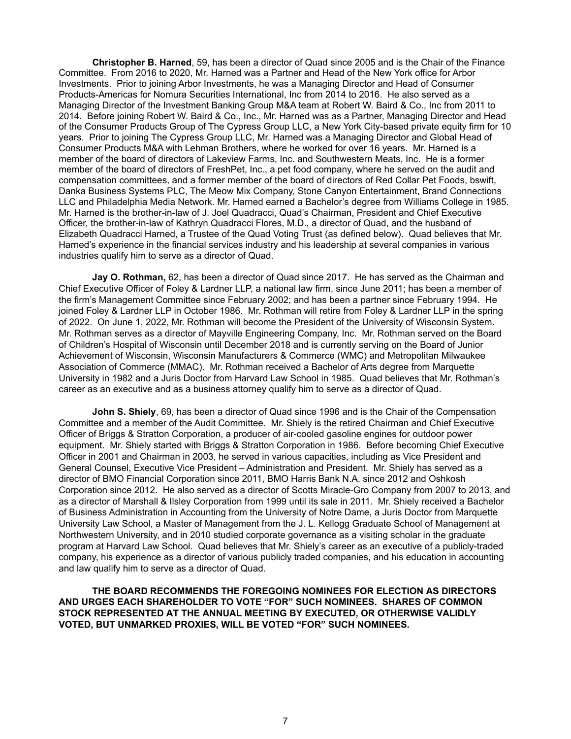**Christopher B. Harned**, 59, has been a director of Quad since 2005 and is the Chair of the Finance Committee. From 2016 to 2020, Mr. Harned was a Partner and Head of the New York office for Arbor Investments. Prior to joining Arbor Investments, he was a Managing Director and Head of Consumer Products-Americas for Nomura Securities International, Inc from 2014 to 2016. He also served as a Managing Director of the Investment Banking Group M&A team at Robert W. Baird & Co., Inc from 2011 to 2014. Before joining Robert W. Baird & Co., Inc., Mr. Harned was as a Partner, Managing Director and Head of the Consumer Products Group of The Cypress Group LLC, a New York City-based private equity firm for 10 years. Prior to joining The Cypress Group LLC, Mr. Harned was a Managing Director and Global Head of Consumer Products M&A with Lehman Brothers, where he worked for over 16 years. Mr. Harned is a member of the board of directors of Lakeview Farms, Inc. and Southwestern Meats, Inc. He is a former member of the board of directors of FreshPet, Inc., a pet food company, where he served on the audit and compensation committees, and a former member of the board of directors of Red Collar Pet Foods, bswift, Danka Business Systems PLC, The Meow Mix Company, Stone Canyon Entertainment, Brand Connections LLC and Philadelphia Media Network. Mr. Harned earned a Bachelor's degree from Williams College in 1985. Mr. Harned is the brother-in-law of J. Joel Quadracci, Quad's Chairman, President and Chief Executive Officer, the brother-in-law of Kathryn Quadracci Flores, M.D., a director of Quad, and the husband of Elizabeth Quadracci Harned, a Trustee of the Quad Voting Trust (as defined below). Quad believes that Mr. Harned's experience in the financial services industry and his leadership at several companies in various industries qualify him to serve as a director of Quad.

**Jay O. Rothman,** 62, has been a director of Quad since 2017. He has served as the Chairman and Chief Executive Officer of Foley & Lardner LLP, a national law firm, since June 2011; has been a member of the firm's Management Committee since February 2002; and has been a partner since February 1994. He joined Foley & Lardner LLP in October 1986. Mr. Rothman will retire from Foley & Lardner LLP in the spring of 2022. On June 1, 2022, Mr. Rothman will become the President of the University of Wisconsin System. Mr. Rothman serves as a director of Mayville Engineering Company, Inc. Mr. Rothman served on the Board of Children's Hospital of Wisconsin until December 2018 and is currently serving on the Board of Junior Achievement of Wisconsin, Wisconsin Manufacturers & Commerce (WMC) and Metropolitan Milwaukee Association of Commerce (MMAC). Mr. Rothman received a Bachelor of Arts degree from Marquette University in 1982 and a Juris Doctor from Harvard Law School in 1985. Quad believes that Mr. Rothman's career as an executive and as a business attorney qualify him to serve as a director of Quad.

**John S. Shiely**, 69, has been a director of Quad since 1996 and is the Chair of the Compensation Committee and a member of the Audit Committee. Mr. Shiely is the retired Chairman and Chief Executive Officer of Briggs & Stratton Corporation, a producer of air-cooled gasoline engines for outdoor power equipment. Mr. Shiely started with Briggs & Stratton Corporation in 1986. Before becoming Chief Executive Officer in 2001 and Chairman in 2003, he served in various capacities, including as Vice President and General Counsel, Executive Vice President – Administration and President. Mr. Shiely has served as a director of BMO Financial Corporation since 2011, BMO Harris Bank N.A. since 2012 and Oshkosh Corporation since 2012. He also served as a director of Scotts Miracle-Gro Company from 2007 to 2013, and as a director of Marshall & Ilsley Corporation from 1999 until its sale in 2011. Mr. Shiely received a Bachelor of Business Administration in Accounting from the University of Notre Dame, a Juris Doctor from Marquette University Law School, a Master of Management from the J. L. Kellogg Graduate School of Management at Northwestern University, and in 2010 studied corporate governance as a visiting scholar in the graduate program at Harvard Law School. Quad believes that Mr. Shiely's career as an executive of a publicly-traded company, his experience as a director of various publicly traded companies, and his education in accounting and law qualify him to serve as a director of Quad.

**THE BOARD RECOMMENDS THE FOREGOING NOMINEES FOR ELECTION AS DIRECTORS AND URGES EACH SHAREHOLDER TO VOTE "FOR" SUCH NOMINEES. SHARES OF COMMON STOCK REPRESENTED AT THE ANNUAL MEETING BY EXECUTED, OR OTHERWISE VALIDLY VOTED, BUT UNMARKED PROXIES, WILL BE VOTED "FOR" SUCH NOMINEES.**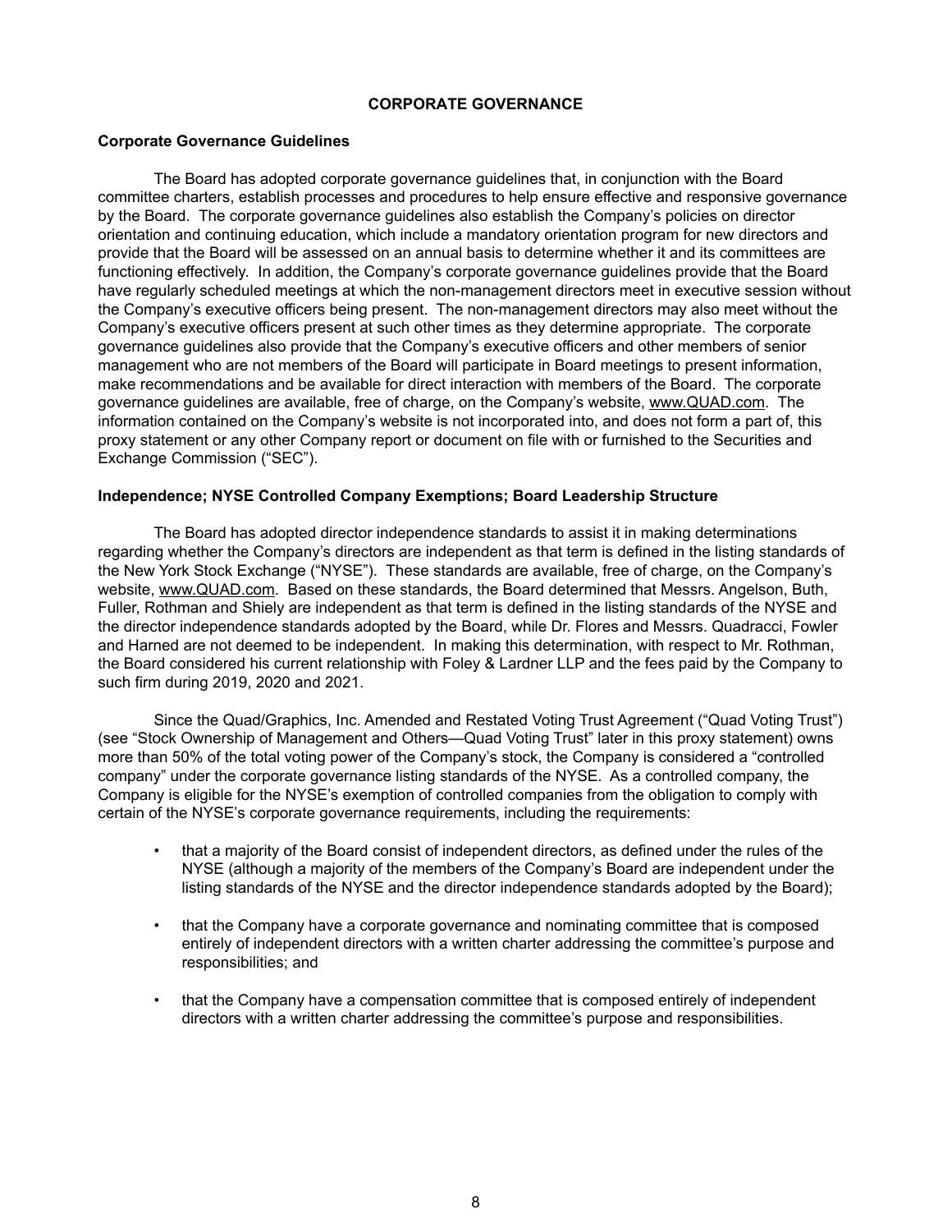## CORPORATE GOVERNANCE

### Corporate Governance Guidelines

The Board has adopted corporate governance guidelines that, in conjunction with the Board committee charters, establish processes and procedures to help ensure effective and responsive governance by the Board. The corporate governance guidelines also establish the Company's policies on director orientation and continuing education, which include a mandatory orientation program for new directors and provide that the Board will be assessed on an annual basis to determine whether it and its committees are functioning effectively. In addition, the Company's corporate governance guidelines provide that the Board have regularly scheduled meetings at which the non-management directors meet in executive session without the Company's executive officers being present. The non-management directors may also meet without the Company's executive officers present at such other times as they determine appropriate. The corporate governance guidelines also provide that the Company's executive officers and other members of senior management who are not members of the Board will participate in Board meetings to present information, make recommendations and be available for direct interaction with members of the Board. The corporate governance guidelines are available, free of charge, on the Company's website, www.QUAD.com. The information contained on the Company's website is not incorporated into, and does not form a part of, this proxy statement or any other Company report or document on file with or furnished to the Securities and Exchange Commission ("SEC").

### Independence; NYSE Controlled Company Exemptions; Board Leadership Structure

The Board has adopted director independence standards to assist it in making determinations regarding whether the Company's directors are independent as that term is defined in the listing standards of the New York Stock Exchange ("NYSE"). These standards are available, free of charge, on the Company's website, www.QUAD.com. Based on these standards, the Board determined that Messrs. Angelson, Buth, Fuller, Rothman and Shiely are independent as that term is defined in the listing standards of the NYSE and the director independence standards adopted by the Board, while Dr. Flores and Messrs. Quadracci, Fowler and Harned are not deemed to be independent. In making this determination, with respect to Mr. Rothman, the Board considered his current relationship with Foley & Lardner LLP and the fees paid by the Company to such firm during 2019, 2020 and 2021.

Since the Quad/Graphics, Inc. Amended and Restated Voting Trust Agreement ("Quad Voting Trust") (see "Stock Ownership of Management and Others—Quad Voting Trust" later in this proxy statement) owns more than 50% of the total voting power of the Company's stock, the Company is considered a "controlled company" under the corporate governance listing standards of the NYSE. As a controlled company, the Company is eligible for the NYSE's exemption of controlled companies from the obligation to comply with certain of the NYSE's corporate governance requirements, including the requirements:

- that a majority of the Board consist of independent directors, as defined under the rules of the NYSE (although a majority of the members of the Company's Board are independent under the listing standards of the NYSE and the director independence standards adopted by the Board);
- that the Company have a corporate governance and nominating committee that is composed entirely of independent directors with a written charter addressing the committee's purpose and responsibilities; and
- that the Company have a compensation committee that is composed entirely of independent directors with a written charter addressing the committee's purpose and responsibilities.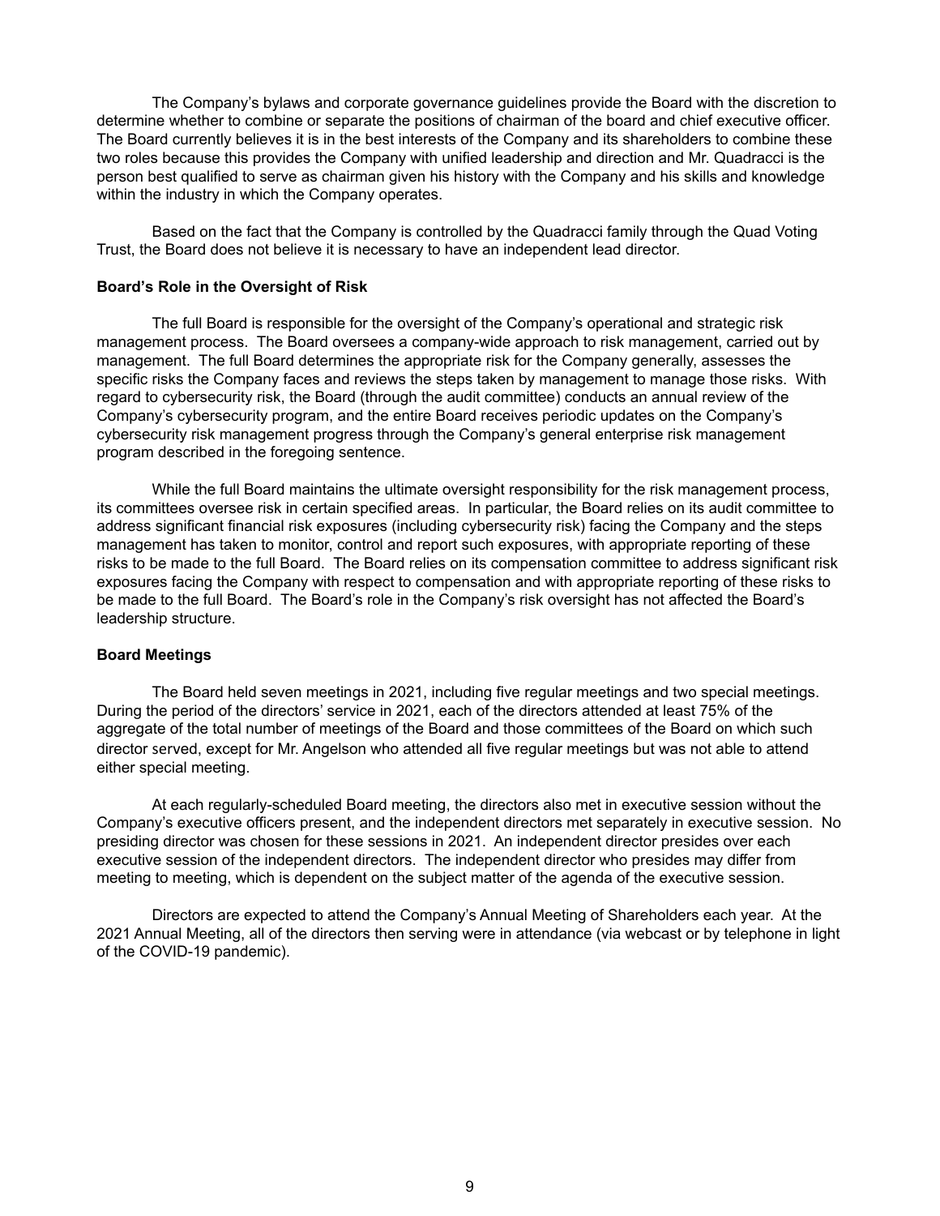The Company's bylaws and corporate governance guidelines provide the Board with the discretion to determine whether to combine or separate the positions of chairman of the board and chief executive officer. The Board currently believes it is in the best interests of the Company and its shareholders to combine these two roles because this provides the Company with unified leadership and direction and Mr. Quadracci is the person best qualified to serve as chairman given his history with the Company and his skills and knowledge within the industry in which the Company operates.

Based on the fact that the Company is controlled by the Quadracci family through the Quad Voting Trust, the Board does not believe it is necessary to have an independent lead director.

**Board's Role in the Oversight of Risk**

The full Board is responsible for the oversight of the Company's operational and strategic risk management process. The Board oversees a company-wide approach to risk management, carried out by management. The full Board determines the appropriate risk for the Company generally, assesses the specific risks the Company faces and reviews the steps taken by management to manage those risks. With regard to cybersecurity risk, the Board (through the audit committee) conducts an annual review of the Company's cybersecurity program, and the entire Board receives periodic updates on the Company's cybersecurity risk management progress through the Company's general enterprise risk management program described in the foregoing sentence.

While the full Board maintains the ultimate oversight responsibility for the risk management process, its committees oversee risk in certain specified areas. In particular, the Board relies on its audit committee to address significant financial risk exposures (including cybersecurity risk) facing the Company and the steps management has taken to monitor, control and report such exposures, with appropriate reporting of these risks to be made to the full Board. The Board relies on its compensation committee to address significant risk exposures facing the Company with respect to compensation and with appropriate reporting of these risks to be made to the full Board. The Board's role in the Company's risk oversight has not affected the Board's leadership structure.

**Board Meetings**

The Board held seven meetings in 2021, including five regular meetings and two special meetings. During the period of the directors' service in 2021, each of the directors attended at least 75% of the aggregate of the total number of meetings of the Board and those committees of the Board on which such director served, except for Mr. Angelson who attended all five regular meetings but was not able to attend either special meeting.

At each regularly-scheduled Board meeting, the directors also met in executive session without the Company's executive officers present, and the independent directors met separately in executive session. No presiding director was chosen for these sessions in 2021. An independent director presides over each executive session of the independent directors. The independent director who presides may differ from meeting to meeting, which is dependent on the subject matter of the agenda of the executive session.

Directors are expected to attend the Company's Annual Meeting of Shareholders each year. At the 2021 Annual Meeting, all of the directors then serving were in attendance (via webcast or by telephone in light of the COVID-19 pandemic).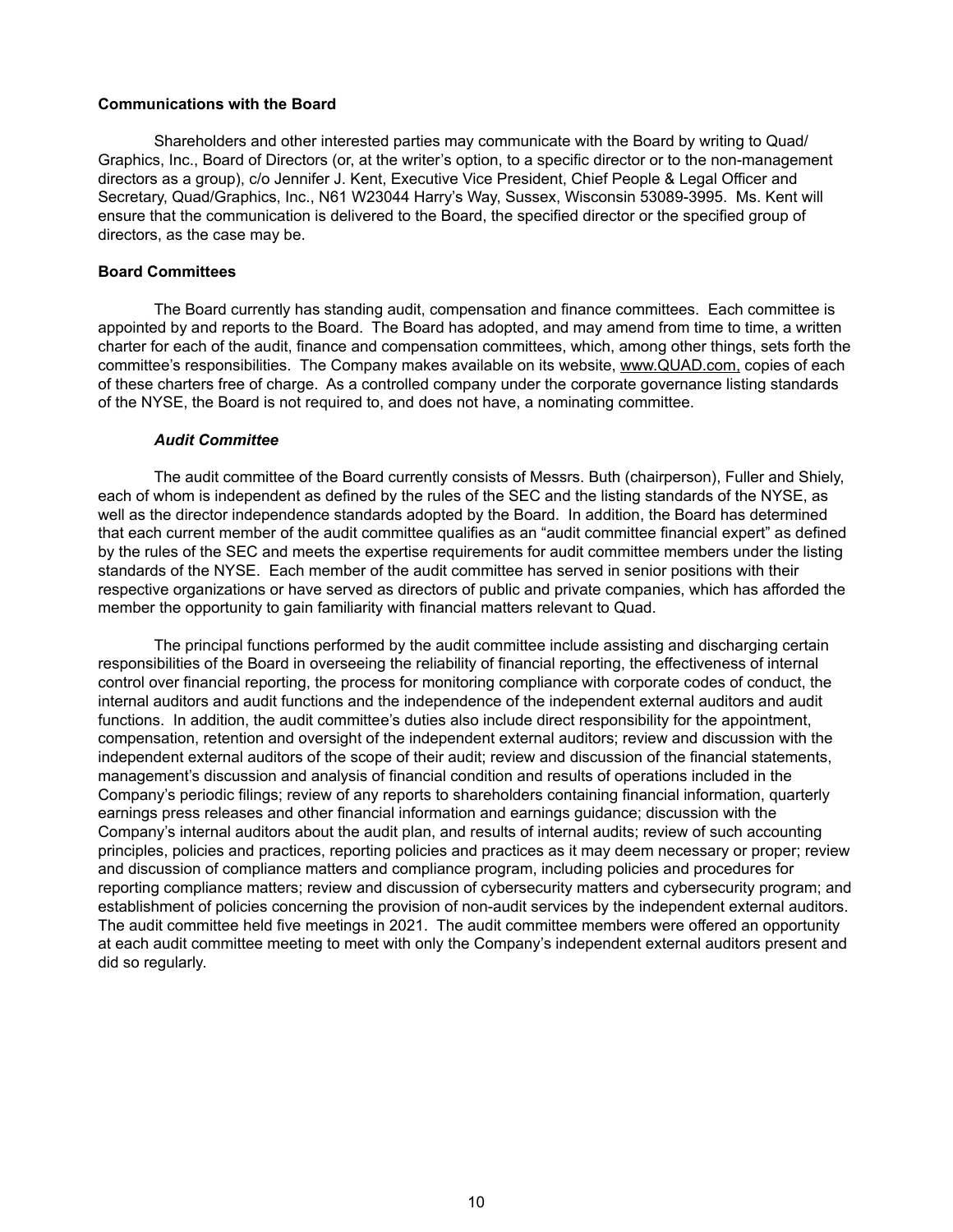**Communications with the Board**

Shareholders and other interested parties may communicate with the Board by writing to Quad/Graphics, Inc., Board of Directors (or, at the writer's option, to a specific director or to the non-management directors as a group), c/o Jennifer J. Kent, Executive Vice President, Chief People & Legal Officer and Secretary, Quad/Graphics, Inc., N61 W23044 Harry's Way, Sussex, Wisconsin 53089-3995. Ms. Kent will ensure that the communication is delivered to the Board, the specified director or the specified group of directors, as the case may be.

**Board Committees**

The Board currently has standing audit, compensation and finance committees. Each committee is appointed by and reports to the Board. The Board has adopted, and may amend from time to time, a written charter for each of the audit, finance and compensation committees, which, among other things, sets forth the committee's responsibilities. The Company makes available on its website, www.QUAD.com, copies of each of these charters free of charge. As a controlled company under the corporate governance listing standards of the NYSE, the Board is not required to, and does not have, a nominating committee.

***Audit Committee***

The audit committee of the Board currently consists of Messrs. Buth (chairperson), Fuller and Shiely, each of whom is independent as defined by the rules of the SEC and the listing standards of the NYSE, as well as the director independence standards adopted by the Board. In addition, the Board has determined that each current member of the audit committee qualifies as an "audit committee financial expert" as defined by the rules of the SEC and meets the expertise requirements for audit committee members under the listing standards of the NYSE. Each member of the audit committee has served in senior positions with their respective organizations or have served as directors of public and private companies, which has afforded the member the opportunity to gain familiarity with financial matters relevant to Quad.

The principal functions performed by the audit committee include assisting and discharging certain responsibilities of the Board in overseeing the reliability of financial reporting, the effectiveness of internal control over financial reporting, the process for monitoring compliance with corporate codes of conduct, the internal auditors and audit functions and the independence of the independent external auditors and audit functions. In addition, the audit committee's duties also include direct responsibility for the appointment, compensation, retention and oversight of the independent external auditors; review and discussion with the independent external auditors of the scope of their audit; review and discussion of the financial statements, management's discussion and analysis of financial condition and results of operations included in the Company's periodic filings; review of any reports to shareholders containing financial information, quarterly earnings press releases and other financial information and earnings guidance; discussion with the Company's internal auditors about the audit plan, and results of internal audits; review of such accounting principles, policies and practices, reporting policies and practices as it may deem necessary or proper; review and discussion of compliance matters and compliance program, including policies and procedures for reporting compliance matters; review and discussion of cybersecurity matters and cybersecurity program; and establishment of policies concerning the provision of non-audit services by the independent external auditors. The audit committee held five meetings in 2021. The audit committee members were offered an opportunity at each audit committee meeting to meet with only the Company's independent external auditors present and did so regularly.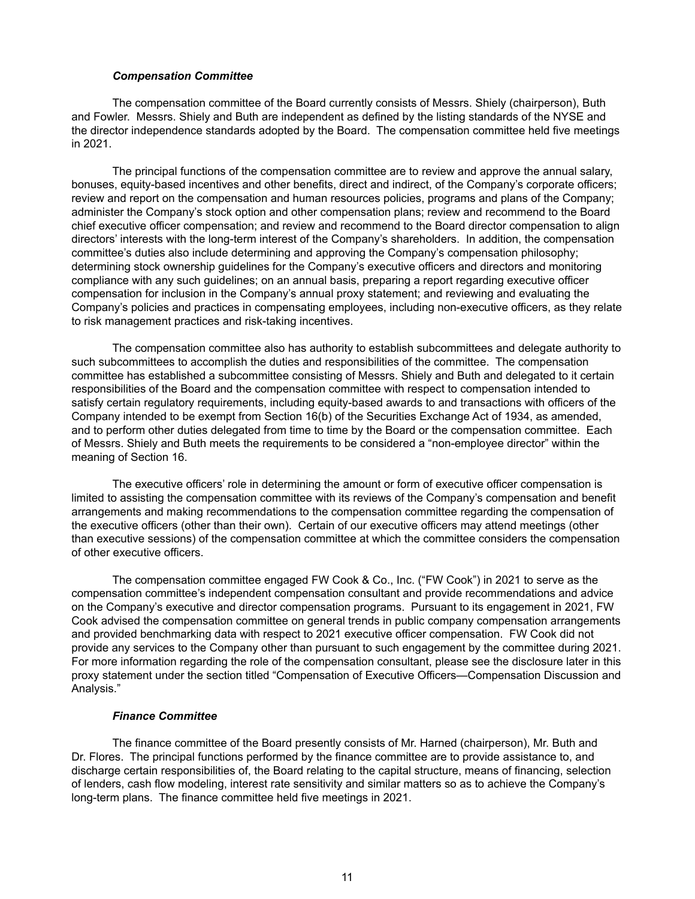### *Compensation Committee*

The compensation committee of the Board currently consists of Messrs. Shiely (chairperson), Buth and Fowler. Messrs. Shiely and Buth are independent as defined by the listing standards of the NYSE and the director independence standards adopted by the Board. The compensation committee held five meetings in 2021.

The principal functions of the compensation committee are to review and approve the annual salary, bonuses, equity-based incentives and other benefits, direct and indirect, of the Company's corporate officers; review and report on the compensation and human resources policies, programs and plans of the Company; administer the Company's stock option and other compensation plans; review and recommend to the Board chief executive officer compensation; and review and recommend to the Board director compensation to align directors' interests with the long-term interest of the Company's shareholders. In addition, the compensation committee's duties also include determining and approving the Company's compensation philosophy; determining stock ownership guidelines for the Company's executive officers and directors and monitoring compliance with any such guidelines; on an annual basis, preparing a report regarding executive officer compensation for inclusion in the Company's annual proxy statement; and reviewing and evaluating the Company's policies and practices in compensating employees, including non-executive officers, as they relate to risk management practices and risk-taking incentives.

The compensation committee also has authority to establish subcommittees and delegate authority to such subcommittees to accomplish the duties and responsibilities of the committee. The compensation committee has established a subcommittee consisting of Messrs. Shiely and Buth and delegated to it certain responsibilities of the Board and the compensation committee with respect to compensation intended to satisfy certain regulatory requirements, including equity-based awards to and transactions with officers of the Company intended to be exempt from Section 16(b) of the Securities Exchange Act of 1934, as amended, and to perform other duties delegated from time to time by the Board or the compensation committee. Each of Messrs. Shiely and Buth meets the requirements to be considered a "non-employee director" within the meaning of Section 16.

The executive officers' role in determining the amount or form of executive officer compensation is limited to assisting the compensation committee with its reviews of the Company's compensation and benefit arrangements and making recommendations to the compensation committee regarding the compensation of the executive officers (other than their own). Certain of our executive officers may attend meetings (other than executive sessions) of the compensation committee at which the committee considers the compensation of other executive officers.

The compensation committee engaged FW Cook & Co., Inc. ("FW Cook") in 2021 to serve as the compensation committee's independent compensation consultant and provide recommendations and advice on the Company's executive and director compensation programs. Pursuant to its engagement in 2021, FW Cook advised the compensation committee on general trends in public company compensation arrangements and provided benchmarking data with respect to 2021 executive officer compensation. FW Cook did not provide any services to the Company other than pursuant to such engagement by the committee during 2021. For more information regarding the role of the compensation consultant, please see the disclosure later in this proxy statement under the section titled "Compensation of Executive Officers—Compensation Discussion and Analysis."

### *Finance Committee*

The finance committee of the Board presently consists of Mr. Harned (chairperson), Mr. Buth and Dr. Flores. The principal functions performed by the finance committee are to provide assistance to, and discharge certain responsibilities of, the Board relating to the capital structure, means of financing, selection of lenders, cash flow modeling, interest rate sensitivity and similar matters so as to achieve the Company's long-term plans. The finance committee held five meetings in 2021.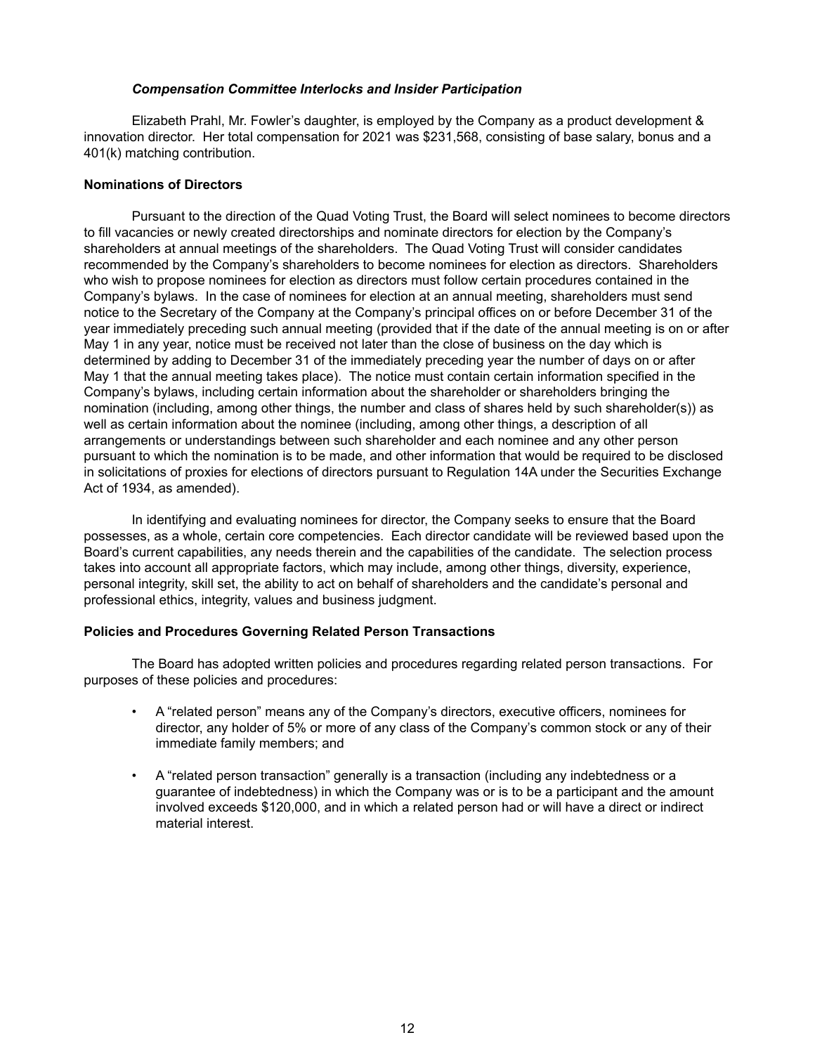### *Compensation Committee Interlocks and Insider Participation*

Elizabeth Prahl, Mr. Fowler's daughter, is employed by the Company as a product development & innovation director. Her total compensation for 2021 was $231,568, consisting of base salary, bonus and a 401(k) matching contribution.

**Nominations of Directors**

Pursuant to the direction of the Quad Voting Trust, the Board will select nominees to become directors to fill vacancies or newly created directorships and nominate directors for election by the Company's shareholders at annual meetings of the shareholders. The Quad Voting Trust will consider candidates recommended by the Company's shareholders to become nominees for election as directors. Shareholders who wish to propose nominees for election as directors must follow certain procedures contained in the Company's bylaws. In the case of nominees for election at an annual meeting, shareholders must send notice to the Secretary of the Company at the Company's principal offices on or before December 31 of the year immediately preceding such annual meeting (provided that if the date of the annual meeting is on or after May 1 in any year, notice must be received not later than the close of business on the day which is determined by adding to December 31 of the immediately preceding year the number of days on or after May 1 that the annual meeting takes place). The notice must contain certain information specified in the Company's bylaws, including certain information about the shareholder or shareholders bringing the nomination (including, among other things, the number and class of shares held by such shareholder(s)) as well as certain information about the nominee (including, among other things, a description of all arrangements or understandings between such shareholder and each nominee and any other person pursuant to which the nomination is to be made, and other information that would be required to be disclosed in solicitations of proxies for elections of directors pursuant to Regulation 14A under the Securities Exchange Act of 1934, as amended).

In identifying and evaluating nominees for director, the Company seeks to ensure that the Board possesses, as a whole, certain core competencies. Each director candidate will be reviewed based upon the Board's current capabilities, any needs therein and the capabilities of the candidate. The selection process takes into account all appropriate factors, which may include, among other things, diversity, experience, personal integrity, skill set, the ability to act on behalf of shareholders and the candidate's personal and professional ethics, integrity, values and business judgment.

**Policies and Procedures Governing Related Person Transactions**

The Board has adopted written policies and procedures regarding related person transactions. For purposes of these policies and procedures:

- A "related person" means any of the Company's directors, executive officers, nominees for director, any holder of 5% or more of any class of the Company's common stock or any of their immediate family members; and
- A "related person transaction" generally is a transaction (including any indebtedness or a guarantee of indebtedness) in which the Company was or is to be a participant and the amount involved exceeds $120,000, and in which a related person had or will have a direct or indirect material interest.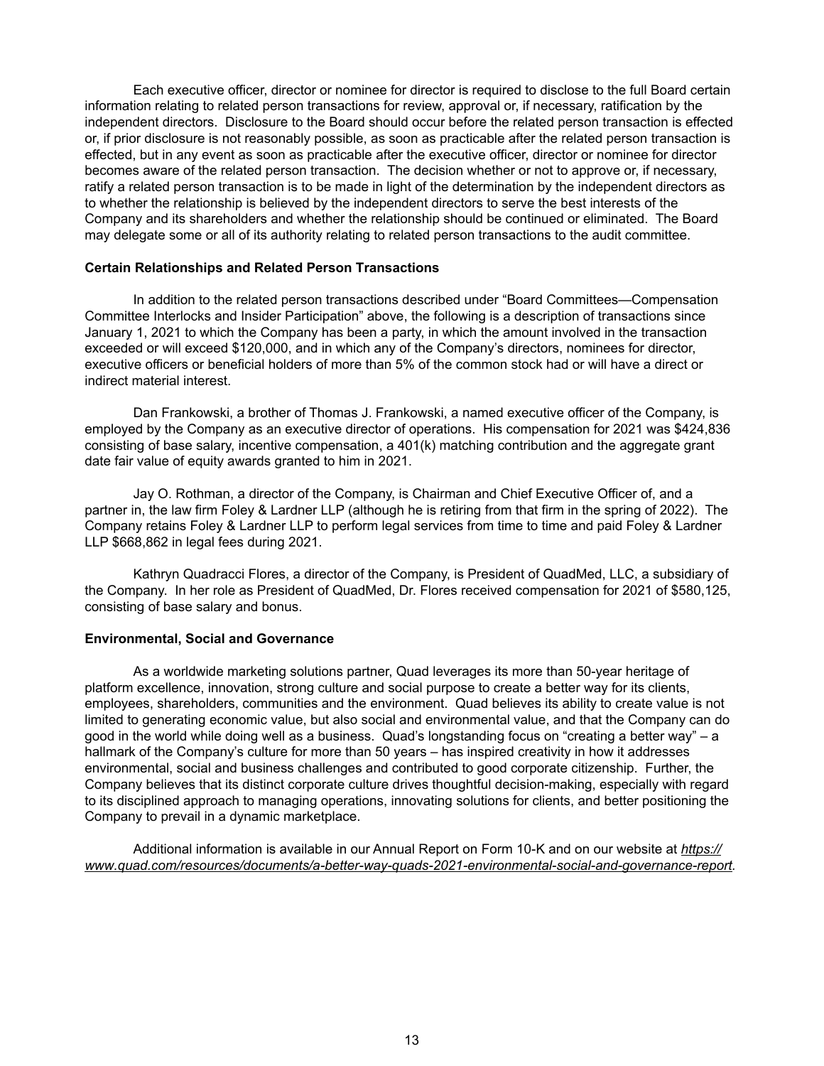Each executive officer, director or nominee for director is required to disclose to the full Board certain information relating to related person transactions for review, approval or, if necessary, ratification by the independent directors. Disclosure to the Board should occur before the related person transaction is effected or, if prior disclosure is not reasonably possible, as soon as practicable after the related person transaction is effected, but in any event as soon as practicable after the executive officer, director or nominee for director becomes aware of the related person transaction. The decision whether or not to approve or, if necessary, ratify a related person transaction is to be made in light of the determination by the independent directors as to whether the relationship is believed by the independent directors to serve the best interests of the Company and its shareholders and whether the relationship should be continued or eliminated. The Board may delegate some or all of its authority relating to related person transactions to the audit committee.

**Certain Relationships and Related Person Transactions**

In addition to the related person transactions described under "Board Committees—Compensation Committee Interlocks and Insider Participation" above, the following is a description of transactions since January 1, 2021 to which the Company has been a party, in which the amount involved in the transaction exceeded or will exceed $120,000, and in which any of the Company's directors, nominees for director, executive officers or beneficial holders of more than 5% of the common stock had or will have a direct or indirect material interest.

Dan Frankowski, a brother of Thomas J. Frankowski, a named executive officer of the Company, is employed by the Company as an executive director of operations. His compensation for 2021 was $424,836 consisting of base salary, incentive compensation, a 401(k) matching contribution and the aggregate grant date fair value of equity awards granted to him in 2021.

Jay O. Rothman, a director of the Company, is Chairman and Chief Executive Officer of, and a partner in, the law firm Foley & Lardner LLP (although he is retiring from that firm in the spring of 2022). The Company retains Foley & Lardner LLP to perform legal services from time to time and paid Foley & Lardner LLP $668,862 in legal fees during 2021.

Kathryn Quadracci Flores, a director of the Company, is President of QuadMed, LLC, a subsidiary of the Company. In her role as President of QuadMed, Dr. Flores received compensation for 2021 of $580,125, consisting of base salary and bonus.

**Environmental, Social and Governance**

As a worldwide marketing solutions partner, Quad leverages its more than 50-year heritage of platform excellence, innovation, strong culture and social purpose to create a better way for its clients, employees, shareholders, communities and the environment. Quad believes its ability to create value is not limited to generating economic value, but also social and environmental value, and that the Company can do good in the world while doing well as a business. Quad's longstanding focus on "creating a better way" – a hallmark of the Company's culture for more than 50 years – has inspired creativity in how it addresses environmental, social and business challenges and contributed to good corporate citizenship. Further, the Company believes that its distinct corporate culture drives thoughtful decision-making, especially with regard to its disciplined approach to managing operations, innovating solutions for clients, and better positioning the Company to prevail in a dynamic marketplace.

Additional information is available in our Annual Report on Form 10-K and on our website at *https://www.quad.com/resources/documents/a-better-way-quads-2021-environmental-social-and-governance-report.*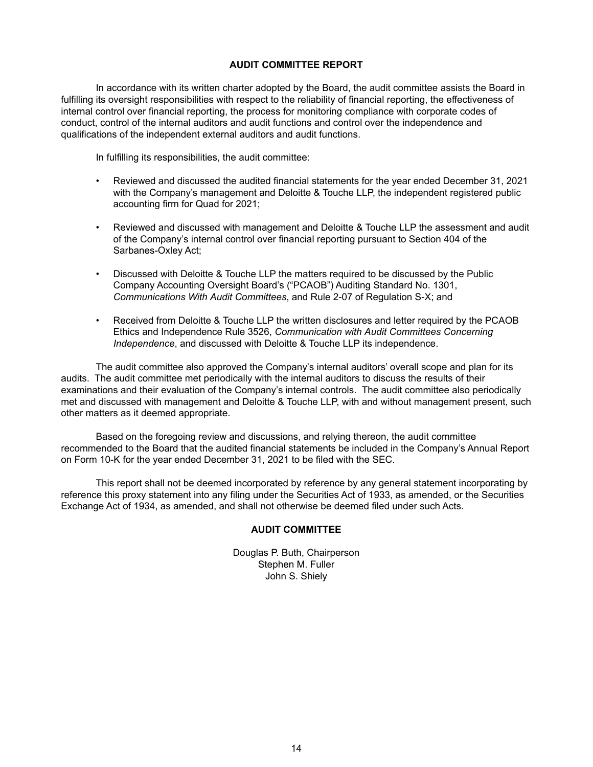## AUDIT COMMITTEE REPORT

In accordance with its written charter adopted by the Board, the audit committee assists the Board in fulfilling its oversight responsibilities with respect to the reliability of financial reporting, the effectiveness of internal control over financial reporting, the process for monitoring compliance with corporate codes of conduct, control of the internal auditors and audit functions and control over the independence and qualifications of the independent external auditors and audit functions.

In fulfilling its responsibilities, the audit committee:

- Reviewed and discussed the audited financial statements for the year ended December 31, 2021 with the Company's management and Deloitte & Touche LLP, the independent registered public accounting firm for Quad for 2021;
- Reviewed and discussed with management and Deloitte & Touche LLP the assessment and audit of the Company's internal control over financial reporting pursuant to Section 404 of the Sarbanes-Oxley Act;
- Discussed with Deloitte & Touche LLP the matters required to be discussed by the Public Company Accounting Oversight Board's ("PCAOB") Auditing Standard No. 1301, *Communications With Audit Committees*, and Rule 2-07 of Regulation S-X; and
- Received from Deloitte & Touche LLP the written disclosures and letter required by the PCAOB Ethics and Independence Rule 3526, *Communication with Audit Committees Concerning Independence*, and discussed with Deloitte & Touche LLP its independence.

The audit committee also approved the Company's internal auditors' overall scope and plan for its audits. The audit committee met periodically with the internal auditors to discuss the results of their examinations and their evaluation of the Company's internal controls. The audit committee also periodically met and discussed with management and Deloitte & Touche LLP, with and without management present, such other matters as it deemed appropriate.

Based on the foregoing review and discussions, and relying thereon, the audit committee recommended to the Board that the audited financial statements be included in the Company's Annual Report on Form 10-K for the year ended December 31, 2021 to be filed with the SEC.

This report shall not be deemed incorporated by reference by any general statement incorporating by reference this proxy statement into any filing under the Securities Act of 1933, as amended, or the Securities Exchange Act of 1934, as amended, and shall not otherwise be deemed filed under such Acts.

**AUDIT COMMITTEE**

Douglas P. Buth, Chairperson
Stephen M. Fuller
John S. Shiely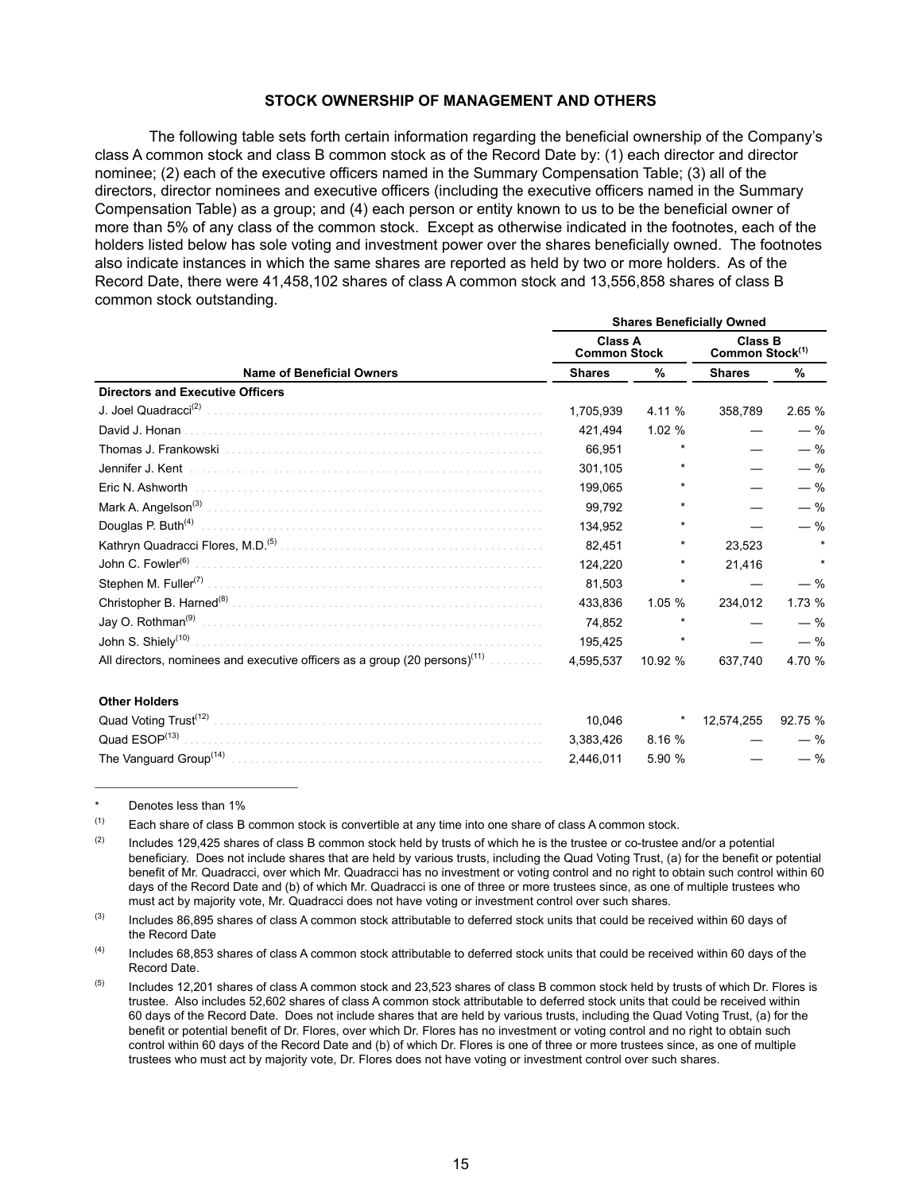## STOCK OWNERSHIP OF MANAGEMENT AND OTHERS

The following table sets forth certain information regarding the beneficial ownership of the Company's class A common stock and class B common stock as of the Record Date by: (1) each director and director nominee; (2) each of the executive officers named in the Summary Compensation Table; (3) all of the directors, director nominees and executive officers (including the executive officers named in the Summary Compensation Table) as a group; and (4) each person or entity known to us to be the beneficial owner of more than 5% of any class of the common stock. Except as otherwise indicated in the footnotes, each of the holders listed below has sole voting and investment power over the shares beneficially owned. The footnotes also indicate instances in which the same shares are reported as held by two or more holders. As of the Record Date, there were 41,458,102 shares of class A common stock and 13,556,858 shares of class B common stock outstanding.

| | Shares Beneficially Owned | | | |
|---|---|---|---|---|
| | Class A Common Stock | | Class B Common Stock[(1)] | |
| Name of Beneficial Owners | Shares | % | Shares | % |
| **Directors and Executive Officers** | | | | |
| J. Joel Quadracci[(2)] | 1,705,939 | 4.11 % | 358,789 | 2.65 % |
| David J. Honan | 421,494 | 1.02 % | — | — % |
| Thomas J. Frankowski | 66,951 | * | — | — % |
| Jennifer J. Kent | 301,105 | * | — | — % |
| Eric N. Ashworth | 199,065 | * | — | — % |
| Mark A. Angelson[(3)] | 99,792 | * | — | — % |
| Douglas P. Buth[(4)] | 134,952 | * | — | — % |
| Kathryn Quadracci Flores, M.D.[(5)] | 82,451 | * | 23,523 | * |
| John C. Fowler[(6)] | 124,220 | * | 21,416 | * |
| Stephen M. Fuller[(7)] | 81,503 | * | — | — % |
| Christopher B. Harned[(8)] | 433,836 | 1.05 % | 234,012 | 1.73 % |
| Jay O. Rothman[(9)] | 74,852 | * | — | — % |
| John S. Shiely[(10)] | 195,425 | * | — | — % |
| All directors, nominees and executive officers as a group (20 persons)[(11)] | 4,595,537 | 10.92 % | 637,740 | 4.70 % |
| **Other Holders** | | | | |
| Quad Voting Trust[(12)] | 10,046 | * | 12,574,255 | 92.75 % |
| Quad ESOP[(13)] | 3,383,426 | 8.16 % | — | — % |
| The Vanguard Group[(14)] | 2,446,011 | 5.90 % | — | — % |

\* Denotes less than 1%

(1) Each share of class B common stock is convertible at any time into one share of class A common stock.

(2) Includes 129,425 shares of class B common stock held by trusts of which he is the trustee or co-trustee and/or a potential beneficiary. Does not include shares that are held by various trusts, including the Quad Voting Trust, (a) for the benefit or potential benefit of Mr. Quadracci, over which Mr. Quadracci has no investment or voting control and no right to obtain such control within 60 days of the Record Date and (b) of which Mr. Quadracci is one of three or more trustees since, as one of multiple trustees who must act by majority vote, Mr. Quadracci does not have voting or investment control over such shares.

(3) Includes 86,895 shares of class A common stock attributable to deferred stock units that could be received within 60 days of the Record Date

(4) Includes 68,853 shares of class A common stock attributable to deferred stock units that could be received within 60 days of the Record Date.

(5) Includes 12,201 shares of class A common stock and 23,523 shares of class B common stock held by trusts of which Dr. Flores is trustee. Also includes 52,602 shares of class A common stock attributable to deferred stock units that could be received within 60 days of the Record Date. Does not include shares that are held by various trusts, including the Quad Voting Trust, (a) for the benefit or potential benefit of Dr. Flores, over which Dr. Flores has no investment or voting control and no right to obtain such control within 60 days of the Record Date and (b) of which Dr. Flores is one of three or more trustees since, as one of multiple trustees who must act by majority vote, Dr. Flores does not have voting or investment control over such shares.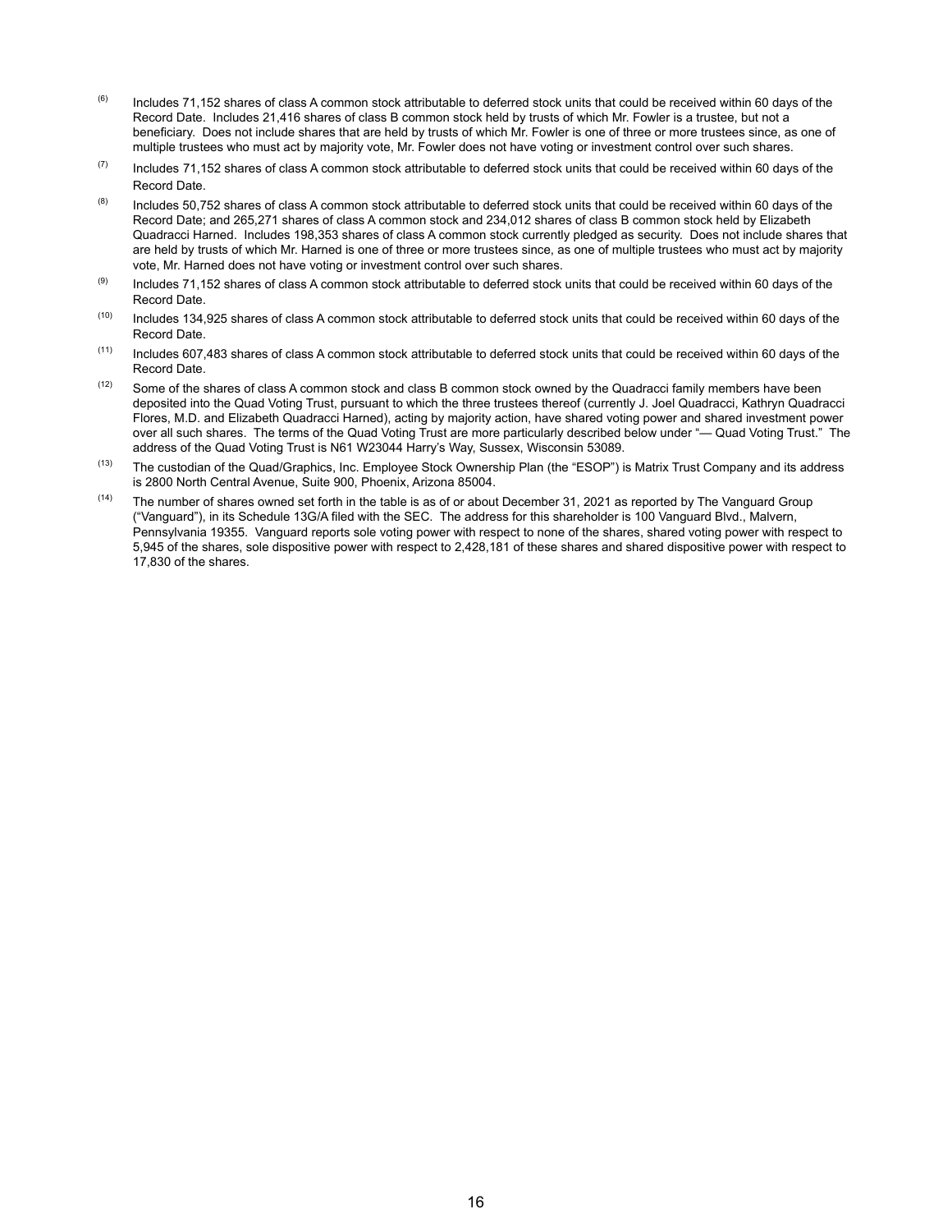(6) Includes 71,152 shares of class A common stock attributable to deferred stock units that could be received within 60 days of the Record Date. Includes 21,416 shares of class B common stock held by trusts of which Mr. Fowler is a trustee, but not a beneficiary. Does not include shares that are held by trusts of which Mr. Fowler is one of three or more trustees since, as one of multiple trustees who must act by majority vote, Mr. Fowler does not have voting or investment control over such shares.

(7) Includes 71,152 shares of class A common stock attributable to deferred stock units that could be received within 60 days of the Record Date.

(8) Includes 50,752 shares of class A common stock attributable to deferred stock units that could be received within 60 days of the Record Date; and 265,271 shares of class A common stock and 234,012 shares of class B common stock held by Elizabeth Quadracci Harned. Includes 198,353 shares of class A common stock currently pledged as security. Does not include shares that are held by trusts of which Mr. Harned is one of three or more trustees since, as one of multiple trustees who must act by majority vote, Mr. Harned does not have voting or investment control over such shares.

(9) Includes 71,152 shares of class A common stock attributable to deferred stock units that could be received within 60 days of the Record Date.

(10) Includes 134,925 shares of class A common stock attributable to deferred stock units that could be received within 60 days of the Record Date.

(11) Includes 607,483 shares of class A common stock attributable to deferred stock units that could be received within 60 days of the Record Date.

(12) Some of the shares of class A common stock and class B common stock owned by the Quadracci family members have been deposited into the Quad Voting Trust, pursuant to which the three trustees thereof (currently J. Joel Quadracci, Kathryn Quadracci Flores, M.D. and Elizabeth Quadracci Harned), acting by majority action, have shared voting power and shared investment power over all such shares. The terms of the Quad Voting Trust are more particularly described below under "— Quad Voting Trust." The address of the Quad Voting Trust is N61 W23044 Harry's Way, Sussex, Wisconsin 53089.

(13) The custodian of the Quad/Graphics, Inc. Employee Stock Ownership Plan (the "ESOP") is Matrix Trust Company and its address is 2800 North Central Avenue, Suite 900, Phoenix, Arizona 85004.

(14) The number of shares owned set forth in the table is as of or about December 31, 2021 as reported by The Vanguard Group ("Vanguard"), in its Schedule 13G/A filed with the SEC. The address for this shareholder is 100 Vanguard Blvd., Malvern, Pennsylvania 19355. Vanguard reports sole voting power with respect to none of the shares, shared voting power with respect to 5,945 of the shares, sole dispositive power with respect to 2,428,181 of these shares and shared dispositive power with respect to 17,830 of the shares.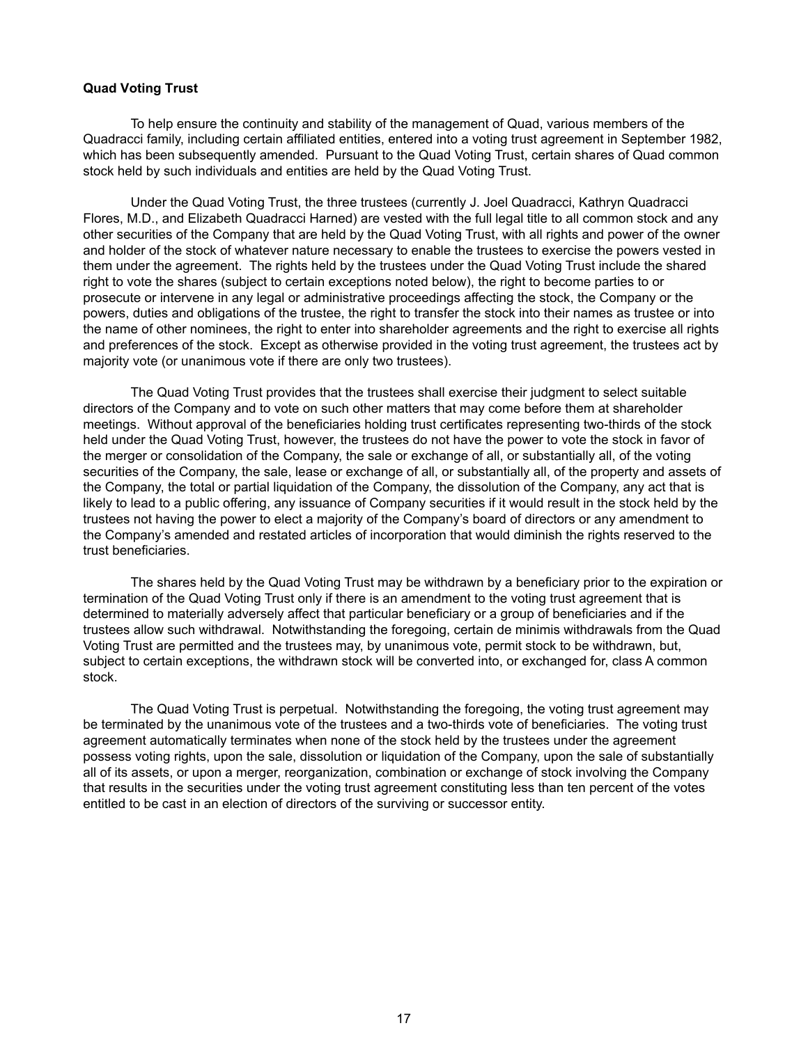**Quad Voting Trust**

To help ensure the continuity and stability of the management of Quad, various members of the Quadracci family, including certain affiliated entities, entered into a voting trust agreement in September 1982, which has been subsequently amended. Pursuant to the Quad Voting Trust, certain shares of Quad common stock held by such individuals and entities are held by the Quad Voting Trust.

Under the Quad Voting Trust, the three trustees (currently J. Joel Quadracci, Kathryn Quadracci Flores, M.D., and Elizabeth Quadracci Harned) are vested with the full legal title to all common stock and any other securities of the Company that are held by the Quad Voting Trust, with all rights and power of the owner and holder of the stock of whatever nature necessary to enable the trustees to exercise the powers vested in them under the agreement. The rights held by the trustees under the Quad Voting Trust include the shared right to vote the shares (subject to certain exceptions noted below), the right to become parties to or prosecute or intervene in any legal or administrative proceedings affecting the stock, the Company or the powers, duties and obligations of the trustee, the right to transfer the stock into their names as trustee or into the name of other nominees, the right to enter into shareholder agreements and the right to exercise all rights and preferences of the stock. Except as otherwise provided in the voting trust agreement, the trustees act by majority vote (or unanimous vote if there are only two trustees).

The Quad Voting Trust provides that the trustees shall exercise their judgment to select suitable directors of the Company and to vote on such other matters that may come before them at shareholder meetings. Without approval of the beneficiaries holding trust certificates representing two-thirds of the stock held under the Quad Voting Trust, however, the trustees do not have the power to vote the stock in favor of the merger or consolidation of the Company, the sale or exchange of all, or substantially all, of the voting securities of the Company, the sale, lease or exchange of all, or substantially all, of the property and assets of the Company, the total or partial liquidation of the Company, the dissolution of the Company, any act that is likely to lead to a public offering, any issuance of Company securities if it would result in the stock held by the trustees not having the power to elect a majority of the Company's board of directors or any amendment to the Company's amended and restated articles of incorporation that would diminish the rights reserved to the trust beneficiaries.

The shares held by the Quad Voting Trust may be withdrawn by a beneficiary prior to the expiration or termination of the Quad Voting Trust only if there is an amendment to the voting trust agreement that is determined to materially adversely affect that particular beneficiary or a group of beneficiaries and if the trustees allow such withdrawal. Notwithstanding the foregoing, certain de minimis withdrawals from the Quad Voting Trust are permitted and the trustees may, by unanimous vote, permit stock to be withdrawn, but, subject to certain exceptions, the withdrawn stock will be converted into, or exchanged for, class A common stock.

The Quad Voting Trust is perpetual. Notwithstanding the foregoing, the voting trust agreement may be terminated by the unanimous vote of the trustees and a two-thirds vote of beneficiaries. The voting trust agreement automatically terminates when none of the stock held by the trustees under the agreement possess voting rights, upon the sale, dissolution or liquidation of the Company, upon the sale of substantially all of its assets, or upon a merger, reorganization, combination or exchange of stock involving the Company that results in the securities under the voting trust agreement constituting less than ten percent of the votes entitled to be cast in an election of directors of the surviving or successor entity.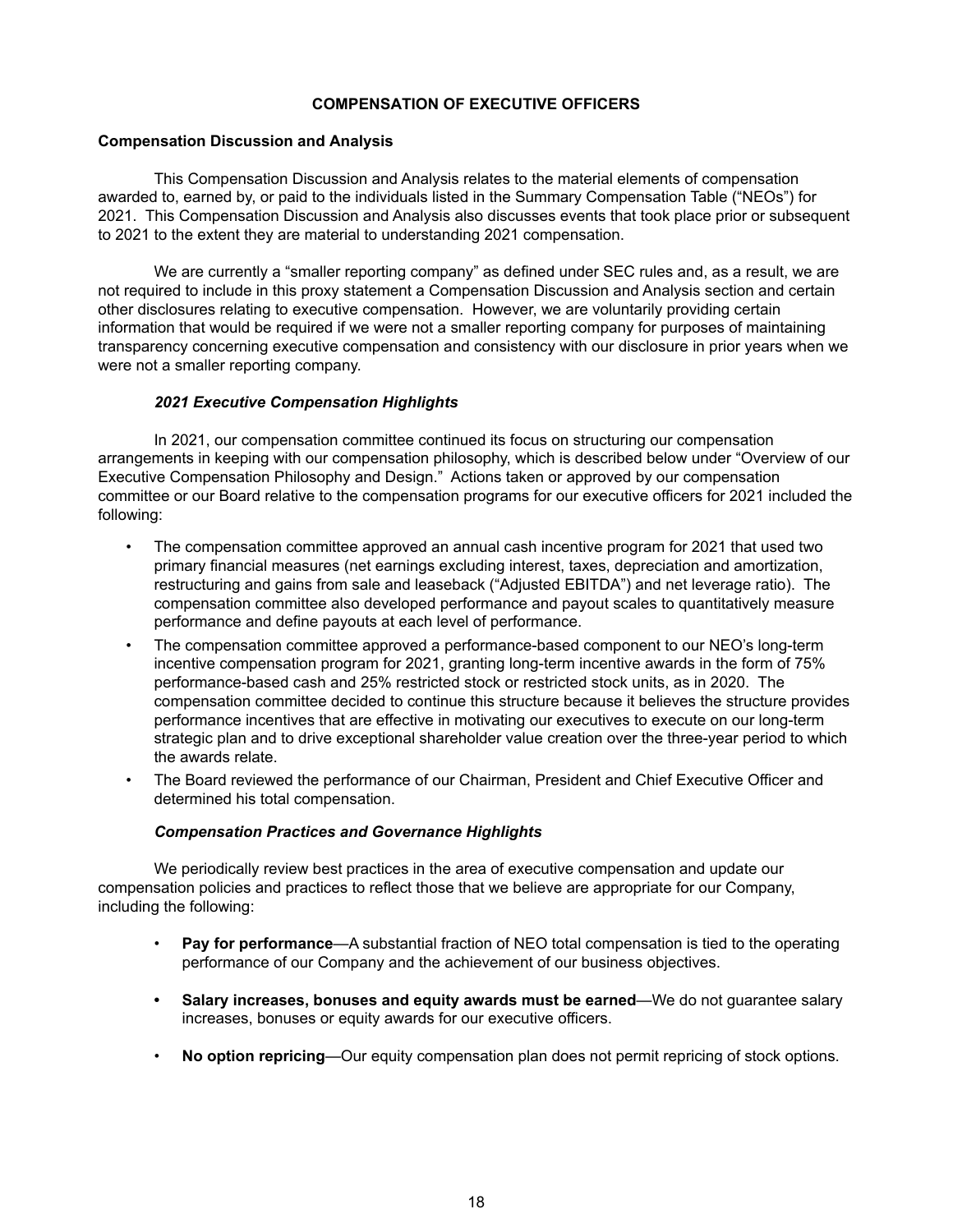## COMPENSATION OF EXECUTIVE OFFICERS

### Compensation Discussion and Analysis

This Compensation Discussion and Analysis relates to the material elements of compensation awarded to, earned by, or paid to the individuals listed in the Summary Compensation Table ("NEOs") for 2021. This Compensation Discussion and Analysis also discusses events that took place prior or subsequent to 2021 to the extent they are material to understanding 2021 compensation.

We are currently a "smaller reporting company" as defined under SEC rules and, as a result, we are not required to include in this proxy statement a Compensation Discussion and Analysis section and certain other disclosures relating to executive compensation. However, we are voluntarily providing certain information that would be required if we were not a smaller reporting company for purposes of maintaining transparency concerning executive compensation and consistency with our disclosure in prior years when we were not a smaller reporting company.

#### *2021 Executive Compensation Highlights*

In 2021, our compensation committee continued its focus on structuring our compensation arrangements in keeping with our compensation philosophy, which is described below under "Overview of our Executive Compensation Philosophy and Design." Actions taken or approved by our compensation committee or our Board relative to the compensation programs for our executive officers for 2021 included the following:

- The compensation committee approved an annual cash incentive program for 2021 that used two primary financial measures (net earnings excluding interest, taxes, depreciation and amortization, restructuring and gains from sale and leaseback ("Adjusted EBITDA") and net leverage ratio). The compensation committee also developed performance and payout scales to quantitatively measure performance and define payouts at each level of performance.
- The compensation committee approved a performance-based component to our NEO's long-term incentive compensation program for 2021, granting long-term incentive awards in the form of 75% performance-based cash and 25% restricted stock or restricted stock units, as in 2020. The compensation committee decided to continue this structure because it believes the structure provides performance incentives that are effective in motivating our executives to execute on our long-term strategic plan and to drive exceptional shareholder value creation over the three-year period to which the awards relate.
- The Board reviewed the performance of our Chairman, President and Chief Executive Officer and determined his total compensation.

#### *Compensation Practices and Governance Highlights*

We periodically review best practices in the area of executive compensation and update our compensation policies and practices to reflect those that we believe are appropriate for our Company, including the following:

- **Pay for performance**—A substantial fraction of NEO total compensation is tied to the operating performance of our Company and the achievement of our business objectives.
- **Salary increases, bonuses and equity awards must be earned**—We do not guarantee salary increases, bonuses or equity awards for our executive officers.
- **No option repricing**—Our equity compensation plan does not permit repricing of stock options.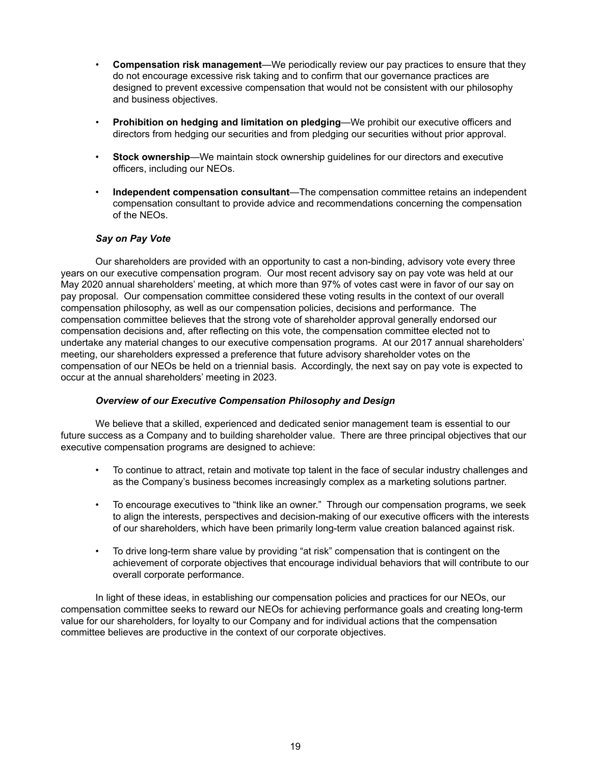- **Compensation risk management**—We periodically review our pay practices to ensure that they do not encourage excessive risk taking and to confirm that our governance practices are designed to prevent excessive compensation that would not be consistent with our philosophy and business objectives.

- **Prohibition on hedging and limitation on pledging**—We prohibit our executive officers and directors from hedging our securities and from pledging our securities without prior approval.

- **Stock ownership**—We maintain stock ownership guidelines for our directors and executive officers, including our NEOs.

- **Independent compensation consultant**—The compensation committee retains an independent compensation consultant to provide advice and recommendations concerning the compensation of the NEOs.

***Say on Pay Vote***

Our shareholders are provided with an opportunity to cast a non-binding, advisory vote every three years on our executive compensation program. Our most recent advisory say on pay vote was held at our May 2020 annual shareholders' meeting, at which more than 97% of votes cast were in favor of our say on pay proposal. Our compensation committee considered these voting results in the context of our overall compensation philosophy, as well as our compensation policies, decisions and performance. The compensation committee believes that the strong vote of shareholder approval generally endorsed our compensation decisions and, after reflecting on this vote, the compensation committee elected not to undertake any material changes to our executive compensation programs. At our 2017 annual shareholders' meeting, our shareholders expressed a preference that future advisory shareholder votes on the compensation of our NEOs be held on a triennial basis. Accordingly, the next say on pay vote is expected to occur at the annual shareholders' meeting in 2023.

***Overview of our Executive Compensation Philosophy and Design***

We believe that a skilled, experienced and dedicated senior management team is essential to our future success as a Company and to building shareholder value. There are three principal objectives that our executive compensation programs are designed to achieve:

- To continue to attract, retain and motivate top talent in the face of secular industry challenges and as the Company's business becomes increasingly complex as a marketing solutions partner.

- To encourage executives to "think like an owner." Through our compensation programs, we seek to align the interests, perspectives and decision-making of our executive officers with the interests of our shareholders, which have been primarily long-term value creation balanced against risk.

- To drive long-term share value by providing "at risk" compensation that is contingent on the achievement of corporate objectives that encourage individual behaviors that will contribute to our overall corporate performance.

In light of these ideas, in establishing our compensation policies and practices for our NEOs, our compensation committee seeks to reward our NEOs for achieving performance goals and creating long-term value for our shareholders, for loyalty to our Company and for individual actions that the compensation committee believes are productive in the context of our corporate objectives.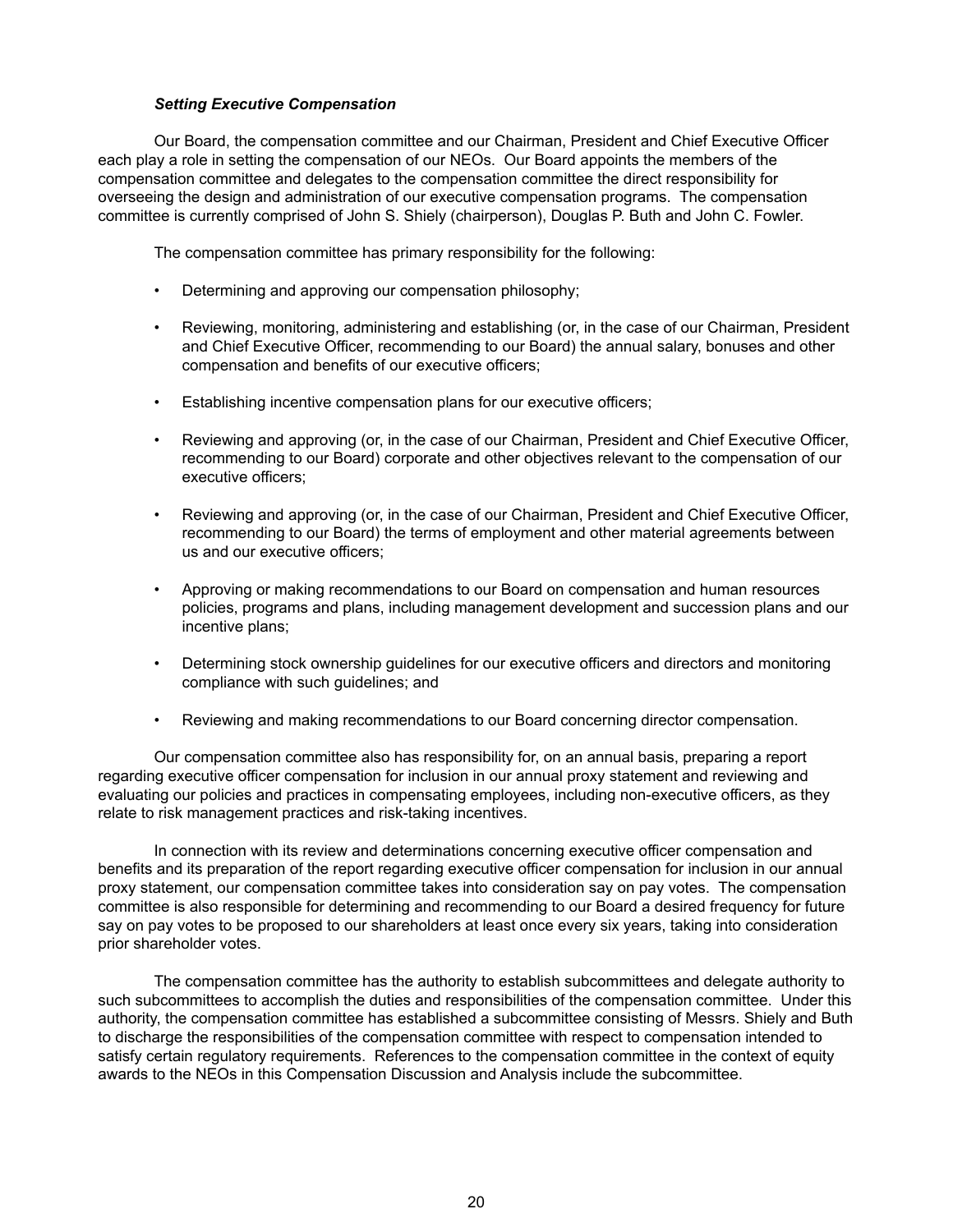***Setting Executive Compensation***

Our Board, the compensation committee and our Chairman, President and Chief Executive Officer each play a role in setting the compensation of our NEOs. Our Board appoints the members of the compensation committee and delegates to the compensation committee the direct responsibility for overseeing the design and administration of our executive compensation programs. The compensation committee is currently comprised of John S. Shiely (chairperson), Douglas P. Buth and John C. Fowler.

The compensation committee has primary responsibility for the following:

- Determining and approving our compensation philosophy;
- Reviewing, monitoring, administering and establishing (or, in the case of our Chairman, President and Chief Executive Officer, recommending to our Board) the annual salary, bonuses and other compensation and benefits of our executive officers;
- Establishing incentive compensation plans for our executive officers;
- Reviewing and approving (or, in the case of our Chairman, President and Chief Executive Officer, recommending to our Board) corporate and other objectives relevant to the compensation of our executive officers;
- Reviewing and approving (or, in the case of our Chairman, President and Chief Executive Officer, recommending to our Board) the terms of employment and other material agreements between us and our executive officers;
- Approving or making recommendations to our Board on compensation and human resources policies, programs and plans, including management development and succession plans and our incentive plans;
- Determining stock ownership guidelines for our executive officers and directors and monitoring compliance with such guidelines; and
- Reviewing and making recommendations to our Board concerning director compensation.

Our compensation committee also has responsibility for, on an annual basis, preparing a report regarding executive officer compensation for inclusion in our annual proxy statement and reviewing and evaluating our policies and practices in compensating employees, including non-executive officers, as they relate to risk management practices and risk-taking incentives.

In connection with its review and determinations concerning executive officer compensation and benefits and its preparation of the report regarding executive officer compensation for inclusion in our annual proxy statement, our compensation committee takes into consideration say on pay votes. The compensation committee is also responsible for determining and recommending to our Board a desired frequency for future say on pay votes to be proposed to our shareholders at least once every six years, taking into consideration prior shareholder votes.

The compensation committee has the authority to establish subcommittees and delegate authority to such subcommittees to accomplish the duties and responsibilities of the compensation committee. Under this authority, the compensation committee has established a subcommittee consisting of Messrs. Shiely and Buth to discharge the responsibilities of the compensation committee with respect to compensation intended to satisfy certain regulatory requirements. References to the compensation committee in the context of equity awards to the NEOs in this Compensation Discussion and Analysis include the subcommittee.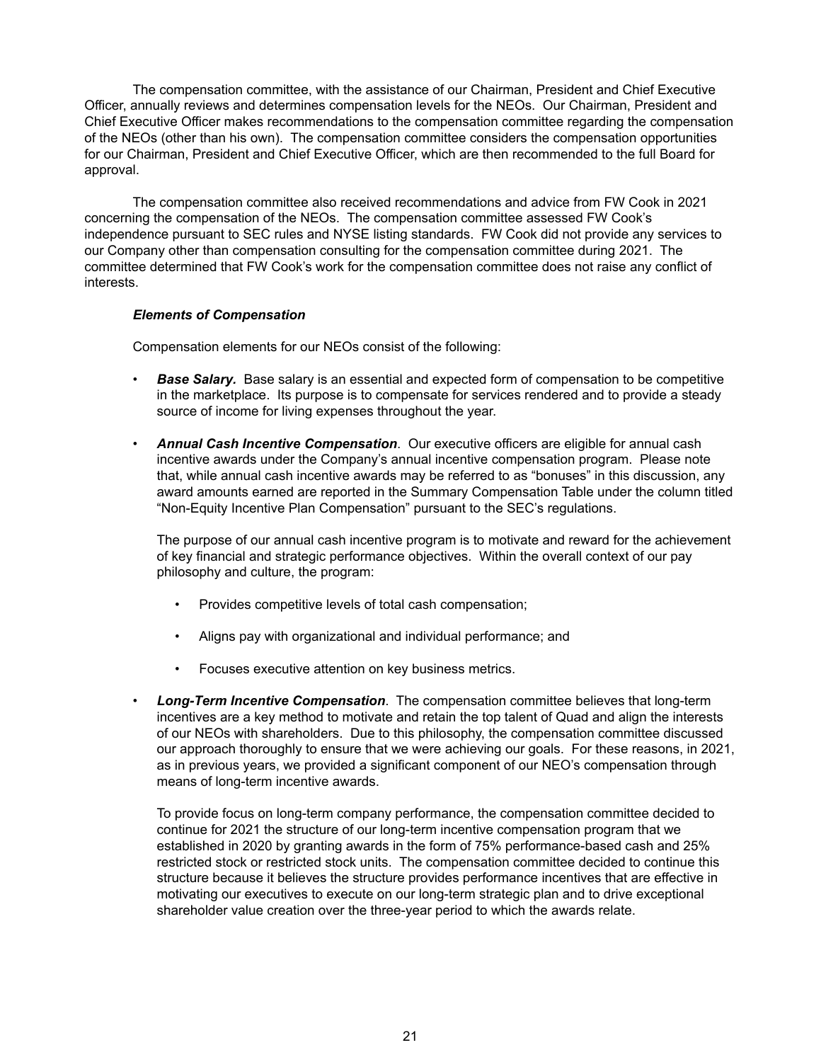The compensation committee, with the assistance of our Chairman, President and Chief Executive Officer, annually reviews and determines compensation levels for the NEOs. Our Chairman, President and Chief Executive Officer makes recommendations to the compensation committee regarding the compensation of the NEOs (other than his own). The compensation committee considers the compensation opportunities for our Chairman, President and Chief Executive Officer, which are then recommended to the full Board for approval.

The compensation committee also received recommendations and advice from FW Cook in 2021 concerning the compensation of the NEOs. The compensation committee assessed FW Cook's independence pursuant to SEC rules and NYSE listing standards. FW Cook did not provide any services to our Company other than compensation consulting for the compensation committee during 2021. The committee determined that FW Cook's work for the compensation committee does not raise any conflict of interests.

***Elements of Compensation***

Compensation elements for our NEOs consist of the following:

- ***Base Salary.*** Base salary is an essential and expected form of compensation to be competitive in the marketplace. Its purpose is to compensate for services rendered and to provide a steady source of income for living expenses throughout the year.

- ***Annual Cash Incentive Compensation***. Our executive officers are eligible for annual cash incentive awards under the Company's annual incentive compensation program. Please note that, while annual cash incentive awards may be referred to as "bonuses" in this discussion, any award amounts earned are reported in the Summary Compensation Table under the column titled "Non-Equity Incentive Plan Compensation" pursuant to the SEC's regulations.

  The purpose of our annual cash incentive program is to motivate and reward for the achievement of key financial and strategic performance objectives. Within the overall context of our pay philosophy and culture, the program:

  - Provides competitive levels of total cash compensation;

  - Aligns pay with organizational and individual performance; and

  - Focuses executive attention on key business metrics.

- ***Long-Term Incentive Compensation***. The compensation committee believes that long-term incentives are a key method to motivate and retain the top talent of Quad and align the interests of our NEOs with shareholders. Due to this philosophy, the compensation committee discussed our approach thoroughly to ensure that we were achieving our goals. For these reasons, in 2021, as in previous years, we provided a significant component of our NEO's compensation through means of long-term incentive awards.

  To provide focus on long-term company performance, the compensation committee decided to continue for 2021 the structure of our long-term incentive compensation program that we established in 2020 by granting awards in the form of 75% performance-based cash and 25% restricted stock or restricted stock units. The compensation committee decided to continue this structure because it believes the structure provides performance incentives that are effective in motivating our executives to execute on our long-term strategic plan and to drive exceptional shareholder value creation over the three-year period to which the awards relate.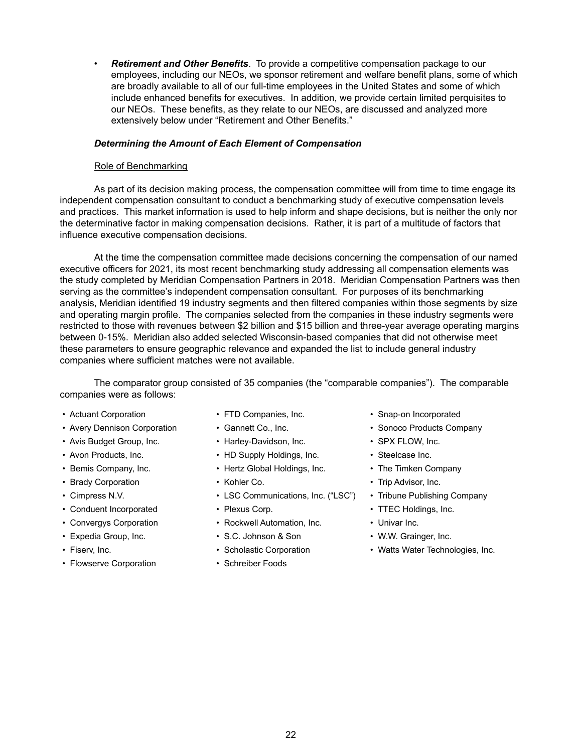- ***Retirement and Other Benefits***. To provide a competitive compensation package to our employees, including our NEOs, we sponsor retirement and welfare benefit plans, some of which are broadly available to all of our full-time employees in the United States and some of which include enhanced benefits for executives. In addition, we provide certain limited perquisites to our NEOs. These benefits, as they relate to our NEOs, are discussed and analyzed more extensively below under "Retirement and Other Benefits."

### *Determining the Amount of Each Element of Compensation*

Role of Benchmarking

As part of its decision making process, the compensation committee will from time to time engage its independent compensation consultant to conduct a benchmarking study of executive compensation levels and practices. This market information is used to help inform and shape decisions, but is neither the only nor the determinative factor in making compensation decisions. Rather, it is part of a multitude of factors that influence executive compensation decisions.

At the time the compensation committee made decisions concerning the compensation of our named executive officers for 2021, its most recent benchmarking study addressing all compensation elements was the study completed by Meridian Compensation Partners in 2018. Meridian Compensation Partners was then serving as the committee's independent compensation consultant. For purposes of its benchmarking analysis, Meridian identified 19 industry segments and then filtered companies within those segments by size and operating margin profile. The companies selected from the companies in these industry segments were restricted to those with revenues between $2 billion and $15 billion and three-year average operating margins between 0-15%. Meridian also added selected Wisconsin-based companies that did not otherwise meet these parameters to ensure geographic relevance and expanded the list to include general industry companies where sufficient matches were not available.

The comparator group consisted of 35 companies (the "comparable companies"). The comparable companies were as follows:

- Actuant Corporation
- Avery Dennison Corporation
- Avis Budget Group, Inc.
- Avon Products, Inc.
- Bemis Company, Inc.
- Brady Corporation
- Cimpress N.V.
- Conduent Incorporated
- Convergys Corporation
- Expedia Group, Inc.
- Fiserv, Inc.
- Flowserve Corporation
- FTD Companies, Inc.
- Gannett Co., Inc.
- Harley-Davidson, Inc.
- HD Supply Holdings, Inc.
- Hertz Global Holdings, Inc.
- Kohler Co.
- LSC Communications, Inc. ("LSC")
- Plexus Corp.
- Rockwell Automation, Inc.
- S.C. Johnson & Son
- Scholastic Corporation
- Schreiber Foods
- Snap-on Incorporated
- Sonoco Products Company
- SPX FLOW, Inc.
- Steelcase Inc.
- The Timken Company
- Trip Advisor, Inc.
- Tribune Publishing Company
- TTEC Holdings, Inc.
- Univar Inc.
- W.W. Grainger, Inc.
- Watts Water Technologies, Inc.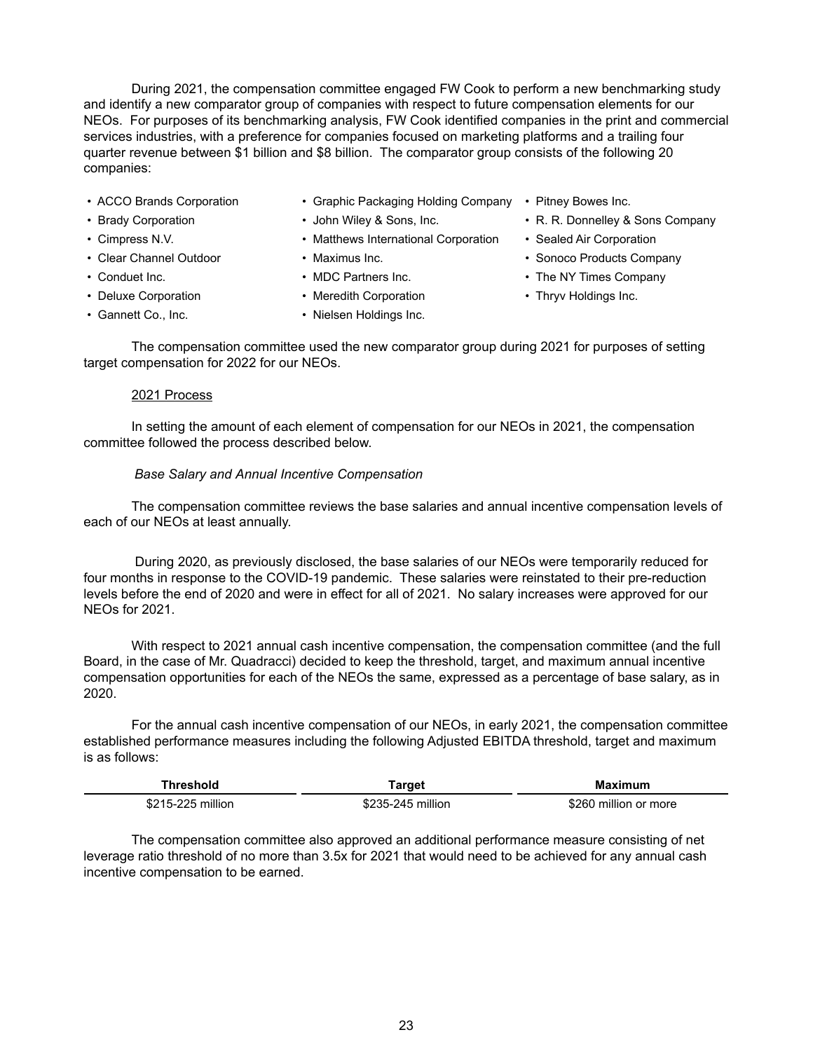During 2021, the compensation committee engaged FW Cook to perform a new benchmarking study and identify a new comparator group of companies with respect to future compensation elements for our NEOs. For purposes of its benchmarking analysis, FW Cook identified companies in the print and commercial services industries, with a preference for companies focused on marketing platforms and a trailing four quarter revenue between \$1 billion and \$8 billion. The comparator group consists of the following 20 companies:

- ACCO Brands Corporation
- Brady Corporation
- Cimpress N.V.
- Clear Channel Outdoor
- Conduet Inc.
- Deluxe Corporation
- Gannett Co., Inc.
- Graphic Packaging Holding Company
- John Wiley & Sons, Inc.
- Matthews International Corporation
- Maximus Inc.
- MDC Partners Inc.
- Meredith Corporation
- Nielsen Holdings Inc.
- Pitney Bowes Inc.
- R. R. Donnelley & Sons Company
- Sealed Air Corporation
- Sonoco Products Company
- The NY Times Company
- Thryv Holdings Inc.

The compensation committee used the new comparator group during 2021 for purposes of setting target compensation for 2022 for our NEOs.

2021 Process

In setting the amount of each element of compensation for our NEOs in 2021, the compensation committee followed the process described below.

*Base Salary and Annual Incentive Compensation*

The compensation committee reviews the base salaries and annual incentive compensation levels of each of our NEOs at least annually.

During 2020, as previously disclosed, the base salaries of our NEOs were temporarily reduced for four months in response to the COVID-19 pandemic. These salaries were reinstated to their pre-reduction levels before the end of 2020 and were in effect for all of 2021. No salary increases were approved for our NEOs for 2021.

With respect to 2021 annual cash incentive compensation, the compensation committee (and the full Board, in the case of Mr. Quadracci) decided to keep the threshold, target, and maximum annual incentive compensation opportunities for each of the NEOs the same, expressed as a percentage of base salary, as in 2020.

For the annual cash incentive compensation of our NEOs, in early 2021, the compensation committee established performance measures including the following Adjusted EBITDA threshold, target and maximum is as follows:

| Threshold | Target | Maximum |
|---|---|---|
| \$215-225 million | \$235-245 million | \$260 million or more |

The compensation committee also approved an additional performance measure consisting of net leverage ratio threshold of no more than 3.5x for 2021 that would need to be achieved for any annual cash incentive compensation to be earned.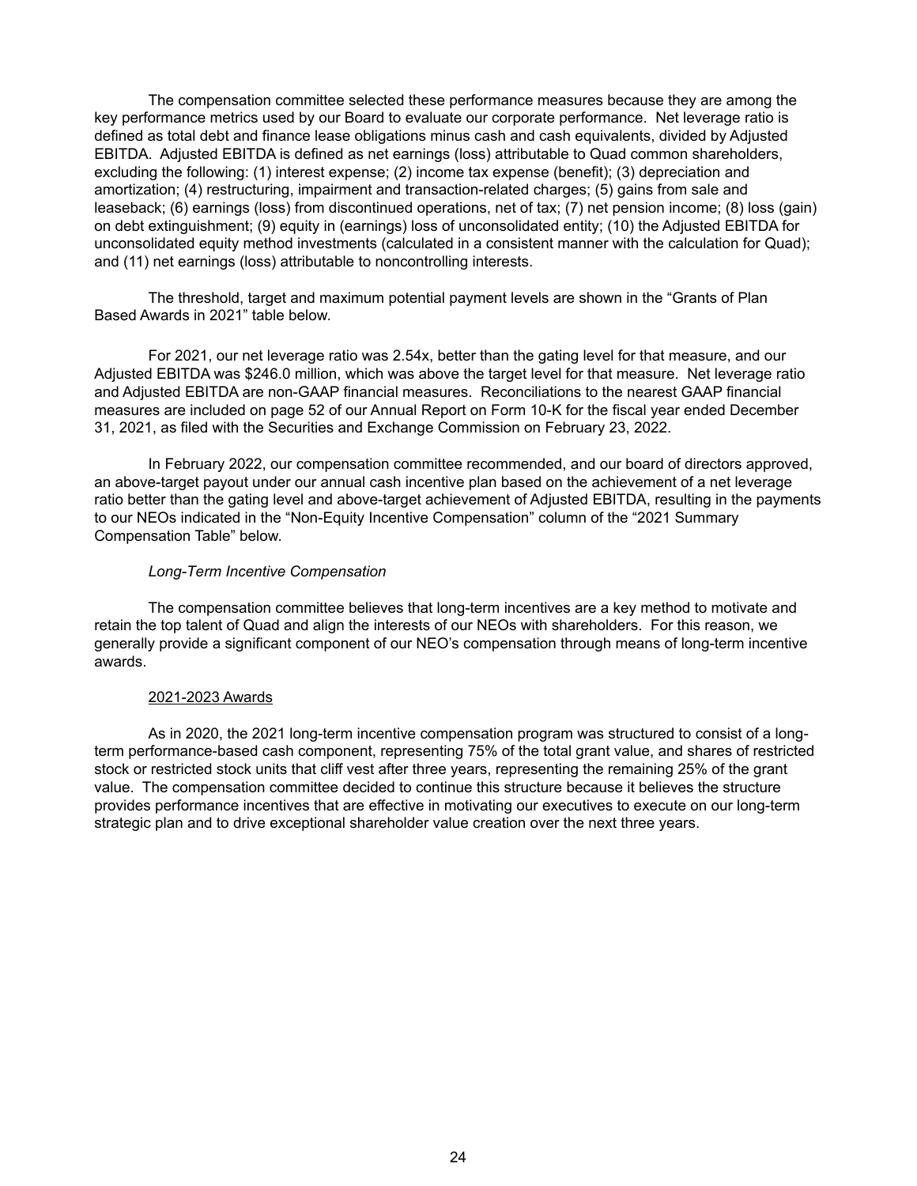The compensation committee selected these performance measures because they are among the key performance metrics used by our Board to evaluate our corporate performance. Net leverage ratio is defined as total debt and finance lease obligations minus cash and cash equivalents, divided by Adjusted EBITDA. Adjusted EBITDA is defined as net earnings (loss) attributable to Quad common shareholders, excluding the following: (1) interest expense; (2) income tax expense (benefit); (3) depreciation and amortization; (4) restructuring, impairment and transaction-related charges; (5) gains from sale and leaseback; (6) earnings (loss) from discontinued operations, net of tax; (7) net pension income; (8) loss (gain) on debt extinguishment; (9) equity in (earnings) loss of unconsolidated entity; (10) the Adjusted EBITDA for unconsolidated equity method investments (calculated in a consistent manner with the calculation for Quad); and (11) net earnings (loss) attributable to noncontrolling interests.

The threshold, target and maximum potential payment levels are shown in the "Grants of Plan Based Awards in 2021" table below.

For 2021, our net leverage ratio was 2.54x, better than the gating level for that measure, and our Adjusted EBITDA was $246.0 million, which was above the target level for that measure. Net leverage ratio and Adjusted EBITDA are non-GAAP financial measures. Reconciliations to the nearest GAAP financial measures are included on page 52 of our Annual Report on Form 10-K for the fiscal year ended December 31, 2021, as filed with the Securities and Exchange Commission on February 23, 2022.

In February 2022, our compensation committee recommended, and our board of directors approved, an above-target payout under our annual cash incentive plan based on the achievement of a net leverage ratio better than the gating level and above-target achievement of Adjusted EBITDA, resulting in the payments to our NEOs indicated in the "Non-Equity Incentive Compensation" column of the "2021 Summary Compensation Table" below.

*Long-Term Incentive Compensation*

The compensation committee believes that long-term incentives are a key method to motivate and retain the top talent of Quad and align the interests of our NEOs with shareholders. For this reason, we generally provide a significant component of our NEO's compensation through means of long-term incentive awards.

2021-2023 Awards

As in 2020, the 2021 long-term incentive compensation program was structured to consist of a long-term performance-based cash component, representing 75% of the total grant value, and shares of restricted stock or restricted stock units that cliff vest after three years, representing the remaining 25% of the grant value. The compensation committee decided to continue this structure because it believes the structure provides performance incentives that are effective in motivating our executives to execute on our long-term strategic plan and to drive exceptional shareholder value creation over the next three years.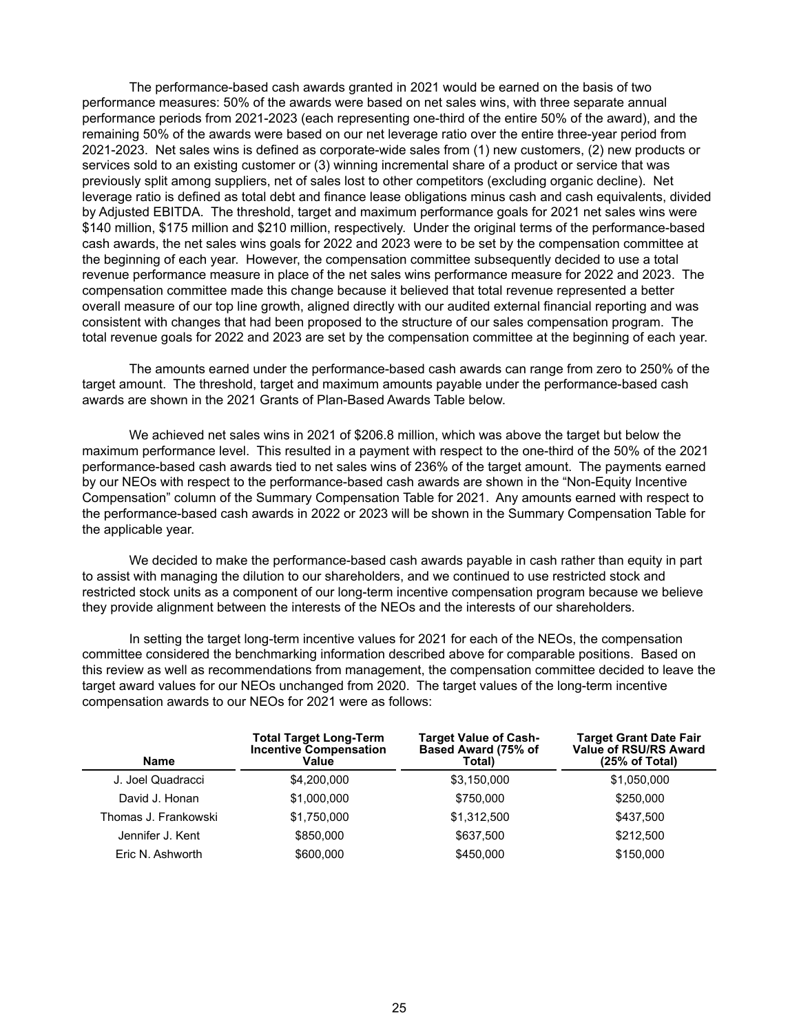The performance-based cash awards granted in 2021 would be earned on the basis of two performance measures: 50% of the awards were based on net sales wins, with three separate annual performance periods from 2021-2023 (each representing one-third of the entire 50% of the award), and the remaining 50% of the awards were based on our net leverage ratio over the entire three-year period from 2021-2023. Net sales wins is defined as corporate-wide sales from (1) new customers, (2) new products or services sold to an existing customer or (3) winning incremental share of a product or service that was previously split among suppliers, net of sales lost to other competitors (excluding organic decline). Net leverage ratio is defined as total debt and finance lease obligations minus cash and cash equivalents, divided by Adjusted EBITDA. The threshold, target and maximum performance goals for 2021 net sales wins were $140 million, $175 million and $210 million, respectively. Under the original terms of the performance-based cash awards, the net sales wins goals for 2022 and 2023 were to be set by the compensation committee at the beginning of each year. However, the compensation committee subsequently decided to use a total revenue performance measure in place of the net sales wins performance measure for 2022 and 2023. The compensation committee made this change because it believed that total revenue represented a better overall measure of our top line growth, aligned directly with our audited external financial reporting and was consistent with changes that had been proposed to the structure of our sales compensation program. The total revenue goals for 2022 and 2023 are set by the compensation committee at the beginning of each year.

The amounts earned under the performance-based cash awards can range from zero to 250% of the target amount. The threshold, target and maximum amounts payable under the performance-based cash awards are shown in the 2021 Grants of Plan-Based Awards Table below.

We achieved net sales wins in 2021 of $206.8 million, which was above the target but below the maximum performance level. This resulted in a payment with respect to the one-third of the 50% of the 2021 performance-based cash awards tied to net sales wins of 236% of the target amount. The payments earned by our NEOs with respect to the performance-based cash awards are shown in the "Non-Equity Incentive Compensation" column of the Summary Compensation Table for 2021. Any amounts earned with respect to the performance-based cash awards in 2022 or 2023 will be shown in the Summary Compensation Table for the applicable year.

We decided to make the performance-based cash awards payable in cash rather than equity in part to assist with managing the dilution to our shareholders, and we continued to use restricted stock and restricted stock units as a component of our long-term incentive compensation program because we believe they provide alignment between the interests of the NEOs and the interests of our shareholders.

In setting the target long-term incentive values for 2021 for each of the NEOs, the compensation committee considered the benchmarking information described above for comparable positions. Based on this review as well as recommendations from management, the compensation committee decided to leave the target award values for our NEOs unchanged from 2020. The target values of the long-term incentive compensation awards to our NEOs for 2021 were as follows:

| Name | Total Target Long-Term Incentive Compensation Value | Target Value of Cash-Based Award (75% of Total) | Target Grant Date Fair Value of RSU/RS Award (25% of Total) |
|---|---|---|---|
| J. Joel Quadracci | $4,200,000 | $3,150,000 | $1,050,000 |
| David J. Honan | $1,000,000 | $750,000 | $250,000 |
| Thomas J. Frankowski | $1,750,000 | $1,312,500 | $437,500 |
| Jennifer J. Kent | $850,000 | $637,500 | $212,500 |
| Eric N. Ashworth | $600,000 | $450,000 | $150,000 |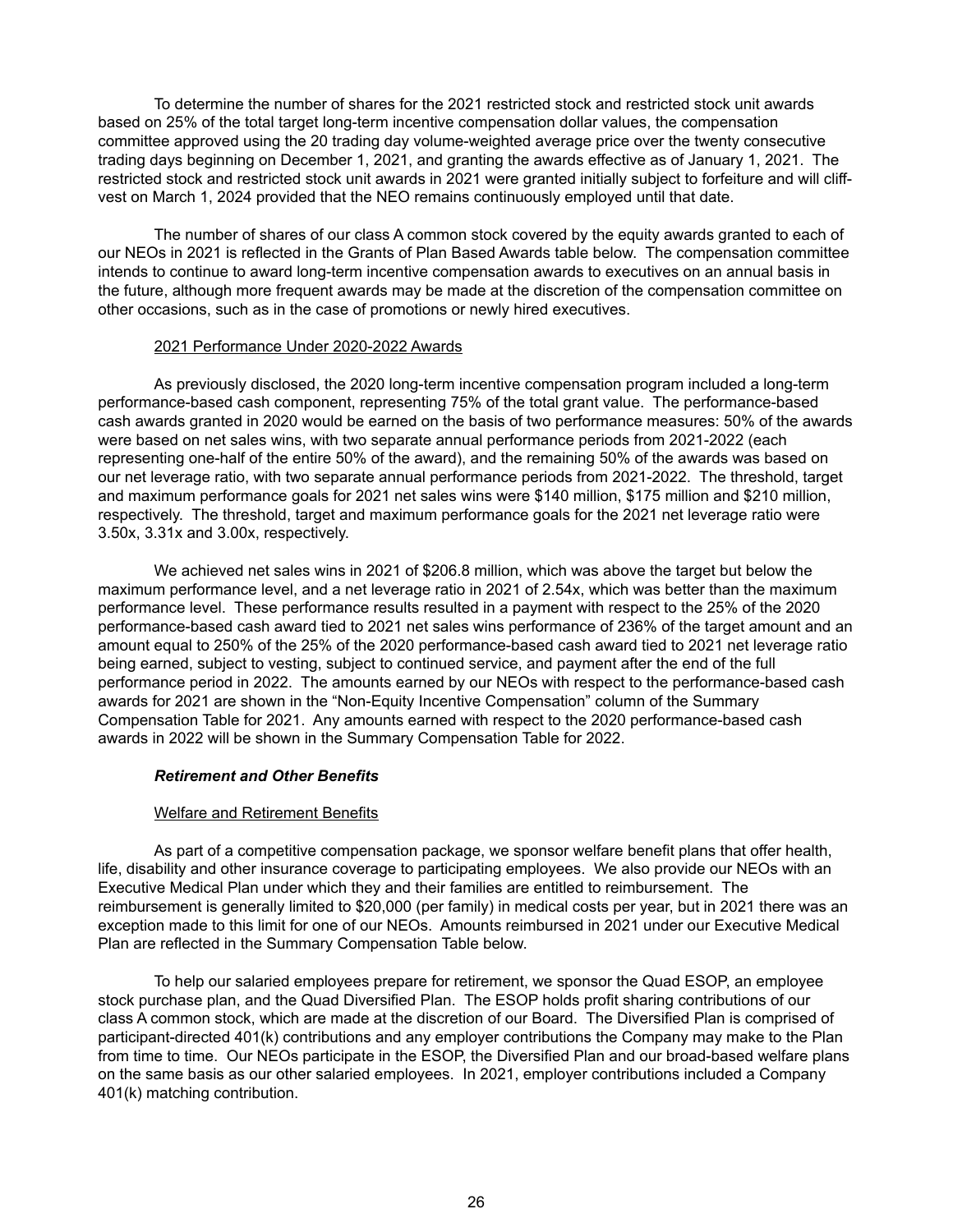To determine the number of shares for the 2021 restricted stock and restricted stock unit awards based on 25% of the total target long-term incentive compensation dollar values, the compensation committee approved using the 20 trading day volume-weighted average price over the twenty consecutive trading days beginning on December 1, 2021, and granting the awards effective as of January 1, 2021. The restricted stock and restricted stock unit awards in 2021 were granted initially subject to forfeiture and will cliff-vest on March 1, 2024 provided that the NEO remains continuously employed until that date.

The number of shares of our class A common stock covered by the equity awards granted to each of our NEOs in 2021 is reflected in the Grants of Plan Based Awards table below. The compensation committee intends to continue to award long-term incentive compensation awards to executives on an annual basis in the future, although more frequent awards may be made at the discretion of the compensation committee on other occasions, such as in the case of promotions or newly hired executives.

2021 Performance Under 2020-2022 Awards

As previously disclosed, the 2020 long-term incentive compensation program included a long-term performance-based cash component, representing 75% of the total grant value. The performance-based cash awards granted in 2020 would be earned on the basis of two performance measures: 50% of the awards were based on net sales wins, with two separate annual performance periods from 2021-2022 (each representing one-half of the entire 50% of the award), and the remaining 50% of the awards was based on our net leverage ratio, with two separate annual performance periods from 2021-2022. The threshold, target and maximum performance goals for 2021 net sales wins were $140 million, $175 million and $210 million, respectively. The threshold, target and maximum performance goals for the 2021 net leverage ratio were 3.50x, 3.31x and 3.00x, respectively.

We achieved net sales wins in 2021 of $206.8 million, which was above the target but below the maximum performance level, and a net leverage ratio in 2021 of 2.54x, which was better than the maximum performance level. These performance results resulted in a payment with respect to the 25% of the 2020 performance-based cash award tied to 2021 net sales wins performance of 236% of the target amount and an amount equal to 250% of the 25% of the 2020 performance-based cash award tied to 2021 net leverage ratio being earned, subject to vesting, subject to continued service, and payment after the end of the full performance period in 2022. The amounts earned by our NEOs with respect to the performance-based cash awards for 2021 are shown in the "Non-Equity Incentive Compensation" column of the Summary Compensation Table for 2021. Any amounts earned with respect to the 2020 performance-based cash awards in 2022 will be shown in the Summary Compensation Table for 2022.

***Retirement and Other Benefits***

Welfare and Retirement Benefits

As part of a competitive compensation package, we sponsor welfare benefit plans that offer health, life, disability and other insurance coverage to participating employees. We also provide our NEOs with an Executive Medical Plan under which they and their families are entitled to reimbursement. The reimbursement is generally limited to $20,000 (per family) in medical costs per year, but in 2021 there was an exception made to this limit for one of our NEOs. Amounts reimbursed in 2021 under our Executive Medical Plan are reflected in the Summary Compensation Table below.

To help our salaried employees prepare for retirement, we sponsor the Quad ESOP, an employee stock purchase plan, and the Quad Diversified Plan. The ESOP holds profit sharing contributions of our class A common stock, which are made at the discretion of our Board. The Diversified Plan is comprised of participant-directed 401(k) contributions and any employer contributions the Company may make to the Plan from time to time. Our NEOs participate in the ESOP, the Diversified Plan and our broad-based welfare plans on the same basis as our other salaried employees. In 2021, employer contributions included a Company 401(k) matching contribution.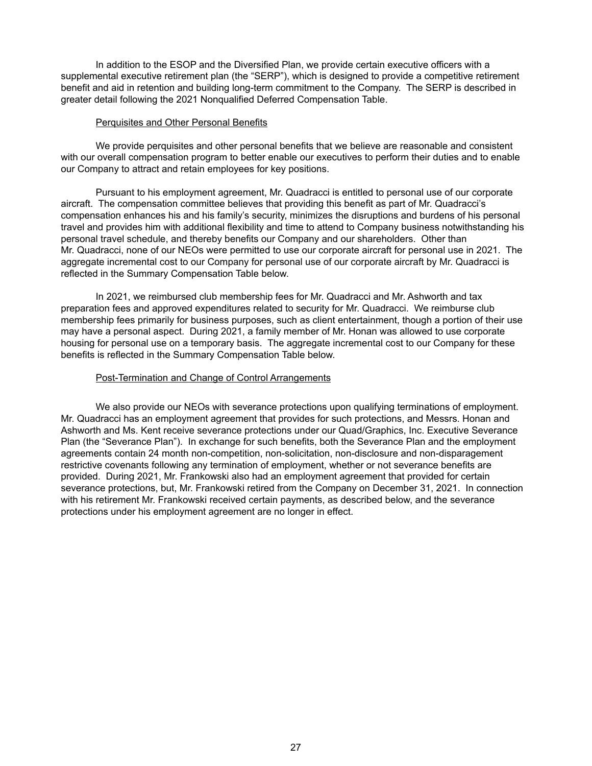In addition to the ESOP and the Diversified Plan, we provide certain executive officers with a supplemental executive retirement plan (the "SERP"), which is designed to provide a competitive retirement benefit and aid in retention and building long-term commitment to the Company. The SERP is described in greater detail following the 2021 Nonqualified Deferred Compensation Table.

#### Perquisites and Other Personal Benefits

We provide perquisites and other personal benefits that we believe are reasonable and consistent with our overall compensation program to better enable our executives to perform their duties and to enable our Company to attract and retain employees for key positions.

Pursuant to his employment agreement, Mr. Quadracci is entitled to personal use of our corporate aircraft. The compensation committee believes that providing this benefit as part of Mr. Quadracci's compensation enhances his and his family's security, minimizes the disruptions and burdens of his personal travel and provides him with additional flexibility and time to attend to Company business notwithstanding his personal travel schedule, and thereby benefits our Company and our shareholders. Other than Mr. Quadracci, none of our NEOs were permitted to use our corporate aircraft for personal use in 2021. The aggregate incremental cost to our Company for personal use of our corporate aircraft by Mr. Quadracci is reflected in the Summary Compensation Table below.

In 2021, we reimbursed club membership fees for Mr. Quadracci and Mr. Ashworth and tax preparation fees and approved expenditures related to security for Mr. Quadracci. We reimburse club membership fees primarily for business purposes, such as client entertainment, though a portion of their use may have a personal aspect. During 2021, a family member of Mr. Honan was allowed to use corporate housing for personal use on a temporary basis. The aggregate incremental cost to our Company for these benefits is reflected in the Summary Compensation Table below.

#### Post-Termination and Change of Control Arrangements

We also provide our NEOs with severance protections upon qualifying terminations of employment. Mr. Quadracci has an employment agreement that provides for such protections, and Messrs. Honan and Ashworth and Ms. Kent receive severance protections under our Quad/Graphics, Inc. Executive Severance Plan (the "Severance Plan"). In exchange for such benefits, both the Severance Plan and the employment agreements contain 24 month non-competition, non-solicitation, non-disclosure and non-disparagement restrictive covenants following any termination of employment, whether or not severance benefits are provided. During 2021, Mr. Frankowski also had an employment agreement that provided for certain severance protections, but, Mr. Frankowski retired from the Company on December 31, 2021. In connection with his retirement Mr. Frankowski received certain payments, as described below, and the severance protections under his employment agreement are no longer in effect.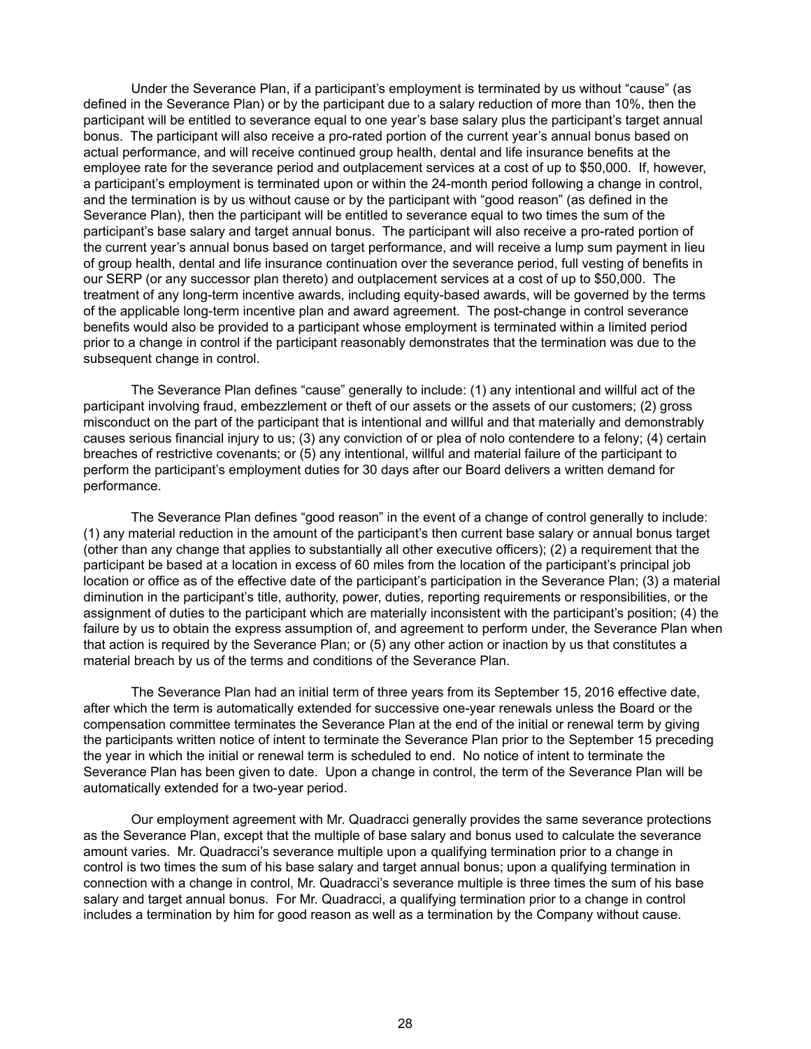Under the Severance Plan, if a participant's employment is terminated by us without "cause" (as defined in the Severance Plan) or by the participant due to a salary reduction of more than 10%, then the participant will be entitled to severance equal to one year's base salary plus the participant's target annual bonus. The participant will also receive a pro-rated portion of the current year's annual bonus based on actual performance, and will receive continued group health, dental and life insurance benefits at the employee rate for the severance period and outplacement services at a cost of up to $50,000. If, however, a participant's employment is terminated upon or within the 24-month period following a change in control, and the termination is by us without cause or by the participant with "good reason" (as defined in the Severance Plan), then the participant will be entitled to severance equal to two times the sum of the participant's base salary and target annual bonus. The participant will also receive a pro-rated portion of the current year's annual bonus based on target performance, and will receive a lump sum payment in lieu of group health, dental and life insurance continuation over the severance period, full vesting of benefits in our SERP (or any successor plan thereto) and outplacement services at a cost of up to $50,000. The treatment of any long-term incentive awards, including equity-based awards, will be governed by the terms of the applicable long-term incentive plan and award agreement. The post-change in control severance benefits would also be provided to a participant whose employment is terminated within a limited period prior to a change in control if the participant reasonably demonstrates that the termination was due to the subsequent change in control.

The Severance Plan defines "cause" generally to include: (1) any intentional and willful act of the participant involving fraud, embezzlement or theft of our assets or the assets of our customers; (2) gross misconduct on the part of the participant that is intentional and willful and that materially and demonstrably causes serious financial injury to us; (3) any conviction of or plea of nolo contendere to a felony; (4) certain breaches of restrictive covenants; or (5) any intentional, willful and material failure of the participant to perform the participant's employment duties for 30 days after our Board delivers a written demand for performance.

The Severance Plan defines "good reason" in the event of a change of control generally to include: (1) any material reduction in the amount of the participant's then current base salary or annual bonus target (other than any change that applies to substantially all other executive officers); (2) a requirement that the participant be based at a location in excess of 60 miles from the location of the participant's principal job location or office as of the effective date of the participant's participation in the Severance Plan; (3) a material diminution in the participant's title, authority, power, duties, reporting requirements or responsibilities, or the assignment of duties to the participant which are materially inconsistent with the participant's position; (4) the failure by us to obtain the express assumption of, and agreement to perform under, the Severance Plan when that action is required by the Severance Plan; or (5) any other action or inaction by us that constitutes a material breach by us of the terms and conditions of the Severance Plan.

The Severance Plan had an initial term of three years from its September 15, 2016 effective date, after which the term is automatically extended for successive one-year renewals unless the Board or the compensation committee terminates the Severance Plan at the end of the initial or renewal term by giving the participants written notice of intent to terminate the Severance Plan prior to the September 15 preceding the year in which the initial or renewal term is scheduled to end. No notice of intent to terminate the Severance Plan has been given to date. Upon a change in control, the term of the Severance Plan will be automatically extended for a two-year period.

Our employment agreement with Mr. Quadracci generally provides the same severance protections as the Severance Plan, except that the multiple of base salary and bonus used to calculate the severance amount varies. Mr. Quadracci's severance multiple upon a qualifying termination prior to a change in control is two times the sum of his base salary and target annual bonus; upon a qualifying termination in connection with a change in control, Mr. Quadracci's severance multiple is three times the sum of his base salary and target annual bonus. For Mr. Quadracci, a qualifying termination prior to a change in control includes a termination by him for good reason as well as a termination by the Company without cause.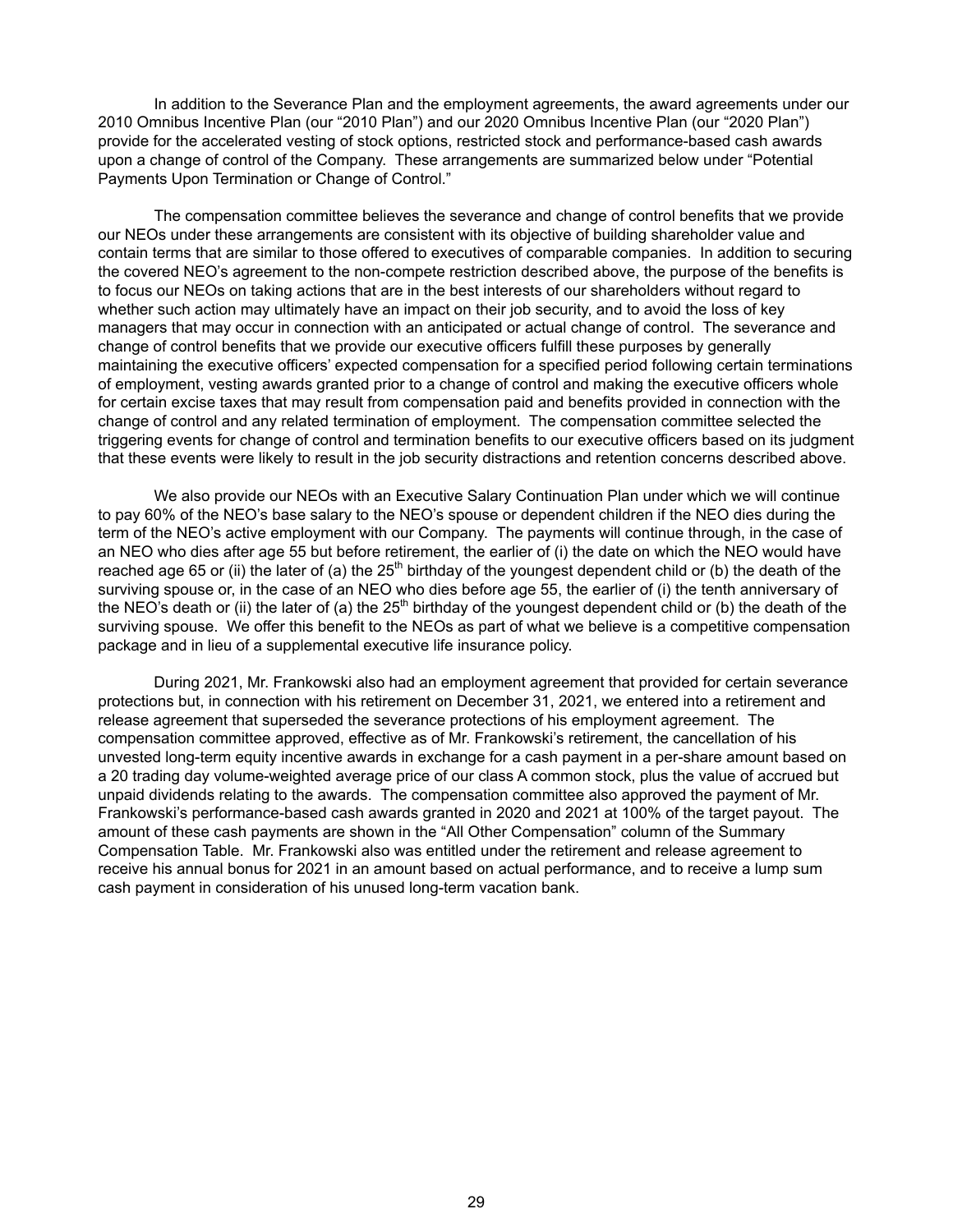In addition to the Severance Plan and the employment agreements, the award agreements under our 2010 Omnibus Incentive Plan (our "2010 Plan") and our 2020 Omnibus Incentive Plan (our "2020 Plan") provide for the accelerated vesting of stock options, restricted stock and performance-based cash awards upon a change of control of the Company. These arrangements are summarized below under "Potential Payments Upon Termination or Change of Control."

The compensation committee believes the severance and change of control benefits that we provide our NEOs under these arrangements are consistent with its objective of building shareholder value and contain terms that are similar to those offered to executives of comparable companies. In addition to securing the covered NEO's agreement to the non-compete restriction described above, the purpose of the benefits is to focus our NEOs on taking actions that are in the best interests of our shareholders without regard to whether such action may ultimately have an impact on their job security, and to avoid the loss of key managers that may occur in connection with an anticipated or actual change of control. The severance and change of control benefits that we provide our executive officers fulfill these purposes by generally maintaining the executive officers' expected compensation for a specified period following certain terminations of employment, vesting awards granted prior to a change of control and making the executive officers whole for certain excise taxes that may result from compensation paid and benefits provided in connection with the change of control and any related termination of employment. The compensation committee selected the triggering events for change of control and termination benefits to our executive officers based on its judgment that these events were likely to result in the job security distractions and retention concerns described above.

We also provide our NEOs with an Executive Salary Continuation Plan under which we will continue to pay 60% of the NEO's base salary to the NEO's spouse or dependent children if the NEO dies during the term of the NEO's active employment with our Company. The payments will continue through, in the case of an NEO who dies after age 55 but before retirement, the earlier of (i) the date on which the NEO would have reached age 65 or (ii) the later of (a) the 25th birthday of the youngest dependent child or (b) the death of the surviving spouse or, in the case of an NEO who dies before age 55, the earlier of (i) the tenth anniversary of the NEO's death or (ii) the later of (a) the 25th birthday of the youngest dependent child or (b) the death of the surviving spouse. We offer this benefit to the NEOs as part of what we believe is a competitive compensation package and in lieu of a supplemental executive life insurance policy.

During 2021, Mr. Frankowski also had an employment agreement that provided for certain severance protections but, in connection with his retirement on December 31, 2021, we entered into a retirement and release agreement that superseded the severance protections of his employment agreement. The compensation committee approved, effective as of Mr. Frankowski's retirement, the cancellation of his unvested long-term equity incentive awards in exchange for a cash payment in a per-share amount based on a 20 trading day volume-weighted average price of our class A common stock, plus the value of accrued but unpaid dividends relating to the awards. The compensation committee also approved the payment of Mr. Frankowski's performance-based cash awards granted in 2020 and 2021 at 100% of the target payout. The amount of these cash payments are shown in the "All Other Compensation" column of the Summary Compensation Table. Mr. Frankowski also was entitled under the retirement and release agreement to receive his annual bonus for 2021 in an amount based on actual performance, and to receive a lump sum cash payment in consideration of his unused long-term vacation bank.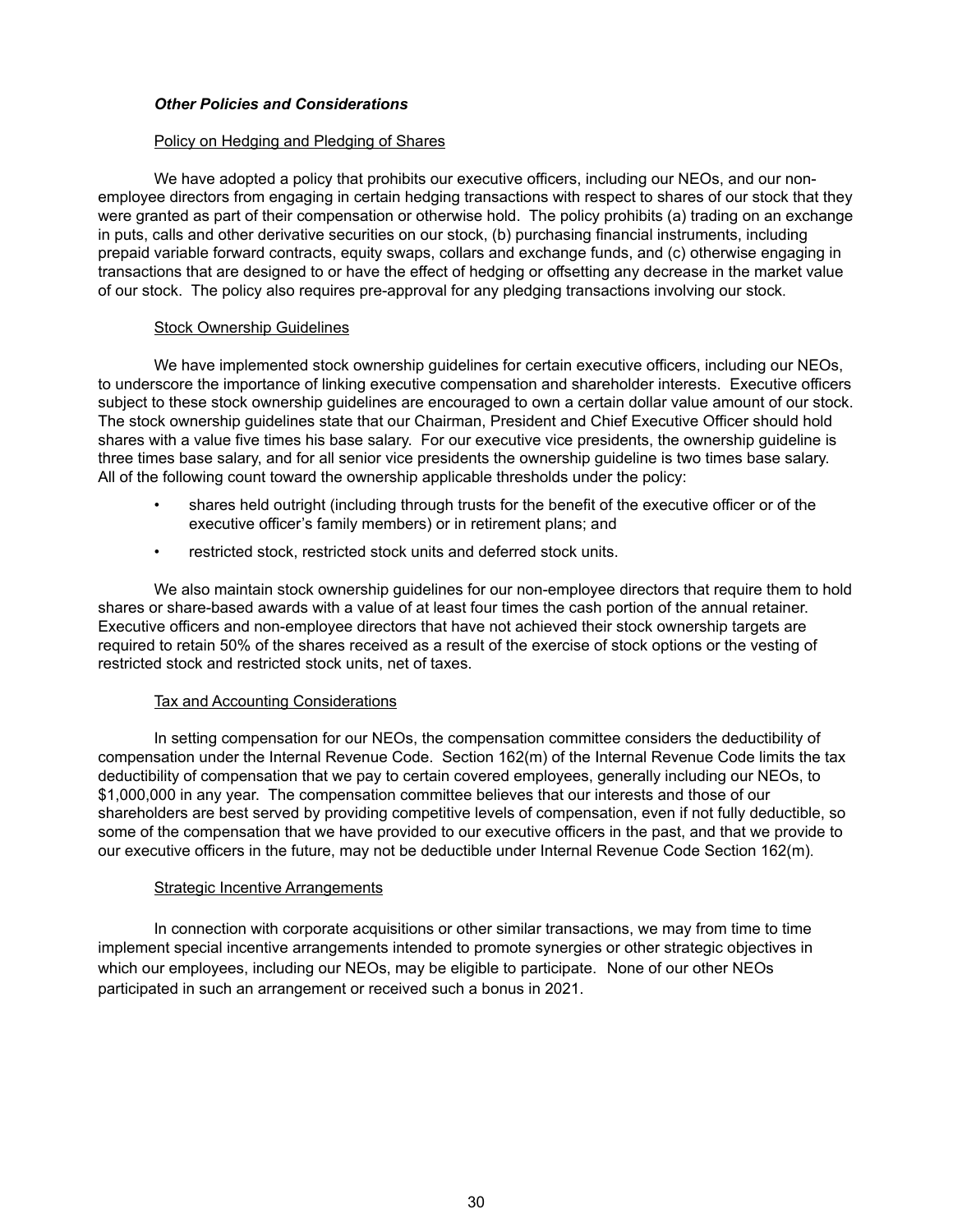***Other Policies and Considerations***

Policy on Hedging and Pledging of Shares

We have adopted a policy that prohibits our executive officers, including our NEOs, and our non-employee directors from engaging in certain hedging transactions with respect to shares of our stock that they were granted as part of their compensation or otherwise hold. The policy prohibits (a) trading on an exchange in puts, calls and other derivative securities on our stock, (b) purchasing financial instruments, including prepaid variable forward contracts, equity swaps, collars and exchange funds, and (c) otherwise engaging in transactions that are designed to or have the effect of hedging or offsetting any decrease in the market value of our stock. The policy also requires pre-approval for any pledging transactions involving our stock.

Stock Ownership Guidelines

We have implemented stock ownership guidelines for certain executive officers, including our NEOs, to underscore the importance of linking executive compensation and shareholder interests. Executive officers subject to these stock ownership guidelines are encouraged to own a certain dollar value amount of our stock. The stock ownership guidelines state that our Chairman, President and Chief Executive Officer should hold shares with a value five times his base salary. For our executive vice presidents, the ownership guideline is three times base salary, and for all senior vice presidents the ownership guideline is two times base salary. All of the following count toward the ownership applicable thresholds under the policy:

- shares held outright (including through trusts for the benefit of the executive officer or of the executive officer's family members) or in retirement plans; and
- restricted stock, restricted stock units and deferred stock units.

We also maintain stock ownership guidelines for our non-employee directors that require them to hold shares or share-based awards with a value of at least four times the cash portion of the annual retainer. Executive officers and non-employee directors that have not achieved their stock ownership targets are required to retain 50% of the shares received as a result of the exercise of stock options or the vesting of restricted stock and restricted stock units, net of taxes.

Tax and Accounting Considerations

In setting compensation for our NEOs, the compensation committee considers the deductibility of compensation under the Internal Revenue Code. Section 162(m) of the Internal Revenue Code limits the tax deductibility of compensation that we pay to certain covered employees, generally including our NEOs, to $1,000,000 in any year. The compensation committee believes that our interests and those of our shareholders are best served by providing competitive levels of compensation, even if not fully deductible, so some of the compensation that we have provided to our executive officers in the past, and that we provide to our executive officers in the future, may not be deductible under Internal Revenue Code Section 162(m).

Strategic Incentive Arrangements

In connection with corporate acquisitions or other similar transactions, we may from time to time implement special incentive arrangements intended to promote synergies or other strategic objectives in which our employees, including our NEOs, may be eligible to participate. None of our other NEOs participated in such an arrangement or received such a bonus in 2021.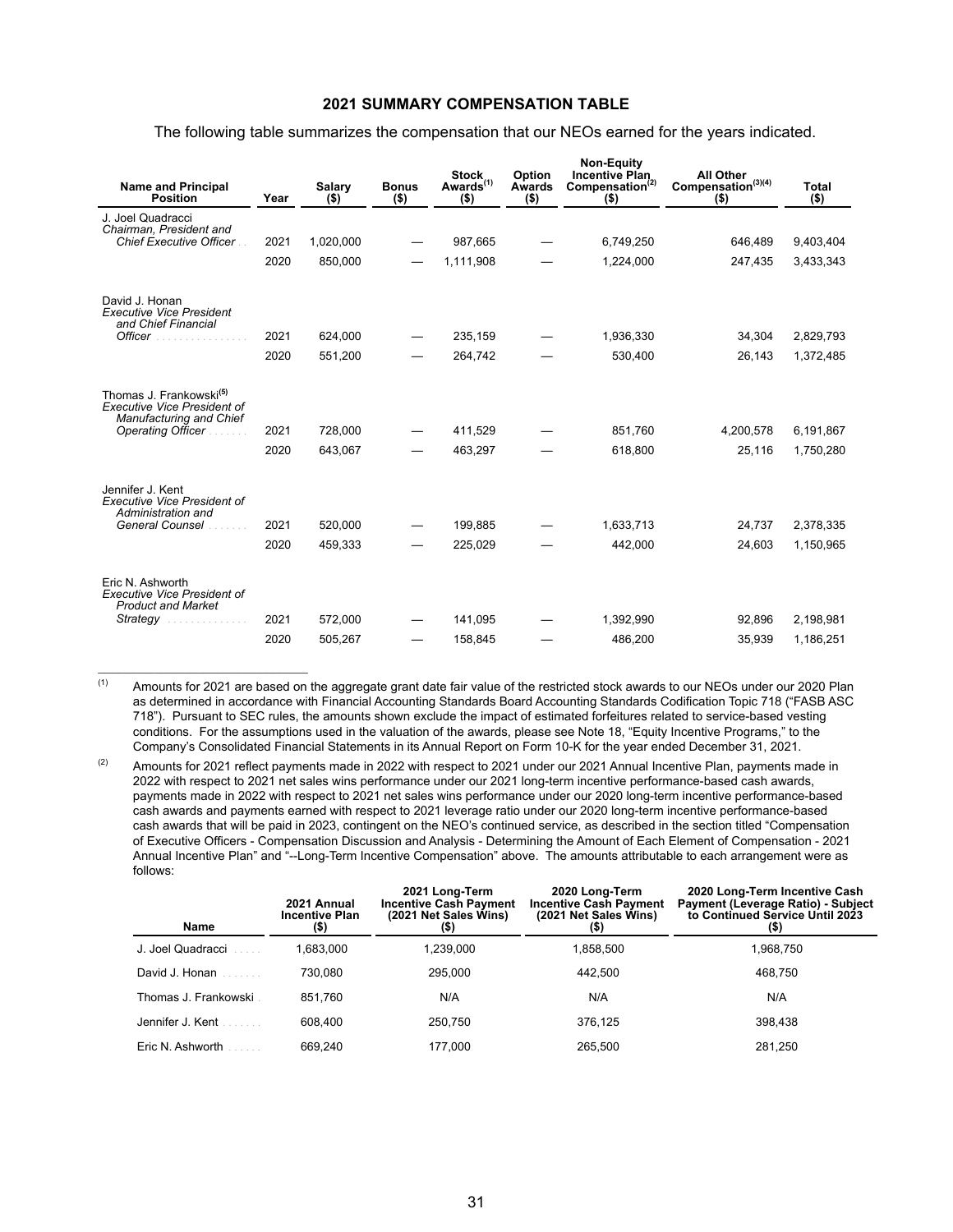## 2021 SUMMARY COMPENSATION TABLE

The following table summarizes the compensation that our NEOs earned for the years indicated.

| Name and Principal Position | Year | Salary ($) | Bonus ($) | Stock Awards[(1)] ($) | Option Awards ($) | Non-Equity Incentive Plan Compensation[(2)] ($) | All Other Compensation[(3)(4)] ($) | Total ($) |
|---|---|---|---|---|---|---|---|---|
| J. Joel Quadracci *Chairman, President and Chief Executive Officer* | 2021 | 1,020,000 | — | 987,665 | — | 6,749,250 | 646,489 | 9,403,404 |
| | 2020 | 850,000 | — | 1,111,908 | — | 1,224,000 | 247,435 | 3,433,343 |
| David J. Honan *Executive Vice President and Chief Financial Officer* | 2021 | 624,000 | — | 235,159 | — | 1,936,330 | 34,304 | 2,829,793 |
| | 2020 | 551,200 | — | 264,742 | — | 530,400 | 26,143 | 1,372,485 |
| Thomas J. Frankowski[(5)] *Executive Vice President of Manufacturing and Chief Operating Officer* | 2021 | 728,000 | — | 411,529 | — | 851,760 | 4,200,578 | 6,191,867 |
| | 2020 | 643,067 | — | 463,297 | — | 618,800 | 25,116 | 1,750,280 |
| Jennifer J. Kent *Executive Vice President of Administration and General Counsel* | 2021 | 520,000 | — | 199,885 | — | 1,633,713 | 24,737 | 2,378,335 |
| | 2020 | 459,333 | — | 225,029 | — | 442,000 | 24,603 | 1,150,965 |
| Eric N. Ashworth *Executive Vice President of Product and Market Strategy* | 2021 | 572,000 | — | 141,095 | — | 1,392,990 | 92,896 | 2,198,981 |
| | 2020 | 505,267 | — | 158,845 | — | 486,200 | 35,939 | 1,186,251 |

(1) Amounts for 2021 are based on the aggregate grant date fair value of the restricted stock awards to our NEOs under our 2020 Plan as determined in accordance with Financial Accounting Standards Board Accounting Standards Codification Topic 718 ("FASB ASC 718"). Pursuant to SEC rules, the amounts shown exclude the impact of estimated forfeitures related to service-based vesting conditions. For the assumptions used in the valuation of the awards, please see Note 18, "Equity Incentive Programs," to the Company's Consolidated Financial Statements in its Annual Report on Form 10-K for the year ended December 31, 2021.

(2) Amounts for 2021 reflect payments made in 2022 with respect to 2021 under our 2021 Annual Incentive Plan, payments made in 2022 with respect to 2021 net sales wins performance under our 2021 long-term incentive performance-based cash awards, payments made in 2022 with respect to 2021 net sales wins performance under our 2020 long-term incentive performance-based cash awards and payments earned with respect to 2021 leverage ratio under our 2020 long-term incentive performance-based cash awards that will be paid in 2023, contingent on the NEO's continued service, as described in the section titled "Compensation of Executive Officers - Compensation Discussion and Analysis - Determining the Amount of Each Element of Compensation - 2021 Annual Incentive Plan" and "--Long-Term Incentive Compensation" above. The amounts attributable to each arrangement were as follows:

| Name | 2021 Annual Incentive Plan ($) | 2021 Long-Term Incentive Cash Payment (2021 Net Sales Wins) ($) | 2020 Long-Term Incentive Cash Payment (2021 Net Sales Wins) ($) | 2020 Long-Term Incentive Cash Payment (Leverage Ratio) - Subject to Continued Service Until 2023 ($) |
|---|---|---|---|---|
| J. Joel Quadracci | 1,683,000 | 1,239,000 | 1,858,500 | 1,968,750 |
| David J. Honan | 730,080 | 295,000 | 442,500 | 468,750 |
| Thomas J. Frankowski | 851,760 | N/A | N/A | N/A |
| Jennifer J. Kent | 608,400 | 250,750 | 376,125 | 398,438 |
| Eric N. Ashworth | 669,240 | 177,000 | 265,500 | 281,250 |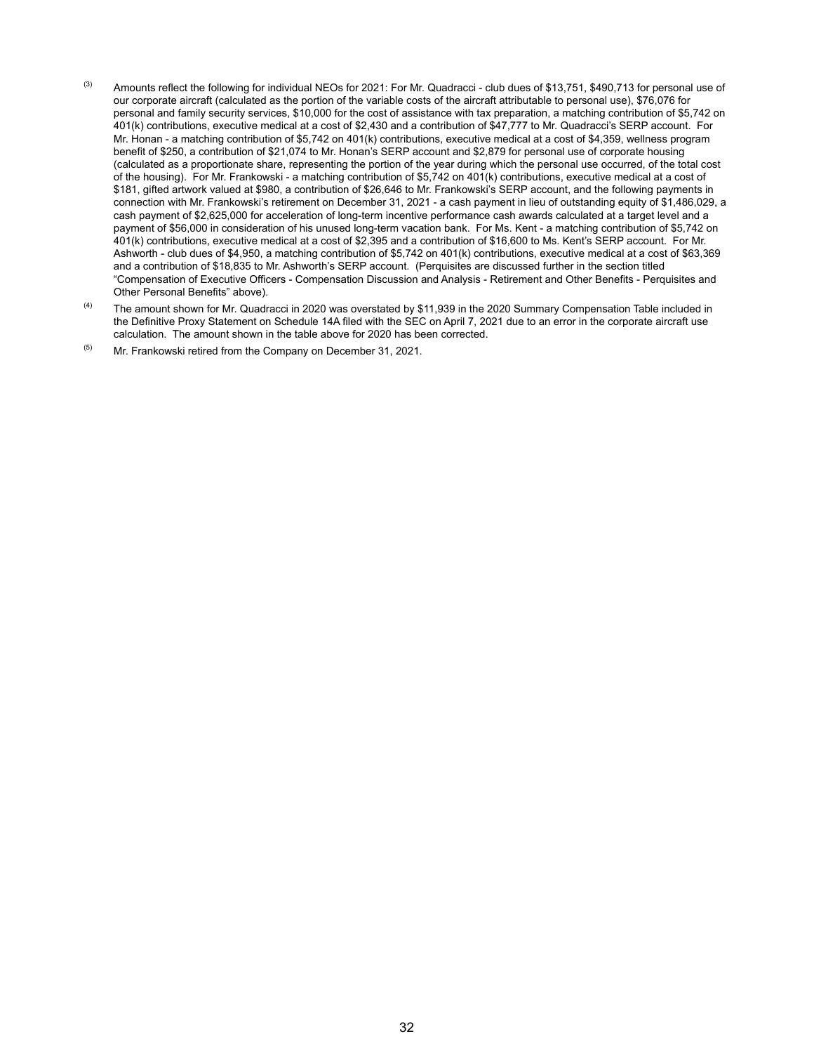[3] Amounts reflect the following for individual NEOs for 2021: For Mr. Quadracci - club dues of $13,751, $490,713 for personal use of our corporate aircraft (calculated as the portion of the variable costs of the aircraft attributable to personal use), $76,076 for personal and family security services, $10,000 for the cost of assistance with tax preparation, a matching contribution of $5,742 on 401(k) contributions, executive medical at a cost of $2,430 and a contribution of $47,777 to Mr. Quadracci's SERP account. For Mr. Honan - a matching contribution of $5,742 on 401(k) contributions, executive medical at a cost of $4,359, wellness program benefit of $250, a contribution of $21,074 to Mr. Honan's SERP account and $2,879 for personal use of corporate housing (calculated as a proportionate share, representing the portion of the year during which the personal use occurred, of the total cost of the housing). For Mr. Frankowski - a matching contribution of $5,742 on 401(k) contributions, executive medical at a cost of $181, gifted artwork valued at $980, a contribution of $26,646 to Mr. Frankowski's SERP account, and the following payments in connection with Mr. Frankowski's retirement on December 31, 2021 - a cash payment in lieu of outstanding equity of $1,486,029, a cash payment of $2,625,000 for acceleration of long-term incentive performance cash awards calculated at a target level and a payment of $56,000 in consideration of his unused long-term vacation bank. For Ms. Kent - a matching contribution of $5,742 on 401(k) contributions, executive medical at a cost of $2,395 and a contribution of $16,600 to Ms. Kent's SERP account. For Mr. Ashworth - club dues of $4,950, a matching contribution of $5,742 on 401(k) contributions, executive medical at a cost of $63,369 and a contribution of $18,835 to Mr. Ashworth's SERP account. (Perquisites are discussed further in the section titled "Compensation of Executive Officers - Compensation Discussion and Analysis - Retirement and Other Benefits - Perquisites and Other Personal Benefits" above).

[4] The amount shown for Mr. Quadracci in 2020 was overstated by $11,939 in the 2020 Summary Compensation Table included in the Definitive Proxy Statement on Schedule 14A filed with the SEC on April 7, 2021 due to an error in the corporate aircraft use calculation. The amount shown in the table above for 2020 has been corrected.

[5] Mr. Frankowski retired from the Company on December 31, 2021.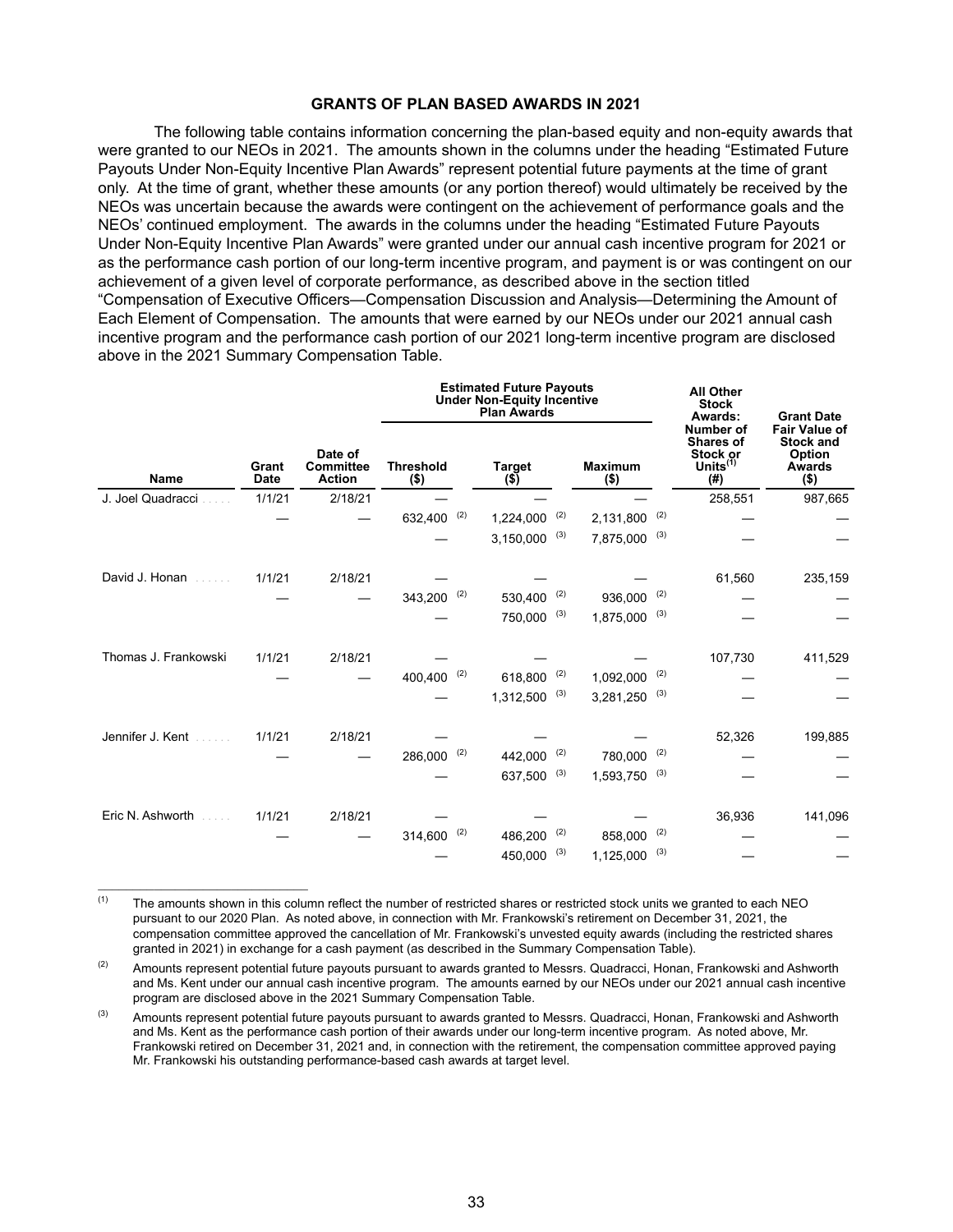## GRANTS OF PLAN BASED AWARDS IN 2021

The following table contains information concerning the plan-based equity and non-equity awards that were granted to our NEOs in 2021. The amounts shown in the columns under the heading "Estimated Future Payouts Under Non-Equity Incentive Plan Awards" represent potential future payments at the time of grant only. At the time of grant, whether these amounts (or any portion thereof) would ultimately be received by the NEOs was uncertain because the awards were contingent on the achievement of performance goals and the NEOs' continued employment. The awards in the columns under the heading "Estimated Future Payouts Under Non-Equity Incentive Plan Awards" were granted under our annual cash incentive program for 2021 or as the performance cash portion of our long-term incentive program, and payment is or was contingent on our achievement of a given level of corporate performance, as described above in the section titled "Compensation of Executive Officers—Compensation Discussion and Analysis—Determining the Amount of Each Element of Compensation. The amounts that were earned by our NEOs under our 2021 annual cash incentive program and the performance cash portion of our 2021 long-term incentive program are disclosed above in the 2021 Summary Compensation Table.

| | | | Estimated Future Payouts Under Non-Equity Incentive Plan Awards | | | All Other Stock Awards: | |
|---|---|---|---|---|---|---|---|
| **Name** | **Grant Date** | **Date of Committee Action** | **Threshold ($)** | **Target ($)** | **Maximum ($)** | **Number of Shares of Stock or Units[(1)] (#)** | **Grant Date Fair Value of Stock and Option Awards ($)** |
| J. Joel Quadracci | 1/1/21 | 2/18/21 | — | — | — | 258,551 | 987,665 |
| | — | — | 632,400 [(2)] | 1,224,000 [(2)] | 2,131,800 [(2)] | — | — |
| | | | — | 3,150,000 [(3)] | 7,875,000 [(3)] | — | — |
| David J. Honan | 1/1/21 | 2/18/21 | — | — | — | 61,560 | 235,159 |
| | — | — | 343,200 [(2)] | 530,400 [(2)] | 936,000 [(2)] | — | — |
| | | | — | 750,000 [(3)] | 1,875,000 [(3)] | — | — |
| Thomas J. Frankowski | 1/1/21 | 2/18/21 | — | — | — | 107,730 | 411,529 |
| | — | — | 400,400 [(2)] | 618,800 [(2)] | 1,092,000 [(2)] | — | — |
| | | | — | 1,312,500 [(3)] | 3,281,250 [(3)] | — | — |
| Jennifer J. Kent | 1/1/21 | 2/18/21 | — | — | — | 52,326 | 199,885 |
| | — | — | 286,000 [(2)] | 442,000 [(2)] | 780,000 [(2)] | — | — |
| | | | — | 637,500 [(3)] | 1,593,750 [(3)] | — | — |
| Eric N. Ashworth | 1/1/21 | 2/18/21 | — | — | — | 36,936 | 141,096 |
| | — | — | 314,600 [(2)] | 486,200 [(2)] | 858,000 [(2)] | — | — |
| | | | — | 450,000 [(3)] | 1,125,000 [(3)] | — | — |

(1) The amounts shown in this column reflect the number of restricted shares or restricted stock units we granted to each NEO pursuant to our 2020 Plan. As noted above, in connection with Mr. Frankowski's retirement on December 31, 2021, the compensation committee approved the cancellation of Mr. Frankowski's unvested equity awards (including the restricted shares granted in 2021) in exchange for a cash payment (as described in the Summary Compensation Table).

(2) Amounts represent potential future payouts pursuant to awards granted to Messrs. Quadracci, Honan, Frankowski and Ashworth and Ms. Kent under our annual cash incentive program. The amounts earned by our NEOs under our 2021 annual cash incentive program are disclosed above in the 2021 Summary Compensation Table.

(3) Amounts represent potential future payouts pursuant to awards granted to Messrs. Quadracci, Honan, Frankowski and Ashworth and Ms. Kent as the performance cash portion of their awards under our long-term incentive program. As noted above, Mr. Frankowski retired on December 31, 2021 and, in connection with the retirement, the compensation committee approved paying Mr. Frankowski his outstanding performance-based cash awards at target level.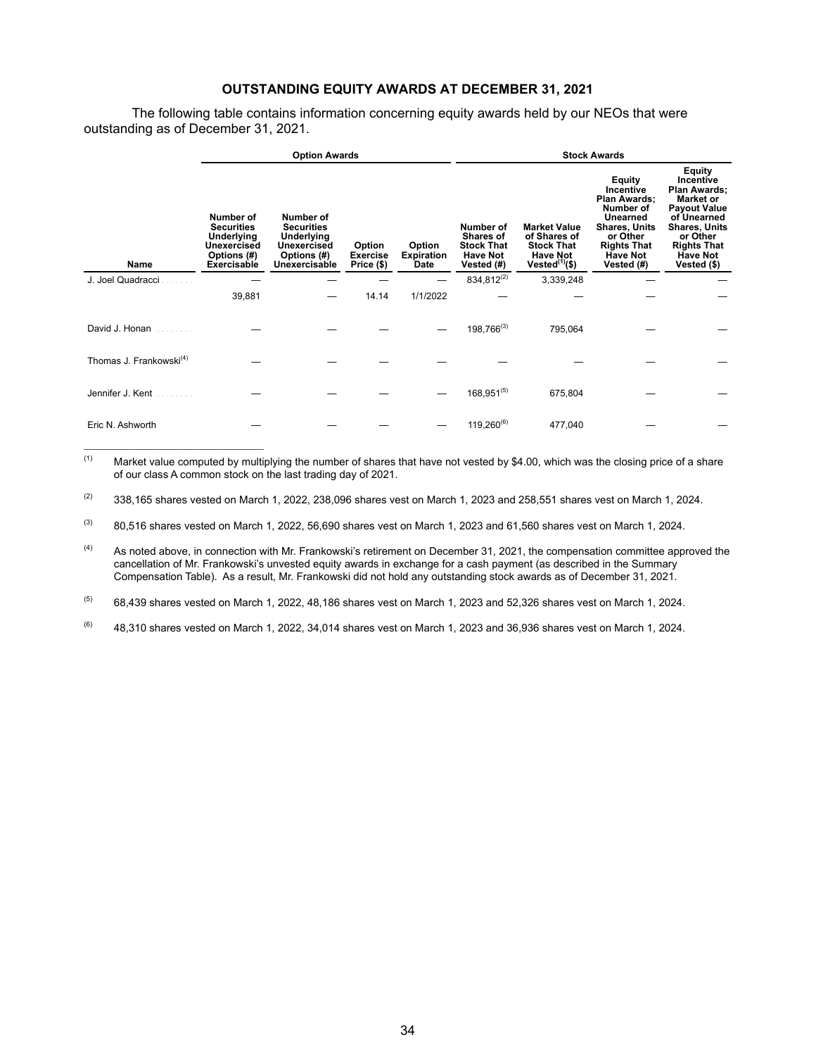## OUTSTANDING EQUITY AWARDS AT DECEMBER 31, 2021

The following table contains information concerning equity awards held by our NEOs that were outstanding as of December 31, 2021.

| | Option Awards | | | | Stock Awards | | | |
|---|---|---|---|---|---|---|---|---|
| **Name** | **Number of Securities Underlying Unexercised Options (#) Exercisable** | **Number of Securities Underlying Unexercised Options (#) Unexercisable** | **Option Exercise Price ($)** | **Option Expiration Date** | **Number of Shares of Stock That Have Not Vested (#)** | **Market Value of Shares of Stock That Have Not Vested[(1)] ($)** | **Equity Incentive Plan Awards; Number of Unearned Shares, Units or Other Rights That Have Not Vested (#)** | **Equity Incentive Plan Awards; Market or Payout Value of Unearned Shares, Units or Other Rights That Have Not Vested ($)** |
| J. Joel Quadracci | — | — | — | — | 834,812[(2)] | 3,339,248 | — | — |
| | 39,881 | — | 14.14 | 1/1/2022 | — | — | — | — |
| David J. Honan | — | — | — | — | 198,766[(3)] | 795,064 | — | — |
| Thomas J. Frankowski[(4)] | — | — | — | — | — | — | — | — |
| Jennifer J. Kent | — | — | — | — | 168,951[(5)] | 675,804 | — | — |
| Eric N. Ashworth | — | — | — | — | 119,260[(6)] | 477,040 | — | — |

(1) Market value computed by multiplying the number of shares that have not vested by $4.00, which was the closing price of a share of our class A common stock on the last trading day of 2021.

(2) 338,165 shares vested on March 1, 2022, 238,096 shares vest on March 1, 2023 and 258,551 shares vest on March 1, 2024.

(3) 80,516 shares vested on March 1, 2022, 56,690 shares vest on March 1, 2023 and 61,560 shares vest on March 1, 2024.

(4) As noted above, in connection with Mr. Frankowski's retirement on December 31, 2021, the compensation committee approved the cancellation of Mr. Frankowski's unvested equity awards in exchange for a cash payment (as described in the Summary Compensation Table). As a result, Mr. Frankowski did not hold any outstanding stock awards as of December 31, 2021.

(5) 68,439 shares vested on March 1, 2022, 48,186 shares vest on March 1, 2023 and 52,326 shares vest on March 1, 2024.

(6) 48,310 shares vested on March 1, 2022, 34,014 shares vest on March 1, 2023 and 36,936 shares vest on March 1, 2024.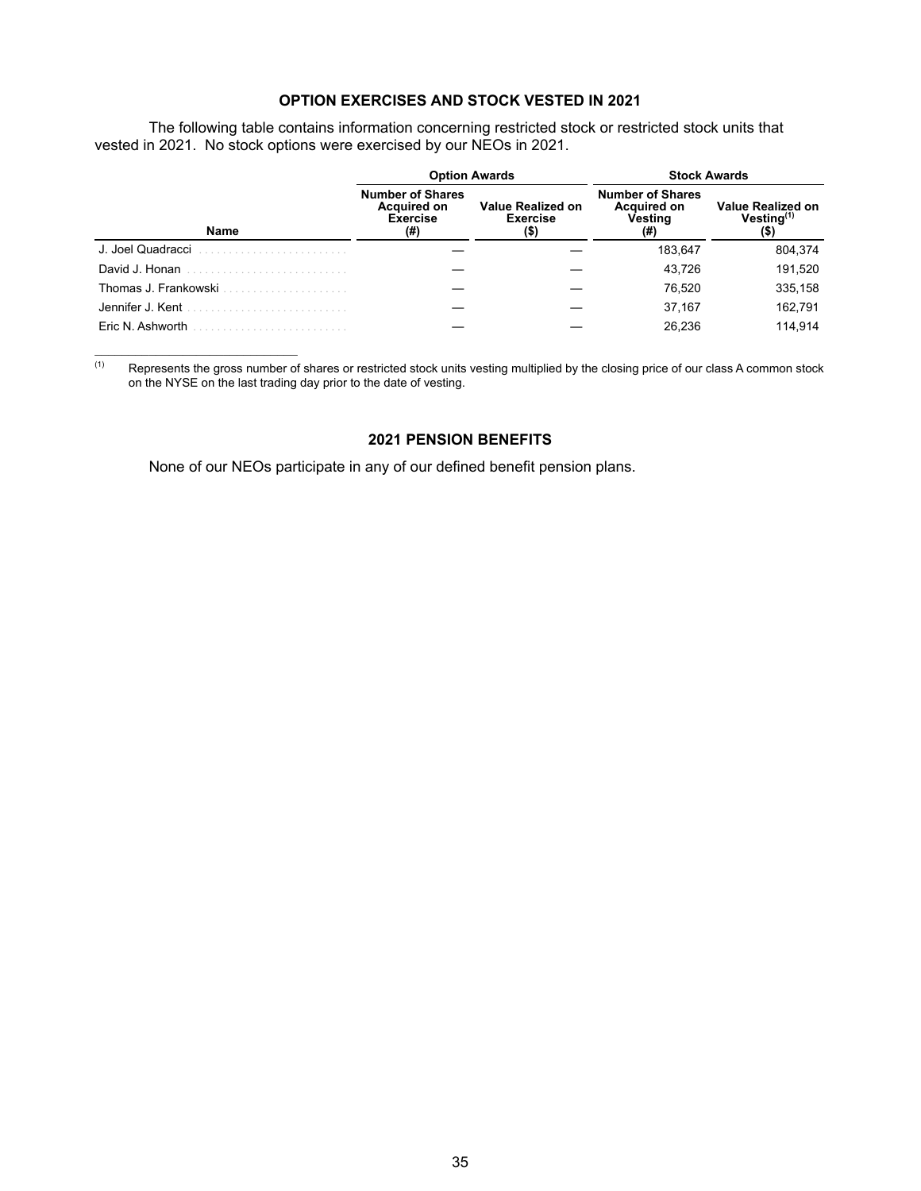## OPTION EXERCISES AND STOCK VESTED IN 2021

The following table contains information concerning restricted stock or restricted stock units that vested in 2021. No stock options were exercised by our NEOs in 2021.

| | Option Awards | | Stock Awards | |
|---|---|---|---|---|
| Name | Number of Shares Acquired on Exercise (#) | Value Realized on Exercise ($) | Number of Shares Acquired on Vesting (#) | Value Realized on Vesting[(1)] ($) |
| J. Joel Quadracci | — | — | 183,647 | 804,374 |
| David J. Honan | — | — | 43,726 | 191,520 |
| Thomas J. Frankowski | — | — | 76,520 | 335,158 |
| Jennifer J. Kent | — | — | 37,167 | 162,791 |
| Eric N. Ashworth | — | — | 26,236 | 114,914 |

(1) Represents the gross number of shares or restricted stock units vesting multiplied by the closing price of our class A common stock on the NYSE on the last trading day prior to the date of vesting.

## 2021 PENSION BENEFITS

None of our NEOs participate in any of our defined benefit pension plans.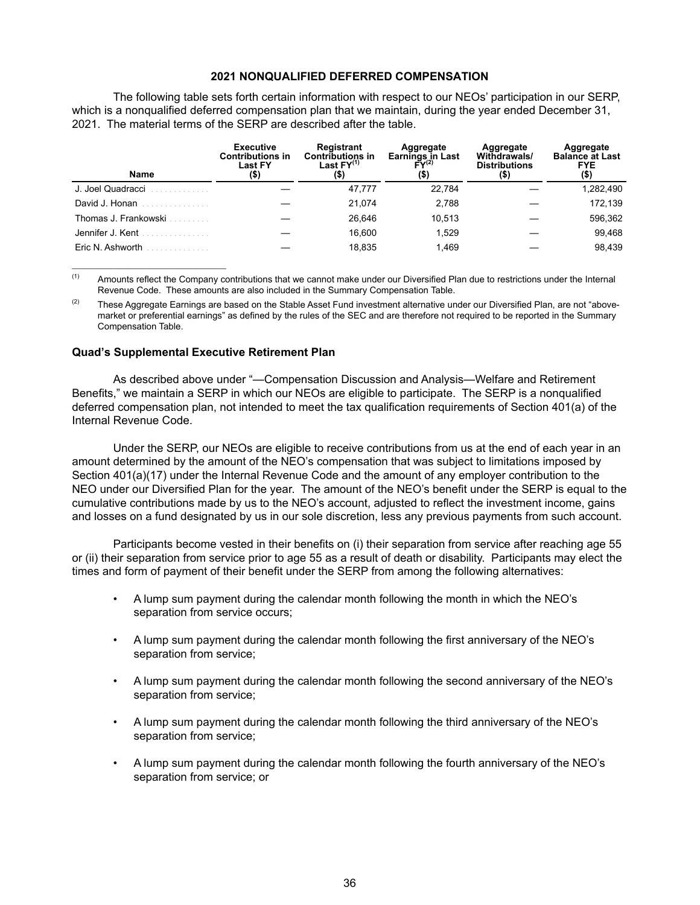## 2021 NONQUALIFIED DEFERRED COMPENSATION

The following table sets forth certain information with respect to our NEOs' participation in our SERP, which is a nonqualified deferred compensation plan that we maintain, during the year ended December 31, 2021. The material terms of the SERP are described after the table.

| Name | Executive Contributions in Last FY ($) | Registrant Contributions in Last FY[(1)] ($) | Aggregate Earnings in Last FY[(2)] ($) | Aggregate Withdrawals/ Distributions ($) | Aggregate Balance at Last FYE ($) |
|---|---|---|---|---|---|
| J. Joel Quadracci | — | 47,777 | 22,784 | — | 1,282,490 |
| David J. Honan | — | 21,074 | 2,788 | — | 172,139 |
| Thomas J. Frankowski | — | 26,646 | 10,513 | — | 596,362 |
| Jennifer J. Kent | — | 16,600 | 1,529 | — | 99,468 |
| Eric N. Ashworth | — | 18,835 | 1,469 | — | 98,439 |

(1) Amounts reflect the Company contributions that we cannot make under our Diversified Plan due to restrictions under the Internal Revenue Code. These amounts are also included in the Summary Compensation Table.

(2) These Aggregate Earnings are based on the Stable Asset Fund investment alternative under our Diversified Plan, are not "above-market or preferential earnings" as defined by the rules of the SEC and are therefore not required to be reported in the Summary Compensation Table.

### Quad's Supplemental Executive Retirement Plan

As described above under "—Compensation Discussion and Analysis—Welfare and Retirement Benefits," we maintain a SERP in which our NEOs are eligible to participate. The SERP is a nonqualified deferred compensation plan, not intended to meet the tax qualification requirements of Section 401(a) of the Internal Revenue Code.

Under the SERP, our NEOs are eligible to receive contributions from us at the end of each year in an amount determined by the amount of the NEO's compensation that was subject to limitations imposed by Section 401(a)(17) under the Internal Revenue Code and the amount of any employer contribution to the NEO under our Diversified Plan for the year. The amount of the NEO's benefit under the SERP is equal to the cumulative contributions made by us to the NEO's account, adjusted to reflect the investment income, gains and losses on a fund designated by us in our sole discretion, less any previous payments from such account.

Participants become vested in their benefits on (i) their separation from service after reaching age 55 or (ii) their separation from service prior to age 55 as a result of death or disability. Participants may elect the times and form of payment of their benefit under the SERP from among the following alternatives:

- A lump sum payment during the calendar month following the month in which the NEO's separation from service occurs;
- A lump sum payment during the calendar month following the first anniversary of the NEO's separation from service;
- A lump sum payment during the calendar month following the second anniversary of the NEO's separation from service;
- A lump sum payment during the calendar month following the third anniversary of the NEO's separation from service;
- A lump sum payment during the calendar month following the fourth anniversary of the NEO's separation from service; or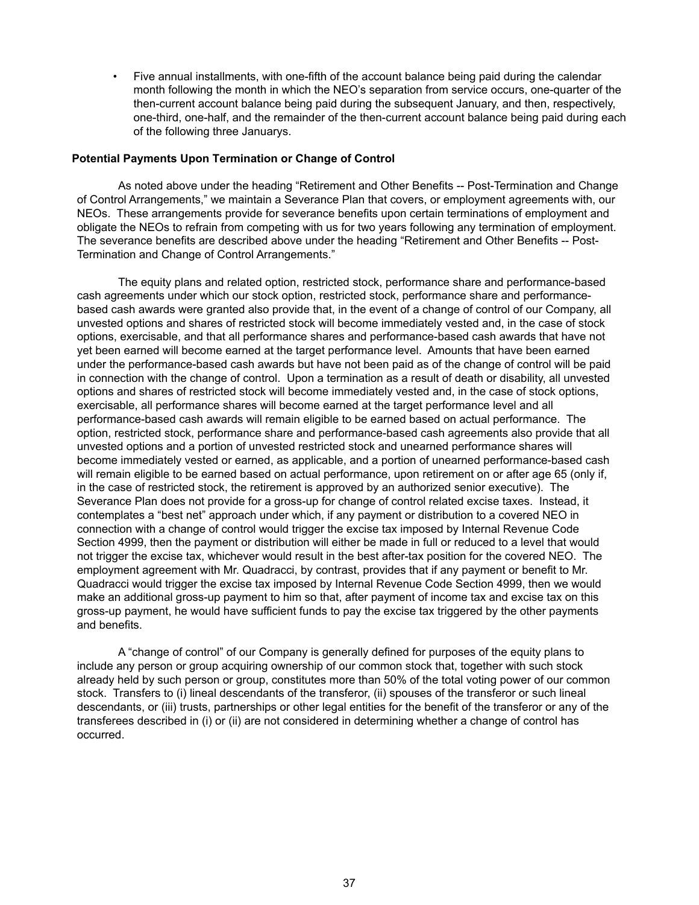- Five annual installments, with one-fifth of the account balance being paid during the calendar month following the month in which the NEO's separation from service occurs, one-quarter of the then-current account balance being paid during the subsequent January, and then, respectively, one-third, one-half, and the remainder of the then-current account balance being paid during each of the following three Januarys.

**Potential Payments Upon Termination or Change of Control**

As noted above under the heading "Retirement and Other Benefits -- Post-Termination and Change of Control Arrangements," we maintain a Severance Plan that covers, or employment agreements with, our NEOs. These arrangements provide for severance benefits upon certain terminations of employment and obligate the NEOs to refrain from competing with us for two years following any termination of employment. The severance benefits are described above under the heading "Retirement and Other Benefits -- Post-Termination and Change of Control Arrangements."

The equity plans and related option, restricted stock, performance share and performance-based cash agreements under which our stock option, restricted stock, performance share and performance-based cash awards were granted also provide that, in the event of a change of control of our Company, all unvested options and shares of restricted stock will become immediately vested and, in the case of stock options, exercisable, and that all performance shares and performance-based cash awards that have not yet been earned will become earned at the target performance level. Amounts that have been earned under the performance-based cash awards but have not been paid as of the change of control will be paid in connection with the change of control. Upon a termination as a result of death or disability, all unvested options and shares of restricted stock will become immediately vested and, in the case of stock options, exercisable, all performance shares will become earned at the target performance level and all performance-based cash awards will remain eligible to be earned based on actual performance. The option, restricted stock, performance share and performance-based cash agreements also provide that all unvested options and a portion of unvested restricted stock and unearned performance shares will become immediately vested or earned, as applicable, and a portion of unearned performance-based cash will remain eligible to be earned based on actual performance, upon retirement on or after age 65 (only if, in the case of restricted stock, the retirement is approved by an authorized senior executive). The Severance Plan does not provide for a gross-up for change of control related excise taxes. Instead, it contemplates a "best net" approach under which, if any payment or distribution to a covered NEO in connection with a change of control would trigger the excise tax imposed by Internal Revenue Code Section 4999, then the payment or distribution will either be made in full or reduced to a level that would not trigger the excise tax, whichever would result in the best after-tax position for the covered NEO. The employment agreement with Mr. Quadracci, by contrast, provides that if any payment or benefit to Mr. Quadracci would trigger the excise tax imposed by Internal Revenue Code Section 4999, then we would make an additional gross-up payment to him so that, after payment of income tax and excise tax on this gross-up payment, he would have sufficient funds to pay the excise tax triggered by the other payments and benefits.

A "change of control" of our Company is generally defined for purposes of the equity plans to include any person or group acquiring ownership of our common stock that, together with such stock already held by such person or group, constitutes more than 50% of the total voting power of our common stock. Transfers to (i) lineal descendants of the transferor, (ii) spouses of the transferor or such lineal descendants, or (iii) trusts, partnerships or other legal entities for the benefit of the transferor or any of the transferees described in (i) or (ii) are not considered in determining whether a change of control has occurred.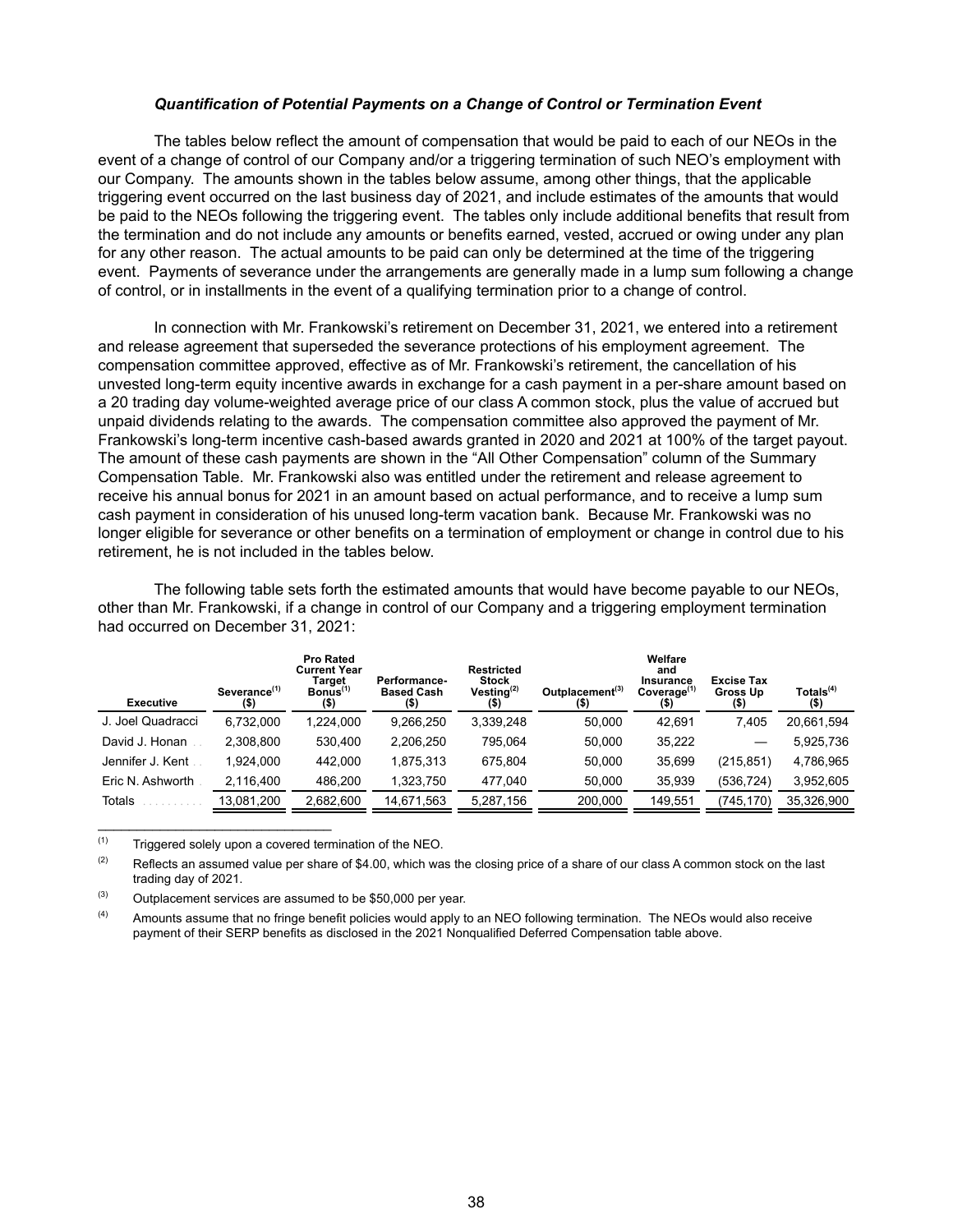### *Quantification of Potential Payments on a Change of Control or Termination Event*

The tables below reflect the amount of compensation that would be paid to each of our NEOs in the event of a change of control of our Company and/or a triggering termination of such NEO's employment with our Company. The amounts shown in the tables below assume, among other things, that the applicable triggering event occurred on the last business day of 2021, and include estimates of the amounts that would be paid to the NEOs following the triggering event. The tables only include additional benefits that result from the termination and do not include any amounts or benefits earned, vested, accrued or owing under any plan for any other reason. The actual amounts to be paid can only be determined at the time of the triggering event. Payments of severance under the arrangements are generally made in a lump sum following a change of control, or in installments in the event of a qualifying termination prior to a change of control.

In connection with Mr. Frankowski's retirement on December 31, 2021, we entered into a retirement and release agreement that superseded the severance protections of his employment agreement. The compensation committee approved, effective as of Mr. Frankowski's retirement, the cancellation of his unvested long-term equity incentive awards in exchange for a cash payment in a per-share amount based on a 20 trading day volume-weighted average price of our class A common stock, plus the value of accrued but unpaid dividends relating to the awards. The compensation committee also approved the payment of Mr. Frankowski's long-term incentive cash-based awards granted in 2020 and 2021 at 100% of the target payout. The amount of these cash payments are shown in the "All Other Compensation" column of the Summary Compensation Table. Mr. Frankowski also was entitled under the retirement and release agreement to receive his annual bonus for 2021 in an amount based on actual performance, and to receive a lump sum cash payment in consideration of his unused long-term vacation bank. Because Mr. Frankowski was no longer eligible for severance or other benefits on a termination of employment or change in control due to his retirement, he is not included in the tables below.

The following table sets forth the estimated amounts that would have become payable to our NEOs, other than Mr. Frankowski, if a change in control of our Company and a triggering employment termination had occurred on December 31, 2021:

| Executive | Severance[(1)] ($) | Pro Rated Current Year Target Bonus[(1)] ($) | Performance-Based Cash ($) | Restricted Stock Vesting[(2)] ($) | Outplacement[(3)] ($) | Welfare and Insurance Coverage[(1)] ($) | Excise Tax Gross Up ($) | Totals[(4)] ($) |
|---|---|---|---|---|---|---|---|---|
| J. Joel Quadracci | 6,732,000 | 1,224,000 | 9,266,250 | 3,339,248 | 50,000 | 42,691 | 7,405 | 20,661,594 |
| David J. Honan | 2,308,800 | 530,400 | 2,206,250 | 795,064 | 50,000 | 35,222 | — | 5,925,736 |
| Jennifer J. Kent | 1,924,000 | 442,000 | 1,875,313 | 675,804 | 50,000 | 35,699 | (215,851) | 4,786,965 |
| Eric N. Ashworth | 2,116,400 | 486,200 | 1,323,750 | 477,040 | 50,000 | 35,939 | (536,724) | 3,952,605 |
| Totals | 13,081,200 | 2,682,600 | 14,671,563 | 5,287,156 | 200,000 | 149,551 | (745,170) | 35,326,900 |

(1) Triggered solely upon a covered termination of the NEO.

(2) Reflects an assumed value per share of $4.00, which was the closing price of a share of our class A common stock on the last trading day of 2021.

(3) Outplacement services are assumed to be $50,000 per year.

(4) Amounts assume that no fringe benefit policies would apply to an NEO following termination. The NEOs would also receive payment of their SERP benefits as disclosed in the 2021 Nonqualified Deferred Compensation table above.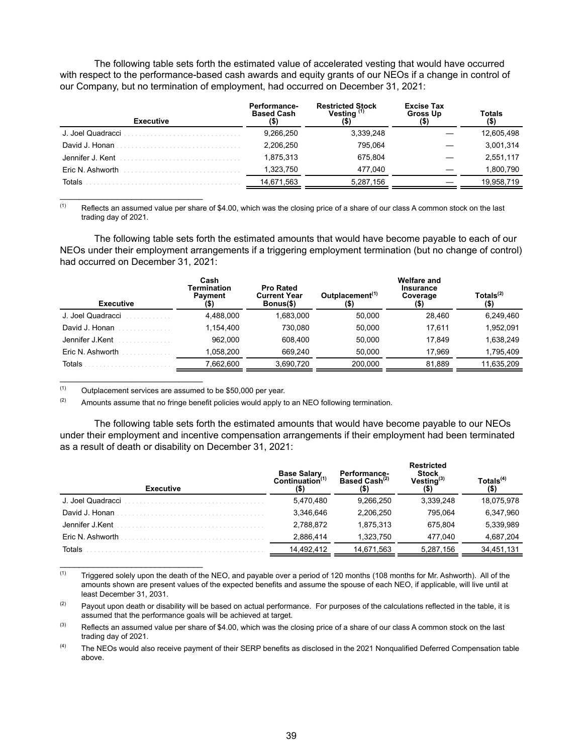The following table sets forth the estimated value of accelerated vesting that would have occurred with respect to the performance-based cash awards and equity grants of our NEOs if a change in control of our Company, but no termination of employment, had occurred on December 31, 2021:

| Executive | Performance-Based Cash ($) | Restricted Stock Vesting [(1)] ($) | Excise Tax Gross Up ($) | Totals ($) |
|---|---|---|---|---|
| J. Joel Quadracci | 9,266,250 | 3,339,248 | — | 12,605,498 |
| David J. Honan | 2,206,250 | 795,064 | — | 3,001,314 |
| Jennifer J. Kent | 1,875,313 | 675,804 | — | 2,551,117 |
| Eric N. Ashworth | 1,323,750 | 477,040 | — | 1,800,790 |
| Totals | 14,671,563 | 5,287,156 | — | 19,958,719 |

(1) Reflects an assumed value per share of $4.00, which was the closing price of a share of our class A common stock on the last trading day of 2021.

The following table sets forth the estimated amounts that would have become payable to each of our NEOs under their employment arrangements if a triggering employment termination (but no change of control) had occurred on December 31, 2021:

| Executive | Cash Termination Payment ($) | Pro Rated Current Year Bonus($) | Outplacement[(1)] ($) | Welfare and Insurance Coverage ($) | Totals[(2)] ($) |
|---|---|---|---|---|---|
| J. Joel Quadracci | 4,488,000 | 1,683,000 | 50,000 | 28,460 | 6,249,460 |
| David J. Honan | 1,154,400 | 730,080 | 50,000 | 17,611 | 1,952,091 |
| Jennifer J.Kent | 962,000 | 608,400 | 50,000 | 17,849 | 1,638,249 |
| Eric N. Ashworth | 1,058,200 | 669,240 | 50,000 | 17,969 | 1,795,409 |
| Totals | 7,662,600 | 3,690,720 | 200,000 | 81,889 | 11,635,209 |

(1) Outplacement services are assumed to be $50,000 per year.

(2) Amounts assume that no fringe benefit policies would apply to an NEO following termination.

The following table sets forth the estimated amounts that would have become payable to our NEOs under their employment and incentive compensation arrangements if their employment had been terminated as a result of death or disability on December 31, 2021:

| Executive | Base Salary Continuation[(1)] ($) | Performance-Based Cash[(2)] ($) | Restricted Stock Vesting[(3)] ($) | Totals[(4)] ($) |
|---|---|---|---|---|
| J. Joel Quadracci | 5,470,480 | 9,266,250 | 3,339,248 | 18,075,978 |
| David J. Honan | 3,346,646 | 2,206,250 | 795,064 | 6,347,960 |
| Jennifer J.Kent | 2,788,872 | 1,875,313 | 675,804 | 5,339,989 |
| Eric N. Ashworth | 2,886,414 | 1,323,750 | 477,040 | 4,687,204 |
| Totals | 14,492,412 | 14,671,563 | 5,287,156 | 34,451,131 |

(1) Triggered solely upon the death of the NEO, and payable over a period of 120 months (108 months for Mr. Ashworth). All of the amounts shown are present values of the expected benefits and assume the spouse of each NEO, if applicable, will live until at least December 31, 2031.

(2) Payout upon death or disability will be based on actual performance. For purposes of the calculations reflected in the table, it is assumed that the performance goals will be achieved at target.

(3) Reflects an assumed value per share of $4.00, which was the closing price of a share of our class A common stock on the last trading day of 2021.

(4) The NEOs would also receive payment of their SERP benefits as disclosed in the 2021 Nonqualified Deferred Compensation table above.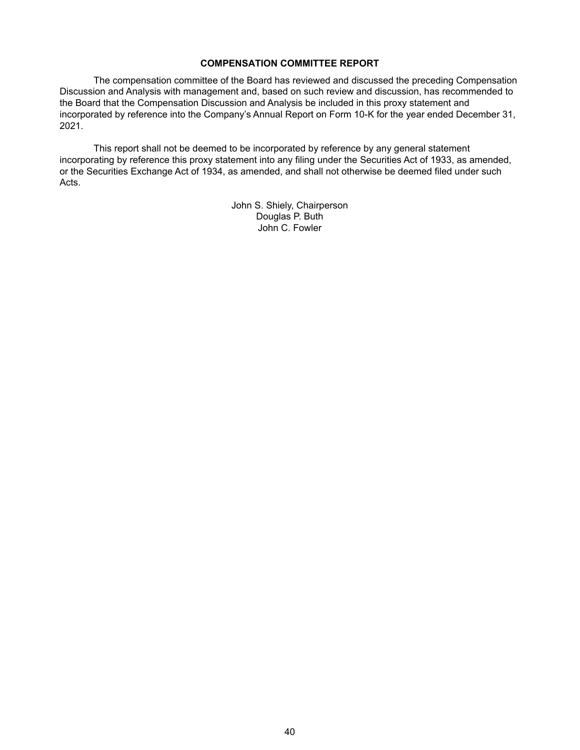## COMPENSATION COMMITTEE REPORT

The compensation committee of the Board has reviewed and discussed the preceding Compensation Discussion and Analysis with management and, based on such review and discussion, has recommended to the Board that the Compensation Discussion and Analysis be included in this proxy statement and incorporated by reference into the Company's Annual Report on Form 10-K for the year ended December 31, 2021.

This report shall not be deemed to be incorporated by reference by any general statement incorporating by reference this proxy statement into any filing under the Securities Act of 1933, as amended, or the Securities Exchange Act of 1934, as amended, and shall not otherwise be deemed filed under such Acts.

John S. Shiely, Chairperson
Douglas P. Buth
John C. Fowler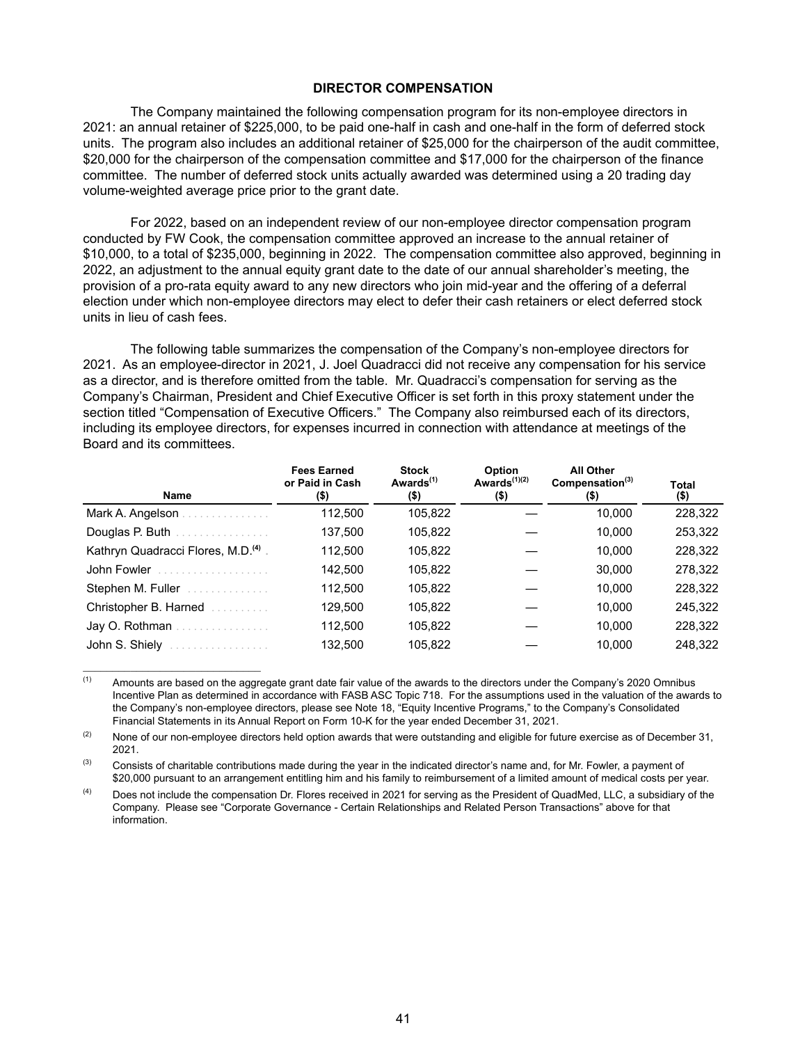## DIRECTOR COMPENSATION

The Company maintained the following compensation program for its non-employee directors in 2021: an annual retainer of $225,000, to be paid one-half in cash and one-half in the form of deferred stock units. The program also includes an additional retainer of $25,000 for the chairperson of the audit committee, $20,000 for the chairperson of the compensation committee and $17,000 for the chairperson of the finance committee. The number of deferred stock units actually awarded was determined using a 20 trading day volume-weighted average price prior to the grant date.

For 2022, based on an independent review of our non-employee director compensation program conducted by FW Cook, the compensation committee approved an increase to the annual retainer of $10,000, to a total of $235,000, beginning in 2022. The compensation committee also approved, beginning in 2022, an adjustment to the annual equity grant date to the date of our annual shareholder's meeting, the provision of a pro-rata equity award to any new directors who join mid-year and the offering of a deferral election under which non-employee directors may elect to defer their cash retainers or elect deferred stock units in lieu of cash fees.

The following table summarizes the compensation of the Company's non-employee directors for 2021. As an employee-director in 2021, J. Joel Quadracci did not receive any compensation for his service as a director, and is therefore omitted from the table. Mr. Quadracci's compensation for serving as the Company's Chairman, President and Chief Executive Officer is set forth in this proxy statement under the section titled "Compensation of Executive Officers." The Company also reimbursed each of its directors, including its employee directors, for expenses incurred in connection with attendance at meetings of the Board and its committees.

| Name | Fees Earned or Paid in Cash ($) | Stock Awards[1] ($) | Option Awards[1][2] ($) | All Other Compensation[3] ($) | Total ($) |
|---|---|---|---|---|---|
| Mark A. Angelson | 112,500 | 105,822 | — | 10,000 | 228,322 |
| Douglas P. Buth | 137,500 | 105,822 | — | 10,000 | 253,322 |
| Kathryn Quadracci Flores, M.D.[4] | 112,500 | 105,822 | — | 10,000 | 228,322 |
| John Fowler | 142,500 | 105,822 | — | 30,000 | 278,322 |
| Stephen M. Fuller | 112,500 | 105,822 | — | 10,000 | 228,322 |
| Christopher B. Harned | 129,500 | 105,822 | — | 10,000 | 245,322 |
| Jay O. Rothman | 112,500 | 105,822 | — | 10,000 | 228,322 |
| John S. Shiely | 132,500 | 105,822 | — | 10,000 | 248,322 |

(1) Amounts are based on the aggregate grant date fair value of the awards to the directors under the Company's 2020 Omnibus Incentive Plan as determined in accordance with FASB ASC Topic 718. For the assumptions used in the valuation of the awards to the Company's non-employee directors, please see Note 18, "Equity Incentive Programs," to the Company's Consolidated Financial Statements in its Annual Report on Form 10-K for the year ended December 31, 2021.

(2) None of our non-employee directors held option awards that were outstanding and eligible for future exercise as of December 31, 2021.

(3) Consists of charitable contributions made during the year in the indicated director's name and, for Mr. Fowler, a payment of $20,000 pursuant to an arrangement entitling him and his family to reimbursement of a limited amount of medical costs per year.

(4) Does not include the compensation Dr. Flores received in 2021 for serving as the President of QuadMed, LLC, a subsidiary of the Company. Please see "Corporate Governance - Certain Relationships and Related Person Transactions" above for that information.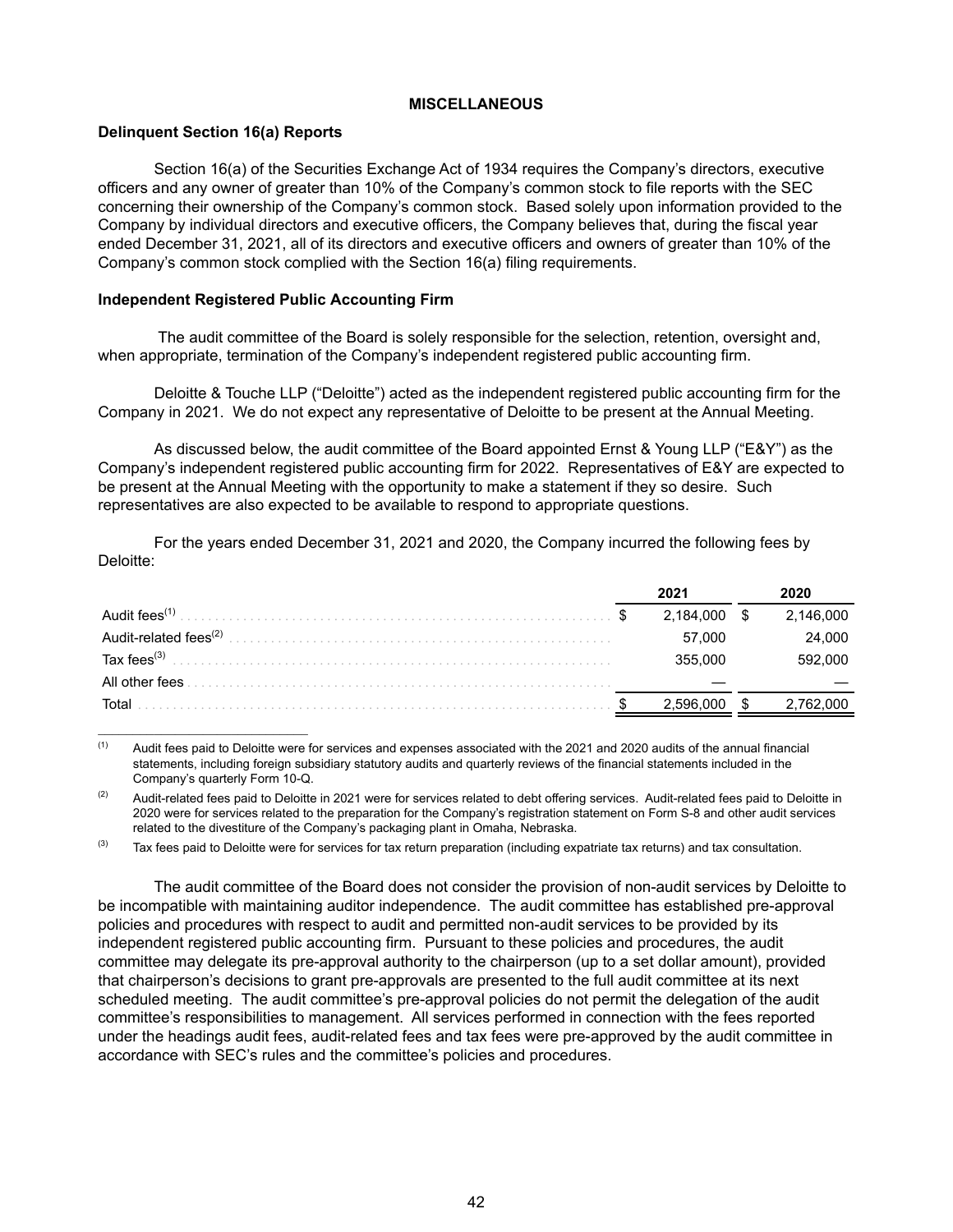## MISCELLANEOUS

### Delinquent Section 16(a) Reports

Section 16(a) of the Securities Exchange Act of 1934 requires the Company's directors, executive officers and any owner of greater than 10% of the Company's common stock to file reports with the SEC concerning their ownership of the Company's common stock. Based solely upon information provided to the Company by individual directors and executive officers, the Company believes that, during the fiscal year ended December 31, 2021, all of its directors and executive officers and owners of greater than 10% of the Company's common stock complied with the Section 16(a) filing requirements.

### Independent Registered Public Accounting Firm

The audit committee of the Board is solely responsible for the selection, retention, oversight and, when appropriate, termination of the Company's independent registered public accounting firm.

Deloitte & Touche LLP ("Deloitte") acted as the independent registered public accounting firm for the Company in 2021. We do not expect any representative of Deloitte to be present at the Annual Meeting.

As discussed below, the audit committee of the Board appointed Ernst & Young LLP ("E&Y") as the Company's independent registered public accounting firm for 2022. Representatives of E&Y are expected to be present at the Annual Meeting with the opportunity to make a statement if they so desire. Such representatives are also expected to be available to respond to appropriate questions.

For the years ended December 31, 2021 and 2020, the Company incurred the following fees by Deloitte:

| | 2021 | 2020 |
|---|---|---|
| Audit fees[(1)] | $ 2,184,000 | $ 2,146,000 |
| Audit-related fees[(2)] | 57,000 | 24,000 |
| Tax fees[(3)] | 355,000 | 592,000 |
| All other fees | — | — |
| Total | $ 2,596,000 | $ 2,762,000 |

(1) Audit fees paid to Deloitte were for services and expenses associated with the 2021 and 2020 audits of the annual financial statements, including foreign subsidiary statutory audits and quarterly reviews of the financial statements included in the Company's quarterly Form 10-Q.

(2) Audit-related fees paid to Deloitte in 2021 were for services related to debt offering services. Audit-related fees paid to Deloitte in 2020 were for services related to the preparation for the Company's registration statement on Form S-8 and other audit services related to the divestiture of the Company's packaging plant in Omaha, Nebraska.

(3) Tax fees paid to Deloitte were for services for tax return preparation (including expatriate tax returns) and tax consultation.

The audit committee of the Board does not consider the provision of non-audit services by Deloitte to be incompatible with maintaining auditor independence. The audit committee has established pre-approval policies and procedures with respect to audit and permitted non-audit services to be provided by its independent registered public accounting firm. Pursuant to these policies and procedures, the audit committee may delegate its pre-approval authority to the chairperson (up to a set dollar amount), provided that chairperson's decisions to grant pre-approvals are presented to the full audit committee at its next scheduled meeting. The audit committee's pre-approval policies do not permit the delegation of the audit committee's responsibilities to management. All services performed in connection with the fees reported under the headings audit fees, audit-related fees and tax fees were pre-approved by the audit committee in accordance with SEC's rules and the committee's policies and procedures.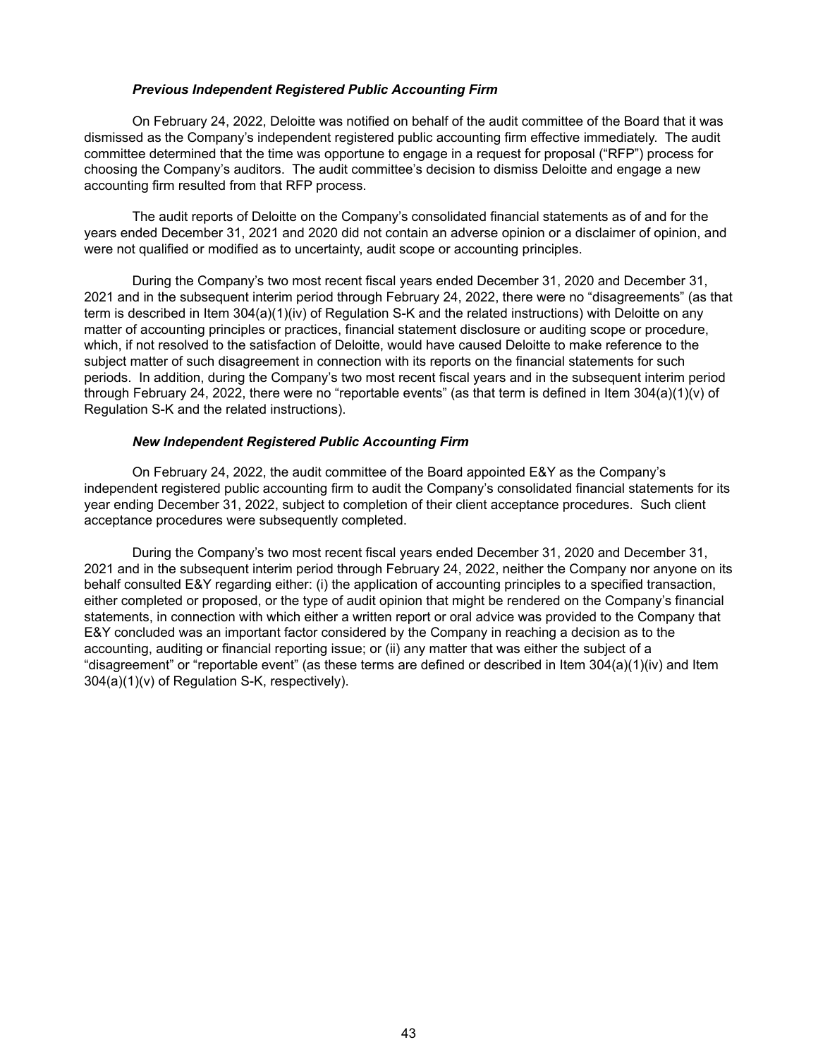***Previous Independent Registered Public Accounting Firm***

On February 24, 2022, Deloitte was notified on behalf of the audit committee of the Board that it was dismissed as the Company's independent registered public accounting firm effective immediately. The audit committee determined that the time was opportune to engage in a request for proposal ("RFP") process for choosing the Company's auditors. The audit committee's decision to dismiss Deloitte and engage a new accounting firm resulted from that RFP process.

The audit reports of Deloitte on the Company's consolidated financial statements as of and for the years ended December 31, 2021 and 2020 did not contain an adverse opinion or a disclaimer of opinion, and were not qualified or modified as to uncertainty, audit scope or accounting principles.

During the Company's two most recent fiscal years ended December 31, 2020 and December 31, 2021 and in the subsequent interim period through February 24, 2022, there were no "disagreements" (as that term is described in Item 304(a)(1)(iv) of Regulation S-K and the related instructions) with Deloitte on any matter of accounting principles or practices, financial statement disclosure or auditing scope or procedure, which, if not resolved to the satisfaction of Deloitte, would have caused Deloitte to make reference to the subject matter of such disagreement in connection with its reports on the financial statements for such periods. In addition, during the Company's two most recent fiscal years and in the subsequent interim period through February 24, 2022, there were no "reportable events" (as that term is defined in Item 304(a)(1)(v) of Regulation S-K and the related instructions).

***New Independent Registered Public Accounting Firm***

On February 24, 2022, the audit committee of the Board appointed E&Y as the Company's independent registered public accounting firm to audit the Company's consolidated financial statements for its year ending December 31, 2022, subject to completion of their client acceptance procedures. Such client acceptance procedures were subsequently completed.

During the Company's two most recent fiscal years ended December 31, 2020 and December 31, 2021 and in the subsequent interim period through February 24, 2022, neither the Company nor anyone on its behalf consulted E&Y regarding either: (i) the application of accounting principles to a specified transaction, either completed or proposed, or the type of audit opinion that might be rendered on the Company's financial statements, in connection with which either a written report or oral advice was provided to the Company that E&Y concluded was an important factor considered by the Company in reaching a decision as to the accounting, auditing or financial reporting issue; or (ii) any matter that was either the subject of a "disagreement" or "reportable event" (as these terms are defined or described in Item 304(a)(1)(iv) and Item 304(a)(1)(v) of Regulation S-K, respectively).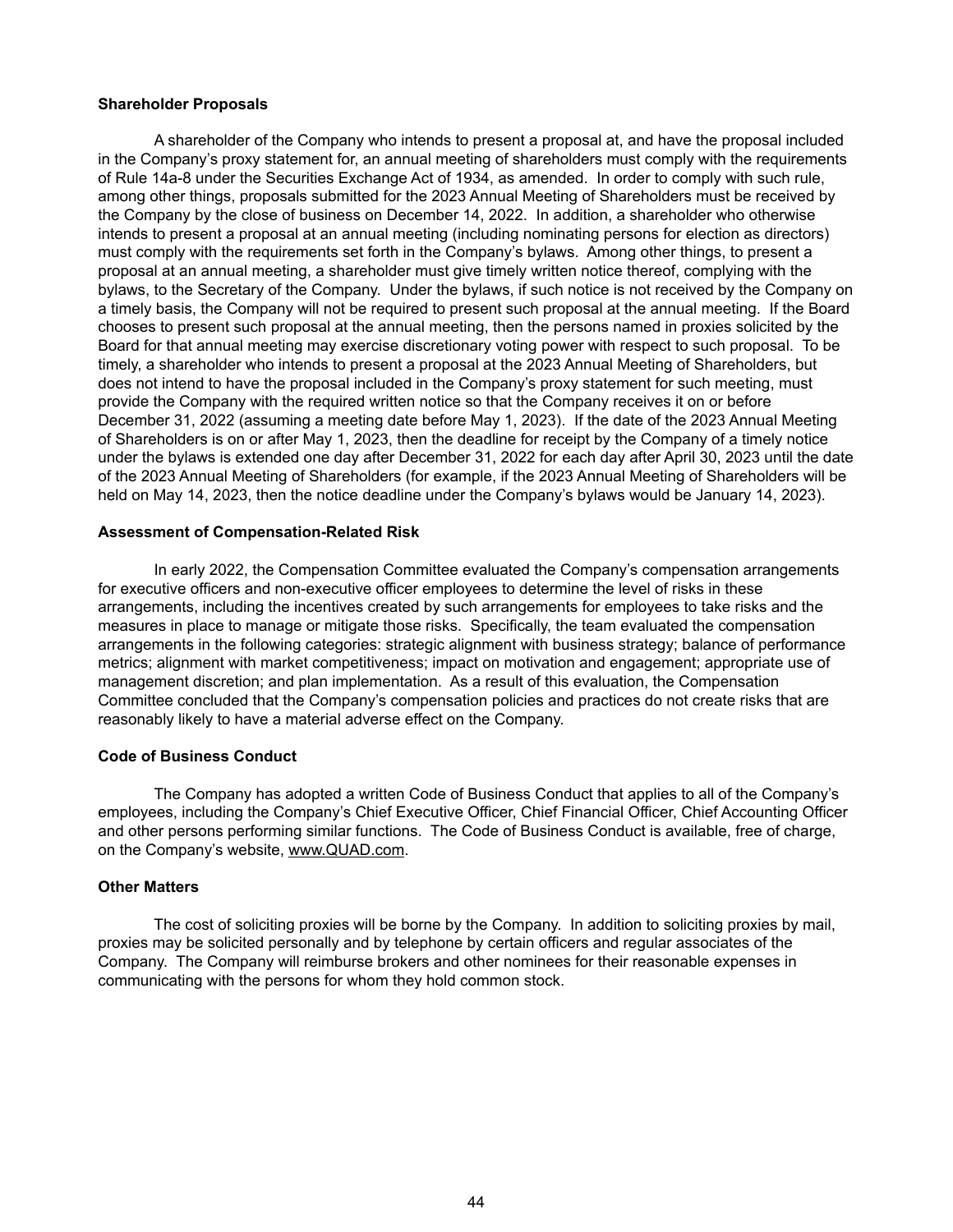**Shareholder Proposals**

A shareholder of the Company who intends to present a proposal at, and have the proposal included in the Company's proxy statement for, an annual meeting of shareholders must comply with the requirements of Rule 14a-8 under the Securities Exchange Act of 1934, as amended. In order to comply with such rule, among other things, proposals submitted for the 2023 Annual Meeting of Shareholders must be received by the Company by the close of business on December 14, 2022. In addition, a shareholder who otherwise intends to present a proposal at an annual meeting (including nominating persons for election as directors) must comply with the requirements set forth in the Company's bylaws. Among other things, to present a proposal at an annual meeting, a shareholder must give timely written notice thereof, complying with the bylaws, to the Secretary of the Company. Under the bylaws, if such notice is not received by the Company on a timely basis, the Company will not be required to present such proposal at the annual meeting. If the Board chooses to present such proposal at the annual meeting, then the persons named in proxies solicited by the Board for that annual meeting may exercise discretionary voting power with respect to such proposal. To be timely, a shareholder who intends to present a proposal at the 2023 Annual Meeting of Shareholders, but does not intend to have the proposal included in the Company's proxy statement for such meeting, must provide the Company with the required written notice so that the Company receives it on or before December 31, 2022 (assuming a meeting date before May 1, 2023). If the date of the 2023 Annual Meeting of Shareholders is on or after May 1, 2023, then the deadline for receipt by the Company of a timely notice under the bylaws is extended one day after December 31, 2022 for each day after April 30, 2023 until the date of the 2023 Annual Meeting of Shareholders (for example, if the 2023 Annual Meeting of Shareholders will be held on May 14, 2023, then the notice deadline under the Company's bylaws would be January 14, 2023).

**Assessment of Compensation-Related Risk**

In early 2022, the Compensation Committee evaluated the Company's compensation arrangements for executive officers and non-executive officer employees to determine the level of risks in these arrangements, including the incentives created by such arrangements for employees to take risks and the measures in place to manage or mitigate those risks. Specifically, the team evaluated the compensation arrangements in the following categories: strategic alignment with business strategy; balance of performance metrics; alignment with market competitiveness; impact on motivation and engagement; appropriate use of management discretion; and plan implementation. As a result of this evaluation, the Compensation Committee concluded that the Company's compensation policies and practices do not create risks that are reasonably likely to have a material adverse effect on the Company.

**Code of Business Conduct**

The Company has adopted a written Code of Business Conduct that applies to all of the Company's employees, including the Company's Chief Executive Officer, Chief Financial Officer, Chief Accounting Officer and other persons performing similar functions. The Code of Business Conduct is available, free of charge, on the Company's website, www.QUAD.com.

**Other Matters**

The cost of soliciting proxies will be borne by the Company. In addition to soliciting proxies by mail, proxies may be solicited personally and by telephone by certain officers and regular associates of the Company. The Company will reimburse brokers and other nominees for their reasonable expenses in communicating with the persons for whom they hold common stock.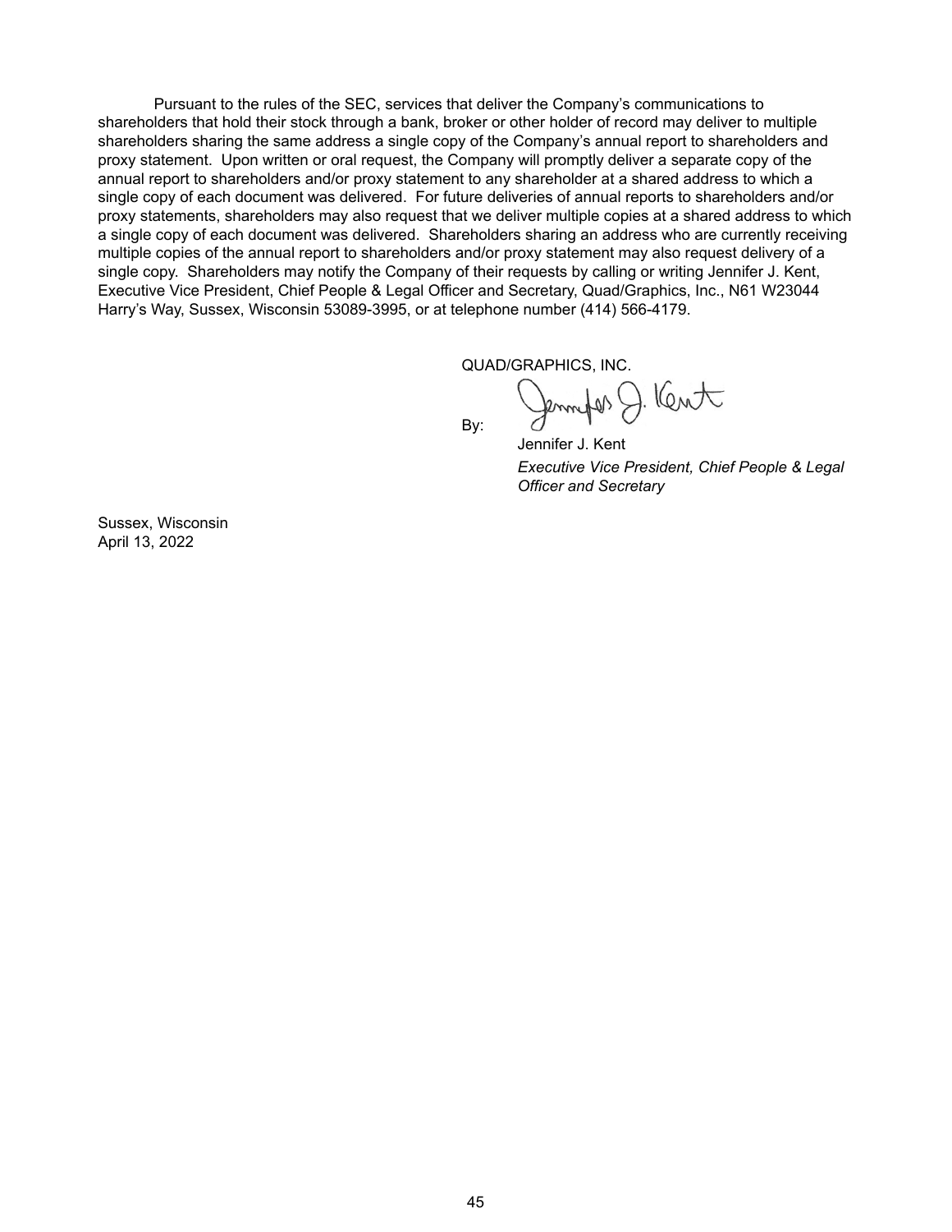Pursuant to the rules of the SEC, services that deliver the Company's communications to shareholders that hold their stock through a bank, broker or other holder of record may deliver to multiple shareholders sharing the same address a single copy of the Company's annual report to shareholders and proxy statement. Upon written or oral request, the Company will promptly deliver a separate copy of the annual report to shareholders and/or proxy statement to any shareholder at a shared address to which a single copy of each document was delivered. For future deliveries of annual reports to shareholders and/or proxy statements, shareholders may also request that we deliver multiple copies at a shared address to which a single copy of each document was delivered. Shareholders sharing an address who are currently receiving multiple copies of the annual report to shareholders and/or proxy statement may also request delivery of a single copy. Shareholders may notify the Company of their requests by calling or writing Jennifer J. Kent, Executive Vice President, Chief People & Legal Officer and Secretary, Quad/Graphics, Inc., N61 W23044 Harry's Way, Sussex, Wisconsin 53089-3995, or at telephone number (414) 566-4179.

QUAD/GRAPHICS, INC.

By: Jennifer J. Kent

Jennifer J. Kent
*Executive Vice President, Chief People & Legal Officer and Secretary*

Sussex, Wisconsin
April 13, 2022